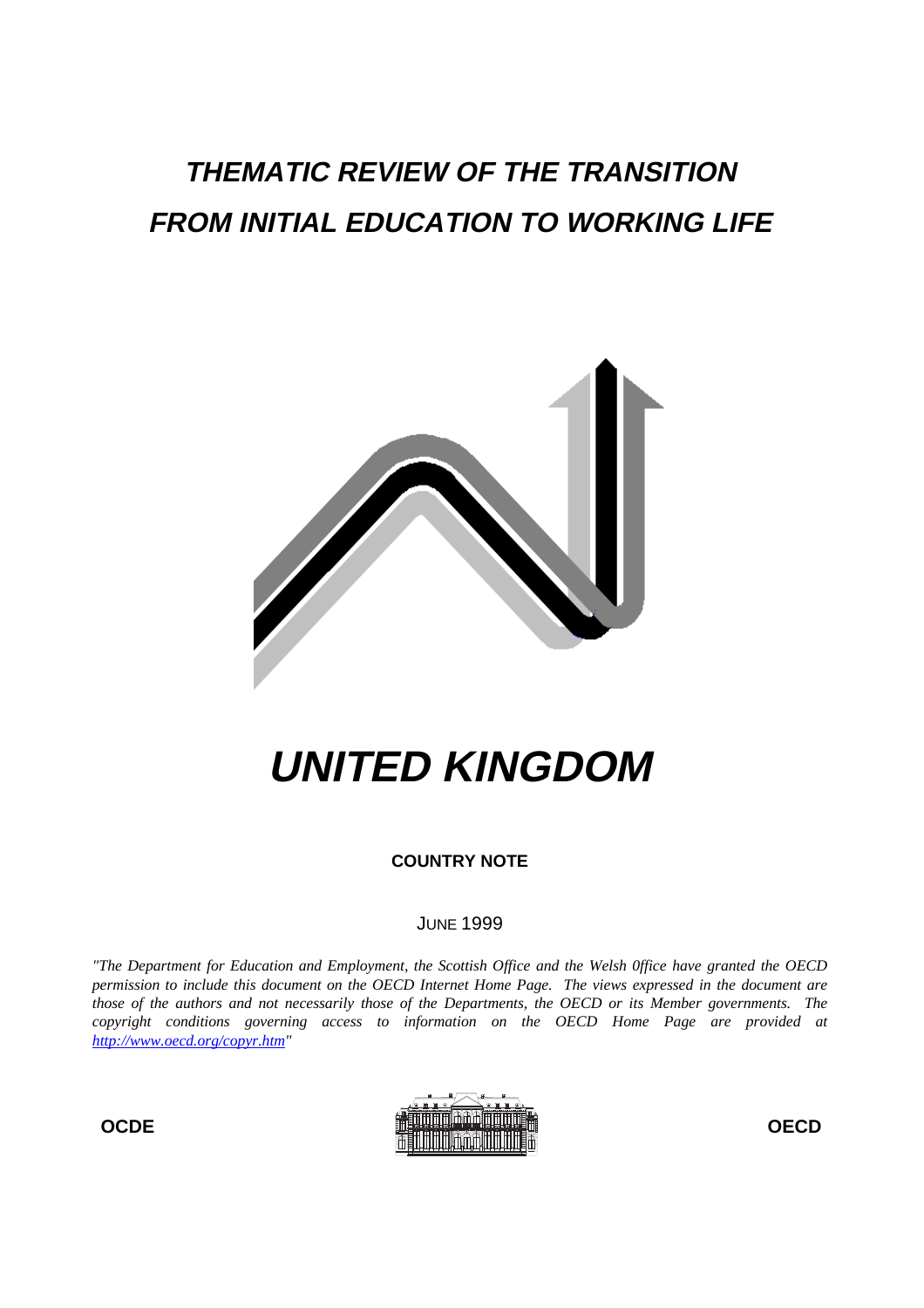# THEMATIC REVIEW OF THE TRANSITION FROM INITIAL EDUCATION TO WORKING LIFE

# UNITED KINGDOM

**COUNTRY NOTE**

JUNE 1999

*"The Department for Education and Employment, the Scottish Office and the Welsh 0ffice have granted the OECD permission to include this document on the OECD Internet Home Page. The views expressed in the document are those of the authors and not necessarily those of the Departments, the OECD or its Member governments. The copyright conditions governing access to information on the OECD Home Page are provided at http://www.oecd.org/copyr.htm"*

**OCDE** **OECD**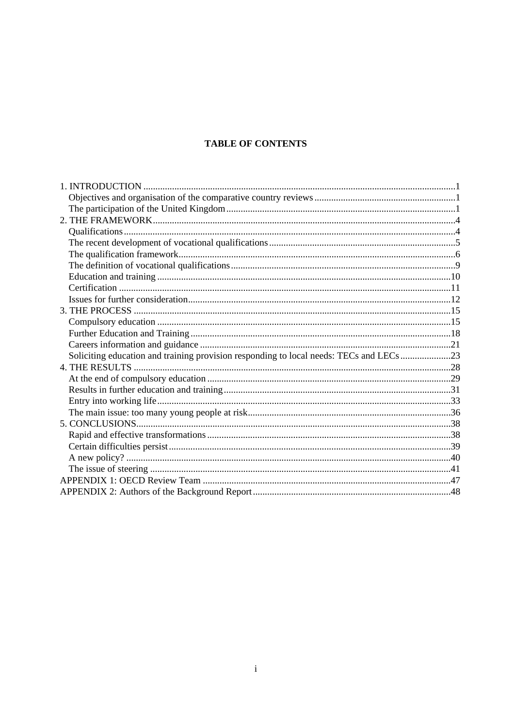# TABLE OF CONTENTS

1. INTRODUCTION .....1
   - Objectives and organisation of the comparative country reviews .....1
   - The participation of the United Kingdom .....1
2. THE FRAMEWORK .....4
   - Qualifications .....4
   - The recent development of vocational qualifications .....5
   - The qualification framework .....6
   - The definition of vocational qualifications .....9
   - Education and training .....10
   - Certification .....11
   - Issues for further consideration .....12
3. THE PROCESS .....15
   - Compulsory education .....15
   - Further Education and Training .....18
   - Careers information and guidance .....21
   - Soliciting education and training provision responding to local needs: TECs and LECs .....23
4. THE RESULTS .....28
   - At the end of compulsory education .....29
   - Results in further education and training .....31
   - Entry into working life .....33
   - The main issue: too many young people at risk .....36
5. CONCLUSIONS .....38
   - Rapid and effective transformations .....38
   - Certain difficulties persist .....39
   - A new policy? .....40
   - The issue of steering .....41

APPENDIX 1: OECD Review Team .....47

APPENDIX 2: Authors of the Background Report .....48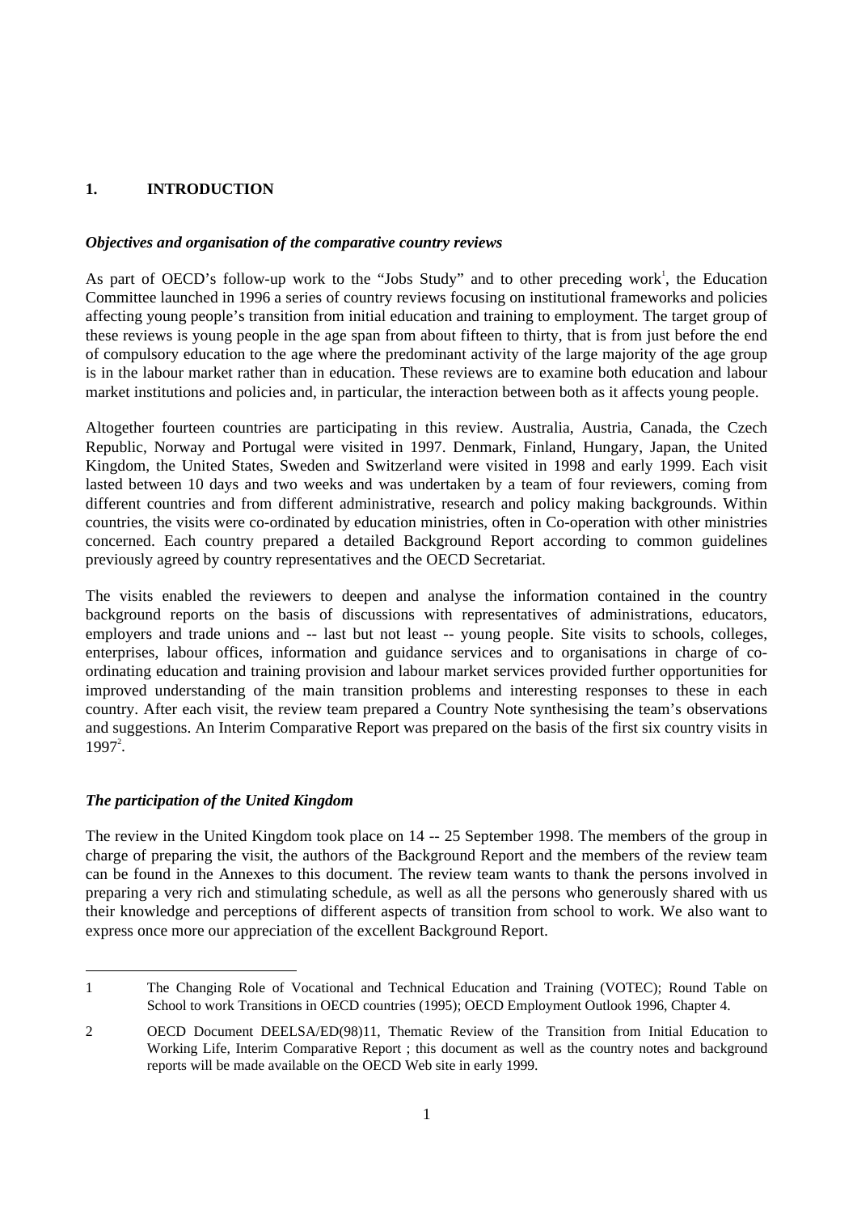## 1. INTRODUCTION

### *Objectives and organisation of the comparative country reviews*

As part of OECD's follow-up work to the "Jobs Study" and to other preceding work[1], the Education Committee launched in 1996 a series of country reviews focusing on institutional frameworks and policies affecting young people's transition from initial education and training to employment. The target group of these reviews is young people in the age span from about fifteen to thirty, that is from just before the end of compulsory education to the age where the predominant activity of the large majority of the age group is in the labour market rather than in education. These reviews are to examine both education and labour market institutions and policies and, in particular, the interaction between both as it affects young people.

Altogether fourteen countries are participating in this review. Australia, Austria, Canada, the Czech Republic, Norway and Portugal were visited in 1997. Denmark, Finland, Hungary, Japan, the United Kingdom, the United States, Sweden and Switzerland were visited in 1998 and early 1999. Each visit lasted between 10 days and two weeks and was undertaken by a team of four reviewers, coming from different countries and from different administrative, research and policy making backgrounds. Within countries, the visits were co-ordinated by education ministries, often in Co-operation with other ministries concerned. Each country prepared a detailed Background Report according to common guidelines previously agreed by country representatives and the OECD Secretariat.

The visits enabled the reviewers to deepen and analyse the information contained in the country background reports on the basis of discussions with representatives of administrations, educators, employers and trade unions and -- last but not least -- young people. Site visits to schools, colleges, enterprises, labour offices, information and guidance services and to organisations in charge of co-ordinating education and training provision and labour market services provided further opportunities for improved understanding of the main transition problems and interesting responses to these in each country. After each visit, the review team prepared a Country Note synthesising the team's observations and suggestions. An Interim Comparative Report was prepared on the basis of the first six country visits in 1997[2].

### *The participation of the United Kingdom*

The review in the United Kingdom took place on 14 -- 25 September 1998. The members of the group in charge of preparing the visit, the authors of the Background Report and the members of the review team can be found in the Annexes to this document. The review team wants to thank the persons involved in preparing a very rich and stimulating schedule, as well as all the persons who generously shared with us their knowledge and perceptions of different aspects of transition from school to work. We also want to express once more our appreciation of the excellent Background Report.

---

1 The Changing Role of Vocational and Technical Education and Training (VOTEC); Round Table on School to work Transitions in OECD countries (1995); OECD Employment Outlook 1996, Chapter 4.

2 OECD Document DEELSA/ED(98)11, Thematic Review of the Transition from Initial Education to Working Life, Interim Comparative Report ; this document as well as the country notes and background reports will be made available on the OECD Web site in early 1999.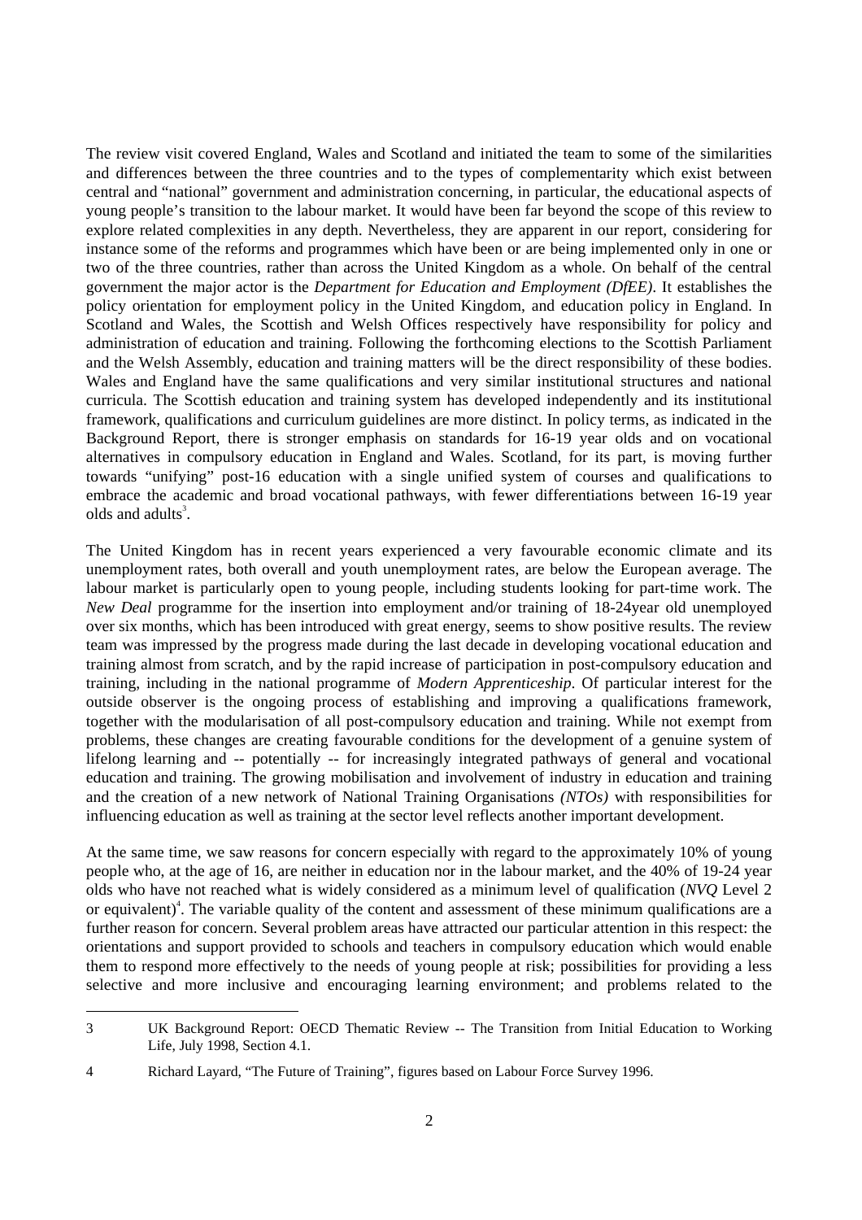The review visit covered England, Wales and Scotland and initiated the team to some of the similarities and differences between the three countries and to the types of complementarity which exist between central and "national" government and administration concerning, in particular, the educational aspects of young people's transition to the labour market. It would have been far beyond the scope of this review to explore related complexities in any depth. Nevertheless, they are apparent in our report, considering for instance some of the reforms and programmes which have been or are being implemented only in one or two of the three countries, rather than across the United Kingdom as a whole. On behalf of the central government the major actor is the *Department for Education and Employment (DfEE)*. It establishes the policy orientation for employment policy in the United Kingdom, and education policy in England. In Scotland and Wales, the Scottish and Welsh Offices respectively have responsibility for policy and administration of education and training. Following the forthcoming elections to the Scottish Parliament and the Welsh Assembly, education and training matters will be the direct responsibility of these bodies. Wales and England have the same qualifications and very similar institutional structures and national curricula. The Scottish education and training system has developed independently and its institutional framework, qualifications and curriculum guidelines are more distinct. In policy terms, as indicated in the Background Report, there is stronger emphasis on standards for 16-19 year olds and on vocational alternatives in compulsory education in England and Wales. Scotland, for its part, is moving further towards "unifying" post-16 education with a single unified system of courses and qualifications to embrace the academic and broad vocational pathways, with fewer differentiations between 16-19 year olds and adults[3].

The United Kingdom has in recent years experienced a very favourable economic climate and its unemployment rates, both overall and youth unemployment rates, are below the European average. The labour market is particularly open to young people, including students looking for part-time work. The *New Deal* programme for the insertion into employment and/or training of 18-24year old unemployed over six months, which has been introduced with great energy, seems to show positive results. The review team was impressed by the progress made during the last decade in developing vocational education and training almost from scratch, and by the rapid increase of participation in post-compulsory education and training, including in the national programme of *Modern Apprenticeship*. Of particular interest for the outside observer is the ongoing process of establishing and improving a qualifications framework, together with the modularisation of all post-compulsory education and training. While not exempt from problems, these changes are creating favourable conditions for the development of a genuine system of lifelong learning and -- potentially -- for increasingly integrated pathways of general and vocational education and training. The growing mobilisation and involvement of industry in education and training and the creation of a new network of National Training Organisations *(NTOs)* with responsibilities for influencing education as well as training at the sector level reflects another important development.

At the same time, we saw reasons for concern especially with regard to the approximately 10% of young people who, at the age of 16, are neither in education nor in the labour market, and the 40% of 19-24 year olds who have not reached what is widely considered as a minimum level of qualification (*NVQ* Level 2 or equivalent)[4]. The variable quality of the content and assessment of these minimum qualifications are a further reason for concern. Several problem areas have attracted our particular attention in this respect: the orientations and support provided to schools and teachers in compulsory education which would enable them to respond more effectively to the needs of young people at risk; possibilities for providing a less selective and more inclusive and encouraging learning environment; and problems related to the

---

3 UK Background Report: OECD Thematic Review -- The Transition from Initial Education to Working Life, July 1998, Section 4.1.

4 Richard Layard, "The Future of Training", figures based on Labour Force Survey 1996.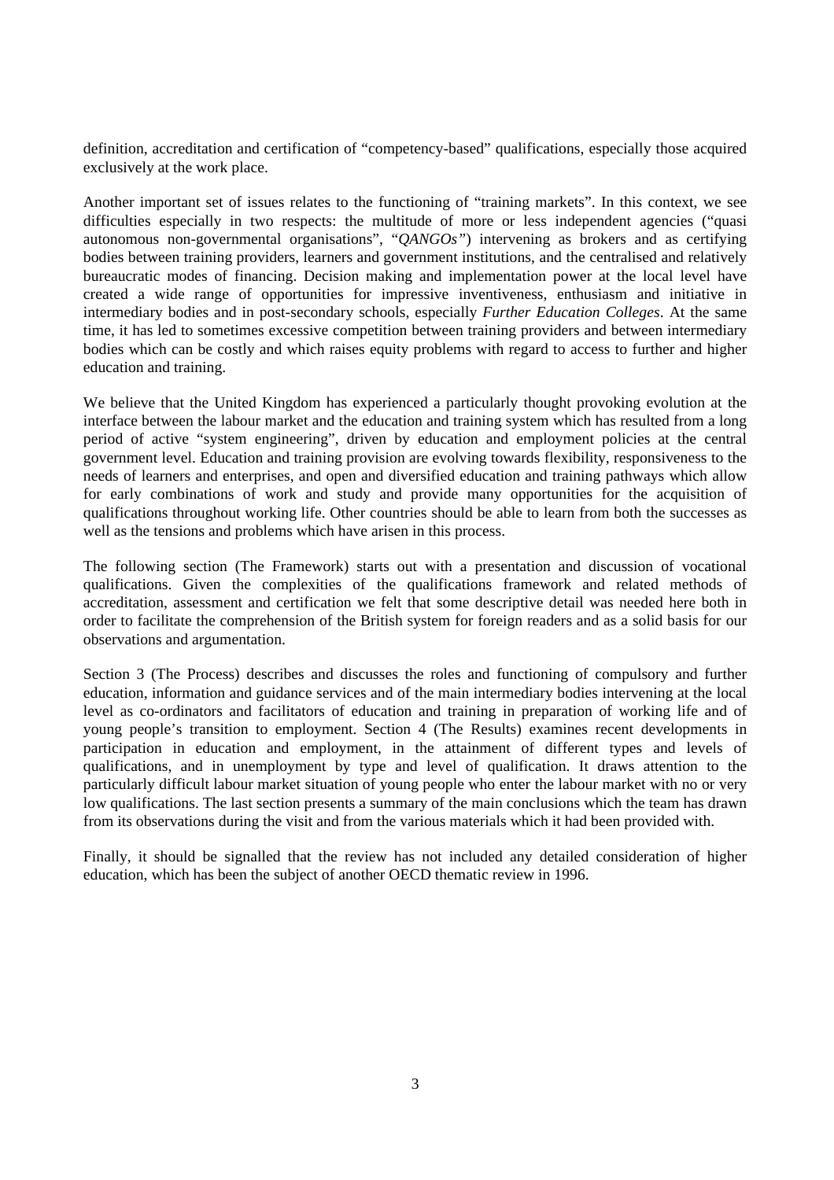definition, accreditation and certification of "competency-based" qualifications, especially those acquired exclusively at the work place.

Another important set of issues relates to the functioning of "training markets". In this context, we see difficulties especially in two respects: the multitude of more or less independent agencies ("quasi autonomous non-governmental organisations", "*QANGOs*") intervening as brokers and as certifying bodies between training providers, learners and government institutions, and the centralised and relatively bureaucratic modes of financing. Decision making and implementation power at the local level have created a wide range of opportunities for impressive inventiveness, enthusiasm and initiative in intermediary bodies and in post-secondary schools, especially *Further Education Colleges*. At the same time, it has led to sometimes excessive competition between training providers and between intermediary bodies which can be costly and which raises equity problems with regard to access to further and higher education and training.

We believe that the United Kingdom has experienced a particularly thought provoking evolution at the interface between the labour market and the education and training system which has resulted from a long period of active "system engineering", driven by education and employment policies at the central government level. Education and training provision are evolving towards flexibility, responsiveness to the needs of learners and enterprises, and open and diversified education and training pathways which allow for early combinations of work and study and provide many opportunities for the acquisition of qualifications throughout working life. Other countries should be able to learn from both the successes as well as the tensions and problems which have arisen in this process.

The following section (The Framework) starts out with a presentation and discussion of vocational qualifications. Given the complexities of the qualifications framework and related methods of accreditation, assessment and certification we felt that some descriptive detail was needed here both in order to facilitate the comprehension of the British system for foreign readers and as a solid basis for our observations and argumentation.

Section 3 (The Process) describes and discusses the roles and functioning of compulsory and further education, information and guidance services and of the main intermediary bodies intervening at the local level as co-ordinators and facilitators of education and training in preparation of working life and of young people's transition to employment. Section 4 (The Results) examines recent developments in participation in education and employment, in the attainment of different types and levels of qualifications, and in unemployment by type and level of qualification. It draws attention to the particularly difficult labour market situation of young people who enter the labour market with no or very low qualifications. The last section presents a summary of the main conclusions which the team has drawn from its observations during the visit and from the various materials which it had been provided with.

Finally, it should be signalled that the review has not included any detailed consideration of higher education, which has been the subject of another OECD thematic review in 1996.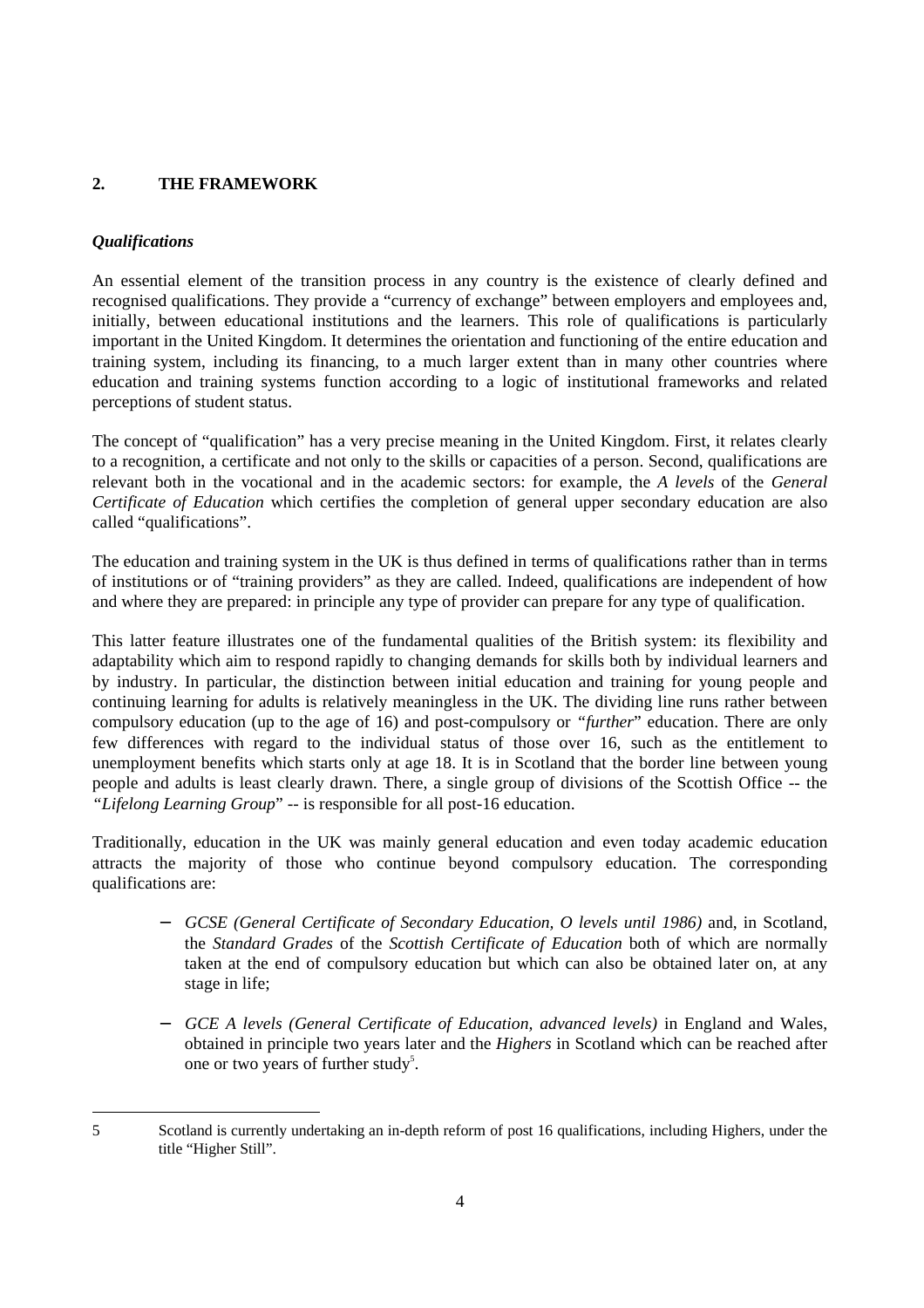## 2. THE FRAMEWORK

### *Qualifications*

An essential element of the transition process in any country is the existence of clearly defined and recognised qualifications. They provide a "currency of exchange" between employers and employees and, initially, between educational institutions and the learners. This role of qualifications is particularly important in the United Kingdom. It determines the orientation and functioning of the entire education and training system, including its financing, to a much larger extent than in many other countries where education and training systems function according to a logic of institutional frameworks and related perceptions of student status.

The concept of "qualification" has a very precise meaning in the United Kingdom. First, it relates clearly to a recognition, a certificate and not only to the skills or capacities of a person. Second, qualifications are relevant both in the vocational and in the academic sectors: for example, the *A levels* of the *General Certificate of Education* which certifies the completion of general upper secondary education are also called "qualifications".

The education and training system in the UK is thus defined in terms of qualifications rather than in terms of institutions or of "training providers" as they are called. Indeed, qualifications are independent of how and where they are prepared: in principle any type of provider can prepare for any type of qualification.

This latter feature illustrates one of the fundamental qualities of the British system: its flexibility and adaptability which aim to respond rapidly to changing demands for skills both by individual learners and by industry. In particular, the distinction between initial education and training for young people and continuing learning for adults is relatively meaningless in the UK. The dividing line runs rather between compulsory education (up to the age of 16) and post-compulsory or *"further"* education. There are only few differences with regard to the individual status of those over 16, such as the entitlement to unemployment benefits which starts only at age 18. It is in Scotland that the border line between young people and adults is least clearly drawn. There, a single group of divisions of the Scottish Office -- the *"Lifelong Learning Group"* -- is responsible for all post-16 education.

Traditionally, education in the UK was mainly general education and even today academic education attracts the majority of those who continue beyond compulsory education. The corresponding qualifications are:

- *GCSE (General Certificate of Secondary Education, O levels until 1986)* and, in Scotland, the *Standard Grades* of the *Scottish Certificate of Education* both of which are normally taken at the end of compulsory education but which can also be obtained later on, at any stage in life;

- *GCE A levels (General Certificate of Education, advanced levels)* in England and Wales, obtained in principle two years later and the *Highers* in Scotland which can be reached after one or two years of further study[5].

---

5 Scotland is currently undertaking an in-depth reform of post 16 qualifications, including Highers, under the title "Higher Still".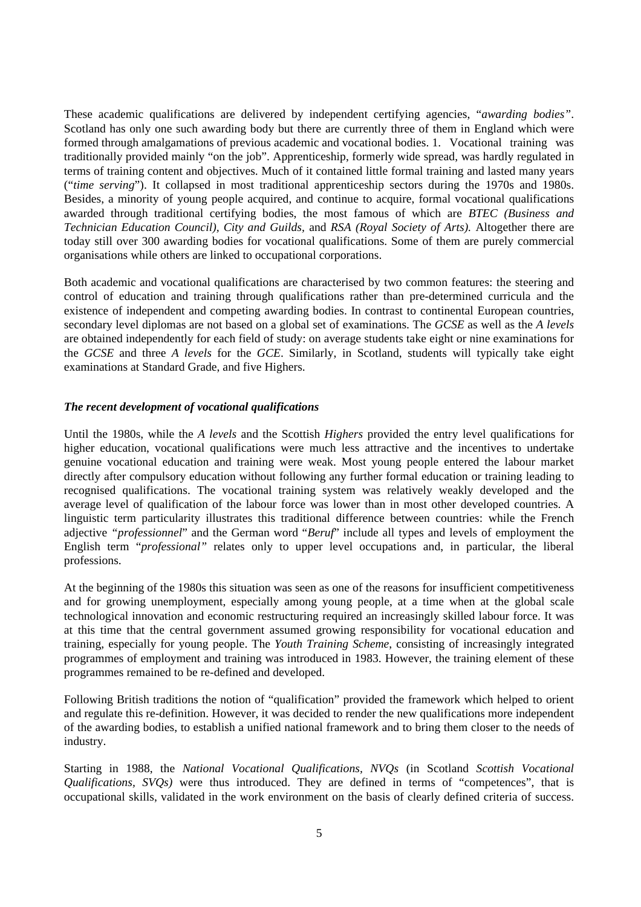These academic qualifications are delivered by independent certifying agencies, "*awarding bodies*". Scotland has only one such awarding body but there are currently three of them in England which were formed through amalgamations of previous academic and vocational bodies. 1. Vocational training was traditionally provided mainly "on the job". Apprenticeship, formerly wide spread, was hardly regulated in terms of training content and objectives. Much of it contained little formal training and lasted many years ("*time serving*"). It collapsed in most traditional apprenticeship sectors during the 1970s and 1980s. Besides, a minority of young people acquired, and continue to acquire, formal vocational qualifications awarded through traditional certifying bodies, the most famous of which are *BTEC (Business and Technician Education Council), City and Guilds,* and *RSA (Royal Society of Arts).* Altogether there are today still over 300 awarding bodies for vocational qualifications. Some of them are purely commercial organisations while others are linked to occupational corporations.

Both academic and vocational qualifications are characterised by two common features: the steering and control of education and training through qualifications rather than pre-determined curricula and the existence of independent and competing awarding bodies. In contrast to continental European countries, secondary level diplomas are not based on a global set of examinations. The *GCSE* as well as the *A levels* are obtained independently for each field of study: on average students take eight or nine examinations for the *GCSE* and three *A levels* for the *GCE*. Similarly, in Scotland, students will typically take eight examinations at Standard Grade, and five Highers.

### *The recent development of vocational qualifications*

Until the 1980s, while the *A levels* and the Scottish *Highers* provided the entry level qualifications for higher education, vocational qualifications were much less attractive and the incentives to undertake genuine vocational education and training were weak. Most young people entered the labour market directly after compulsory education without following any further formal education or training leading to recognised qualifications. The vocational training system was relatively weakly developed and the average level of qualification of the labour force was lower than in most other developed countries. A linguistic term particularity illustrates this traditional difference between countries: while the French adjective "*professionnel*" and the German word "*Beruf*" include all types and levels of employment the English term "*professional*" relates only to upper level occupations and, in particular, the liberal professions.

At the beginning of the 1980s this situation was seen as one of the reasons for insufficient competitiveness and for growing unemployment, especially among young people, at a time when at the global scale technological innovation and economic restructuring required an increasingly skilled labour force. It was at this time that the central government assumed growing responsibility for vocational education and training, especially for young people. The *Youth Training Scheme*, consisting of increasingly integrated programmes of employment and training was introduced in 1983. However, the training element of these programmes remained to be re-defined and developed.

Following British traditions the notion of "qualification" provided the framework which helped to orient and regulate this re-definition. However, it was decided to render the new qualifications more independent of the awarding bodies, to establish a unified national framework and to bring them closer to the needs of industry.

Starting in 1988, the *National Vocational Qualifications, NVQs* (in Scotland *Scottish Vocational Qualifications, SVQs)* were thus introduced. They are defined in terms of "competences", that is occupational skills, validated in the work environment on the basis of clearly defined criteria of success.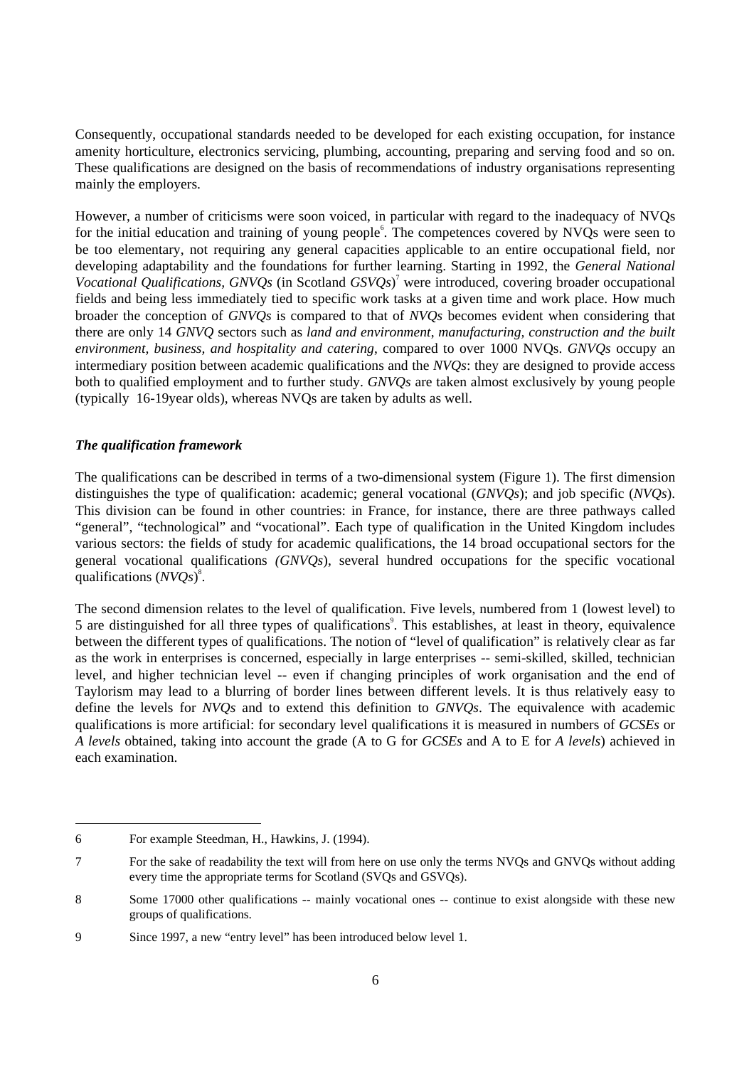Consequently, occupational standards needed to be developed for each existing occupation, for instance amenity horticulture, electronics servicing, plumbing, accounting, preparing and serving food and so on. These qualifications are designed on the basis of recommendations of industry organisations representing mainly the employers.

However, a number of criticisms were soon voiced, in particular with regard to the inadequacy of NVQs for the initial education and training of young people[6]. The competences covered by NVQs were seen to be too elementary, not requiring any general capacities applicable to an entire occupational field, nor developing adaptability and the foundations for further learning. Starting in 1992, the *General National Vocational Qualifications, GNVQs* (in Scotland *GSVQs*)[7] were introduced, covering broader occupational fields and being less immediately tied to specific work tasks at a given time and work place. How much broader the conception of *GNVQs* is compared to that of *NVQs* becomes evident when considering that there are only 14 *GNVQ* sectors such as *land and environment*, *manufacturing, construction and the built environment, business, and hospitality and catering*, compared to over 1000 NVQs. *GNVQs* occupy an intermediary position between academic qualifications and the *NVQs*: they are designed to provide access both to qualified employment and to further study. *GNVQs* are taken almost exclusively by young people (typically 16-19year olds), whereas NVQs are taken by adults as well.

***The qualification framework***

The qualifications can be described in terms of a two-dimensional system (Figure 1). The first dimension distinguishes the type of qualification: academic; general vocational (*GNVQs*); and job specific (*NVQs*). This division can be found in other countries: in France, for instance, there are three pathways called "general", "technological" and "vocational". Each type of qualification in the United Kingdom includes various sectors: the fields of study for academic qualifications, the 14 broad occupational sectors for the general vocational qualifications *(GNVQs*), several hundred occupations for the specific vocational qualifications (*NVQs*)[8].

The second dimension relates to the level of qualification. Five levels, numbered from 1 (lowest level) to 5 are distinguished for all three types of qualifications[9]. This establishes, at least in theory, equivalence between the different types of qualifications. The notion of "level of qualification" is relatively clear as far as the work in enterprises is concerned, especially in large enterprises -- semi-skilled, skilled, technician level, and higher technician level -- even if changing principles of work organisation and the end of Taylorism may lead to a blurring of border lines between different levels. It is thus relatively easy to define the levels for *NVQs* and to extend this definition to *GNVQs*. The equivalence with academic qualifications is more artificial: for secondary level qualifications it is measured in numbers of *GCSEs* or *A levels* obtained, taking into account the grade (A to G for *GCSEs* and A to E for *A levels*) achieved in each examination.

---

6 For example Steedman, H., Hawkins, J. (1994).

7 For the sake of readability the text will from here on use only the terms NVQs and GNVQs without adding every time the appropriate terms for Scotland (SVQs and GSVQs).

8 Some 17000 other qualifications -- mainly vocational ones -- continue to exist alongside with these new groups of qualifications.

9 Since 1997, a new "entry level" has been introduced below level 1.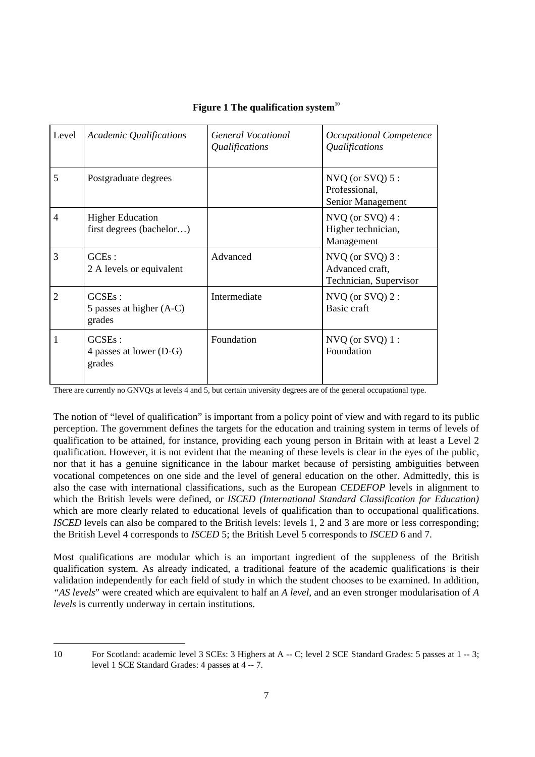**Figure 1 The qualification system[10]**

| Level | *Academic Qualifications* | *General Vocational Qualifications* | *Occupational Competence Qualifications* |
|---|---|---|---|
| 5 | Postgraduate degrees | | NVQ (or SVQ) 5 : Professional, Senior Management |
| 4 | Higher Education first degrees (bachelor…) | | NVQ (or SVQ) 4 : Higher technician, Management |
| 3 | GCEs : 2 A levels or equivalent | Advanced | NVQ (or SVQ) 3 : Advanced craft, Technician, Supervisor |
| 2 | GCSEs : 5 passes at higher (A-C) grades | Intermediate | NVQ (or SVQ) 2 : Basic craft |
| 1 | GCSEs : 4 passes at lower (D-G) grades | Foundation | NVQ (or SVQ) 1 : Foundation |

There are currently no GNVQs at levels 4 and 5, but certain university degrees are of the general occupational type.

The notion of "level of qualification" is important from a policy point of view and with regard to its public perception. The government defines the targets for the education and training system in terms of levels of qualification to be attained, for instance, providing each young person in Britain with at least a Level 2 qualification. However, it is not evident that the meaning of these levels is clear in the eyes of the public, nor that it has a genuine significance in the labour market because of persisting ambiguities between vocational competences on one side and the level of general education on the other. Admittedly, this is also the case with international classifications, such as the European *CEDEFOP* levels in alignment to which the British levels were defined, or *ISCED (International Standard Classification for Education)* which are more clearly related to educational levels of qualification than to occupational qualifications. *ISCED* levels can also be compared to the British levels: levels 1, 2 and 3 are more or less corresponding; the British Level 4 corresponds to *ISCED* 5; the British Level 5 corresponds to *ISCED* 6 and 7.

Most qualifications are modular which is an important ingredient of the suppleness of the British qualification system. As already indicated, a traditional feature of the academic qualifications is their validation independently for each field of study in which the student chooses to be examined. In addition, *"AS levels*" were created which are equivalent to half an *A level*, and an even stronger modularisation of *A levels* is currently underway in certain institutions.

10 For Scotland: academic level 3 SCEs: 3 Highers at A -- C; level 2 SCE Standard Grades: 5 passes at 1 -- 3; level 1 SCE Standard Grades: 4 passes at 4 -- 7.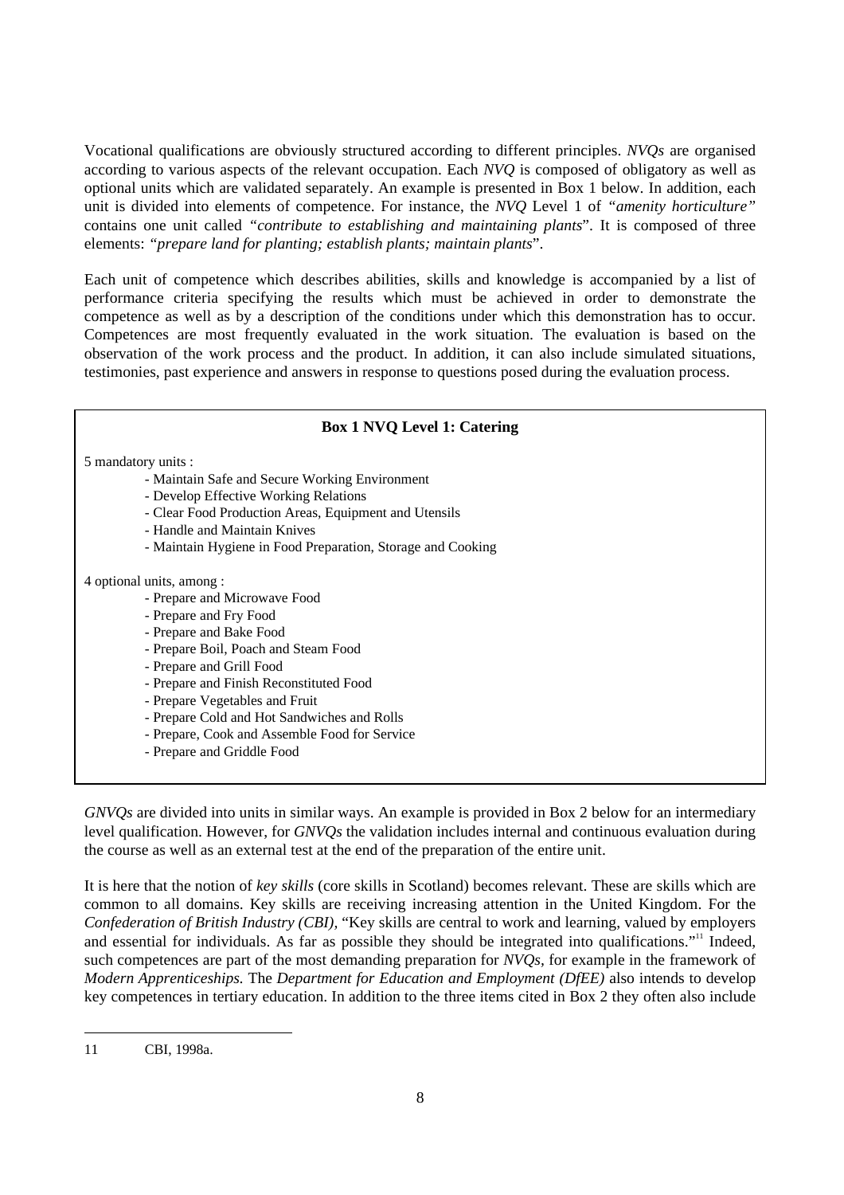Vocational qualifications are obviously structured according to different principles. *NVQs* are organised according to various aspects of the relevant occupation. Each *NVQ* is composed of obligatory as well as optional units which are validated separately. An example is presented in Box 1 below. In addition, each unit is divided into elements of competence. For instance, the *NVQ* Level 1 of *"amenity horticulture"* contains one unit called *"contribute to establishing and maintaining plants*". It is composed of three elements: *"prepare land for planting; establish plants; maintain plants*".

Each unit of competence which describes abilities, skills and knowledge is accompanied by a list of performance criteria specifying the results which must be achieved in order to demonstrate the competence as well as by a description of the conditions under which this demonstration has to occur. Competences are most frequently evaluated in the work situation. The evaluation is based on the observation of the work process and the product. In addition, it can also include simulated situations, testimonies, past experience and answers in response to questions posed during the evaluation process.

**Box 1 NVQ Level 1: Catering**

5 mandatory units :

- Maintain Safe and Secure Working Environment
- Develop Effective Working Relations
- Clear Food Production Areas, Equipment and Utensils
- Handle and Maintain Knives
- Maintain Hygiene in Food Preparation, Storage and Cooking

4 optional units, among :

- Prepare and Microwave Food
- Prepare and Fry Food
- Prepare and Bake Food
- Prepare Boil, Poach and Steam Food
- Prepare and Grill Food
- Prepare and Finish Reconstituted Food
- Prepare Vegetables and Fruit
- Prepare Cold and Hot Sandwiches and Rolls
- Prepare, Cook and Assemble Food for Service
- Prepare and Griddle Food

*GNVQs* are divided into units in similar ways. An example is provided in Box 2 below for an intermediary level qualification. However, for *GNVQs* the validation includes internal and continuous evaluation during the course as well as an external test at the end of the preparation of the entire unit.

It is here that the notion of *key skills* (core skills in Scotland) becomes relevant. These are skills which are common to all domains. Key skills are receiving increasing attention in the United Kingdom. For the *Confederation of British Industry (CBI),* "Key skills are central to work and learning, valued by employers and essential for individuals. As far as possible they should be integrated into qualifications."[11] Indeed, such competences are part of the most demanding preparation for *NVQs,* for example in the framework of *Modern Apprenticeships.* The *Department for Education and Employment (DfEE)* also intends to develop key competences in tertiary education. In addition to the three items cited in Box 2 they often also include

11 CBI, 1998a.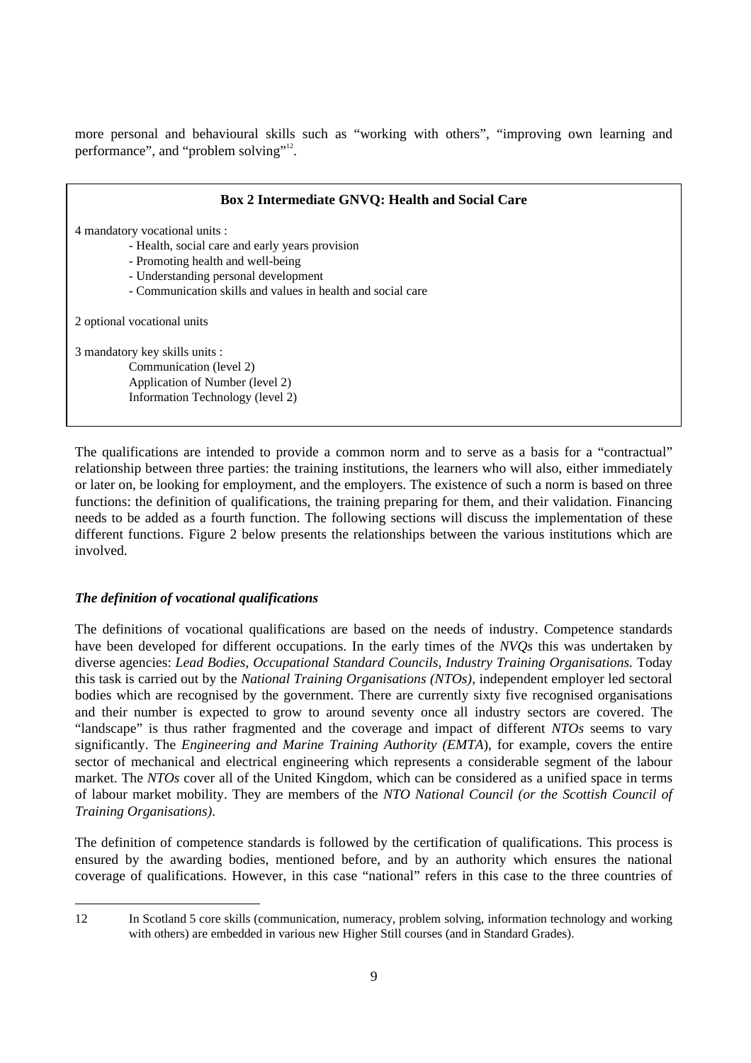more personal and behavioural skills such as "working with others", "improving own learning and performance", and "problem solving"[12].

**Box 2 Intermediate GNVQ: Health and Social Care**

4 mandatory vocational units :

- Health, social care and early years provision
- Promoting health and well-being
- Understanding personal development
- Communication skills and values in health and social care

2 optional vocational units

3 mandatory key skills units :

Communication (level 2)
Application of Number (level 2)
Information Technology (level 2)

The qualifications are intended to provide a common norm and to serve as a basis for a "contractual" relationship between three parties: the training institutions, the learners who will also, either immediately or later on, be looking for employment, and the employers. The existence of such a norm is based on three functions: the definition of qualifications, the training preparing for them, and their validation. Financing needs to be added as a fourth function. The following sections will discuss the implementation of these different functions. Figure 2 below presents the relationships between the various institutions which are involved.

### *The definition of vocational qualifications*

The definitions of vocational qualifications are based on the needs of industry. Competence standards have been developed for different occupations. In the early times of the *NVQs* this was undertaken by diverse agencies: *Lead Bodies, Occupational Standard Councils, Industry Training Organisations.* Today this task is carried out by the *National Training Organisations (NTOs)*, independent employer led sectoral bodies which are recognised by the government. There are currently sixty five recognised organisations and their number is expected to grow to around seventy once all industry sectors are covered. The "landscape" is thus rather fragmented and the coverage and impact of different *NTOs* seems to vary significantly. The *Engineering and Marine Training Authority (EMTA*), for example, covers the entire sector of mechanical and electrical engineering which represents a considerable segment of the labour market. The *NTOs* cover all of the United Kingdom, which can be considered as a unified space in terms of labour market mobility. They are members of the *NTO National Council (or the Scottish Council of Training Organisations)*.

The definition of competence standards is followed by the certification of qualifications. This process is ensured by the awarding bodies, mentioned before, and by an authority which ensures the national coverage of qualifications. However, in this case "national" refers in this case to the three countries of

---

12 In Scotland 5 core skills (communication, numeracy, problem solving, information technology and working with others) are embedded in various new Higher Still courses (and in Standard Grades).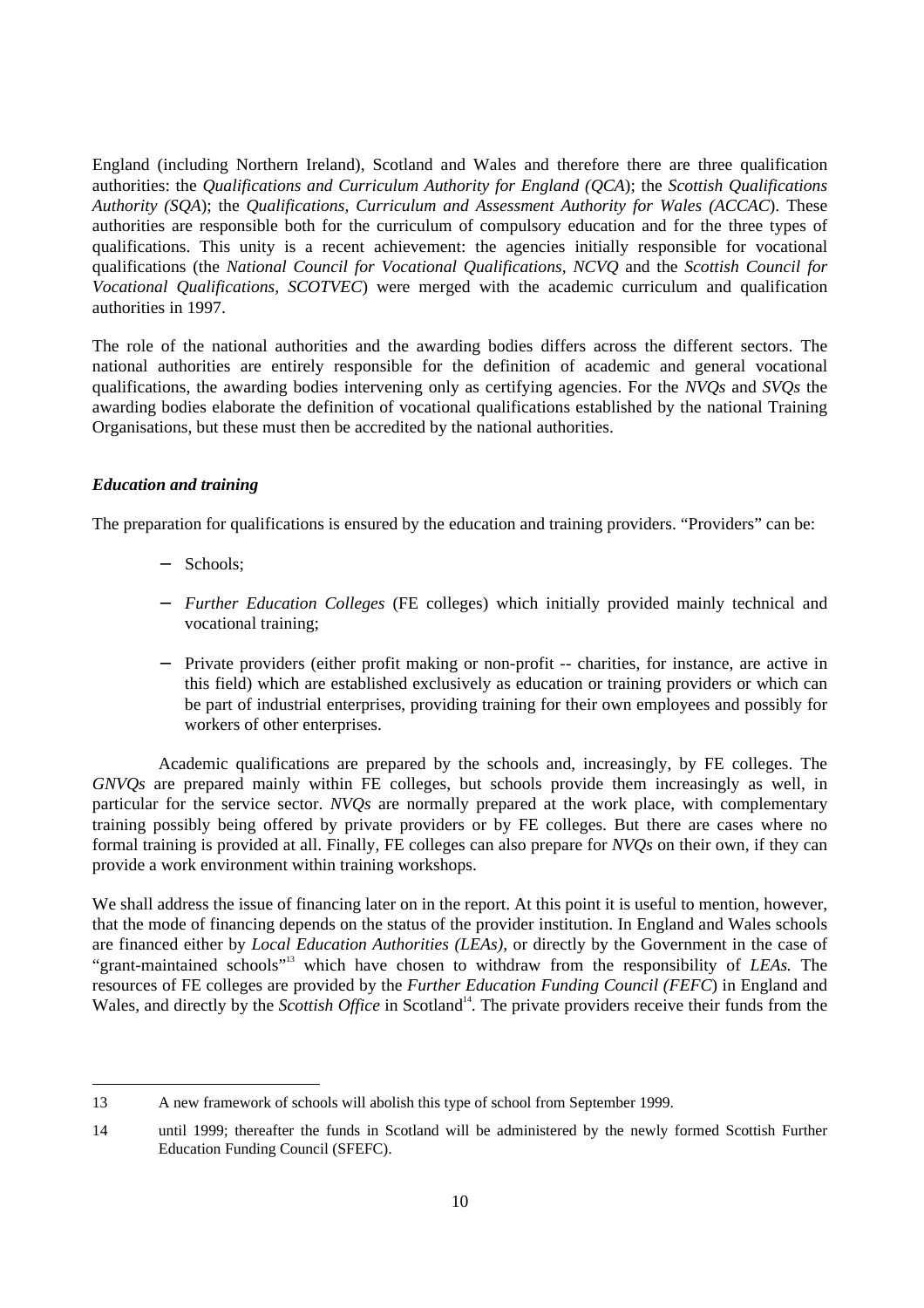England (including Northern Ireland), Scotland and Wales and therefore there are three qualification authorities: the *Qualifications and Curriculum Authority for England (QCA*); the *Scottish Qualifications Authority (SQA*); the *Qualifications, Curriculum and Assessment Authority for Wales (ACCAC*). These authorities are responsible both for the curriculum of compulsory education and for the three types of qualifications. This unity is a recent achievement: the agencies initially responsible for vocational qualifications (the *National Council for Vocational Qualifications, NCVQ* and the *Scottish Council for Vocational Qualifications, SCOTVEC*) were merged with the academic curriculum and qualification authorities in 1997.

The role of the national authorities and the awarding bodies differs across the different sectors. The national authorities are entirely responsible for the definition of academic and general vocational qualifications, the awarding bodies intervening only as certifying agencies. For the *NVQs* and *SVQs* the awarding bodies elaborate the definition of vocational qualifications established by the national Training Organisations, but these must then be accredited by the national authorities.

### *Education and training*

The preparation for qualifications is ensured by the education and training providers. "Providers" can be:

- Schools;
- *Further Education Colleges* (FE colleges) which initially provided mainly technical and vocational training;
- Private providers (either profit making or non-profit -- charities, for instance, are active in this field) which are established exclusively as education or training providers or which can be part of industrial enterprises, providing training for their own employees and possibly for workers of other enterprises.

Academic qualifications are prepared by the schools and, increasingly, by FE colleges. The *GNVQs* are prepared mainly within FE colleges, but schools provide them increasingly as well, in particular for the service sector. *NVQs* are normally prepared at the work place, with complementary training possibly being offered by private providers or by FE colleges. But there are cases where no formal training is provided at all. Finally, FE colleges can also prepare for *NVQs* on their own, if they can provide a work environment within training workshops.

We shall address the issue of financing later on in the report. At this point it is useful to mention, however, that the mode of financing depends on the status of the provider institution. In England and Wales schools are financed either by *Local Education Authorities (LEAs)*, or directly by the Government in the case of "grant-maintained schools"[13] which have chosen to withdraw from the responsibility of *LEAs.* The resources of FE colleges are provided by the *Further Education Funding Council (FEFC*) in England and Wales, and directly by the *Scottish Office* in Scotland[14]. The private providers receive their funds from the

---

13 A new framework of schools will abolish this type of school from September 1999.

14 until 1999; thereafter the funds in Scotland will be administered by the newly formed Scottish Further Education Funding Council (SFEFC).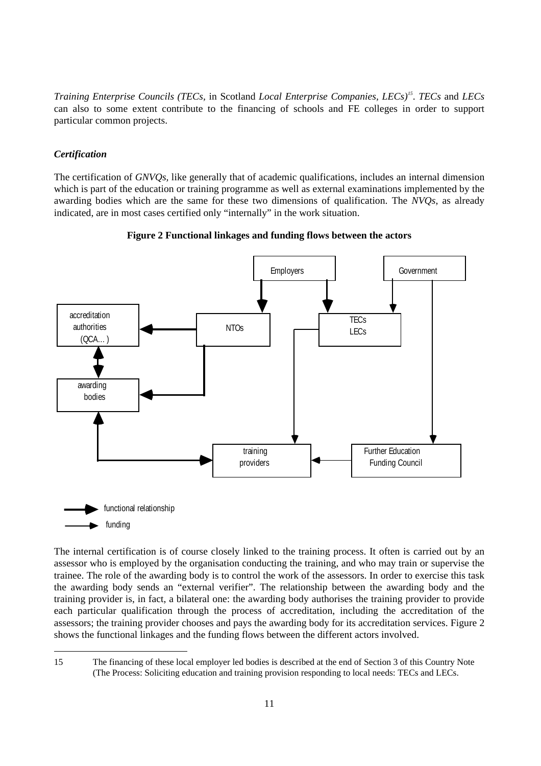*Training Enterprise Councils (TECs*, in Scotland *Local Enterprise Companies, LECs)*[15]. *TECs* and *LECs* can also to some extent contribute to the financing of schools and FE colleges in order to support particular common projects.

### *Certification*

The certification of *GNVQs*, like generally that of academic qualifications, includes an internal dimension which is part of the education or training programme as well as external examinations implemented by the awarding bodies which are the same for these two dimensions of qualification. The *NVQs*, as already indicated, are in most cases certified only "internally" in the work situation.

**Figure 2 Functional linkages and funding flows between the actors**

Employers

Government

accreditation authorities (QCA… )

NTOs

TECs LECs

awarding bodies

training providers

Further Education Funding Council

functional relationship

funding

The internal certification is of course closely linked to the training process. It often is carried out by an assessor who is employed by the organisation conducting the training, and who may train or supervise the trainee. The role of the awarding body is to control the work of the assessors. In order to exercise this task the awarding body sends an "external verifier". The relationship between the awarding body and the training provider is, in fact, a bilateral one: the awarding body authorises the training provider to provide each particular qualification through the process of accreditation, including the accreditation of the assessors; the training provider chooses and pays the awarding body for its accreditation services. Figure 2 shows the functional linkages and the funding flows between the different actors involved.

---

15 The financing of these local employer led bodies is described at the end of Section 3 of this Country Note (The Process: Soliciting education and training provision responding to local needs: TECs and LECs.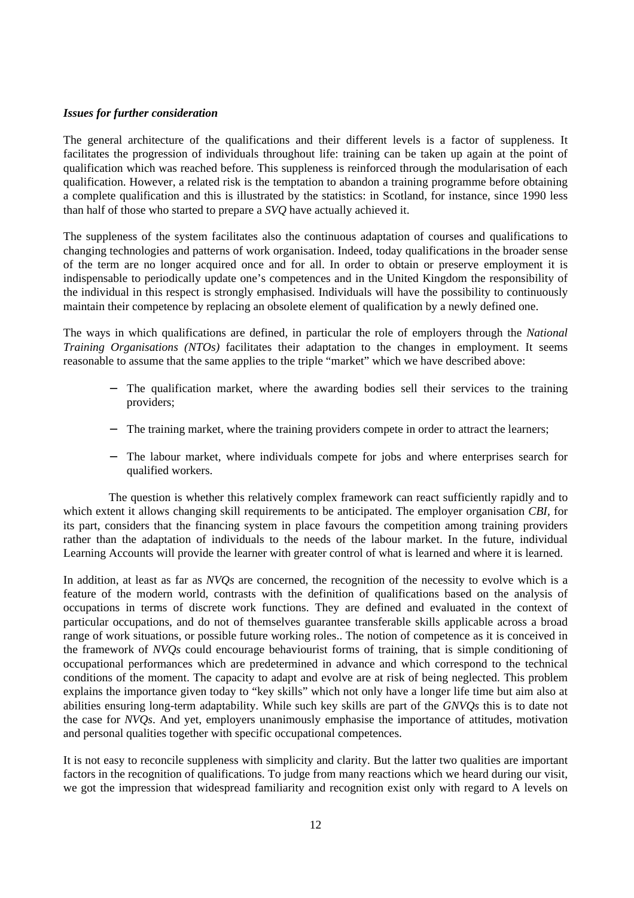***Issues for further consideration***

The general architecture of the qualifications and their different levels is a factor of suppleness. It facilitates the progression of individuals throughout life: training can be taken up again at the point of qualification which was reached before. This suppleness is reinforced through the modularisation of each qualification. However, a related risk is the temptation to abandon a training programme before obtaining a complete qualification and this is illustrated by the statistics: in Scotland, for instance, since 1990 less than half of those who started to prepare a *SVQ* have actually achieved it.

The suppleness of the system facilitates also the continuous adaptation of courses and qualifications to changing technologies and patterns of work organisation. Indeed, today qualifications in the broader sense of the term are no longer acquired once and for all. In order to obtain or preserve employment it is indispensable to periodically update one's competences and in the United Kingdom the responsibility of the individual in this respect is strongly emphasised. Individuals will have the possibility to continuously maintain their competence by replacing an obsolete element of qualification by a newly defined one.

The ways in which qualifications are defined, in particular the role of employers through the *National Training Organisations (NTOs)* facilitates their adaptation to the changes in employment. It seems reasonable to assume that the same applies to the triple "market" which we have described above:

- The qualification market, where the awarding bodies sell their services to the training providers;
- The training market, where the training providers compete in order to attract the learners;
- The labour market, where individuals compete for jobs and where enterprises search for qualified workers.

The question is whether this relatively complex framework can react sufficiently rapidly and to which extent it allows changing skill requirements to be anticipated. The employer organisation *CBI*, for its part, considers that the financing system in place favours the competition among training providers rather than the adaptation of individuals to the needs of the labour market. In the future, individual Learning Accounts will provide the learner with greater control of what is learned and where it is learned.

In addition, at least as far as *NVQs* are concerned, the recognition of the necessity to evolve which is a feature of the modern world, contrasts with the definition of qualifications based on the analysis of occupations in terms of discrete work functions. They are defined and evaluated in the context of particular occupations, and do not of themselves guarantee transferable skills applicable across a broad range of work situations, or possible future working roles.. The notion of competence as it is conceived in the framework of *NVQs* could encourage behaviourist forms of training, that is simple conditioning of occupational performances which are predetermined in advance and which correspond to the technical conditions of the moment. The capacity to adapt and evolve are at risk of being neglected. This problem explains the importance given today to "key skills" which not only have a longer life time but aim also at abilities ensuring long-term adaptability. While such key skills are part of the *GNVQs* this is to date not the case for *NVQs*. And yet, employers unanimously emphasise the importance of attitudes, motivation and personal qualities together with specific occupational competences.

It is not easy to reconcile suppleness with simplicity and clarity. But the latter two qualities are important factors in the recognition of qualifications. To judge from many reactions which we heard during our visit, we got the impression that widespread familiarity and recognition exist only with regard to A levels on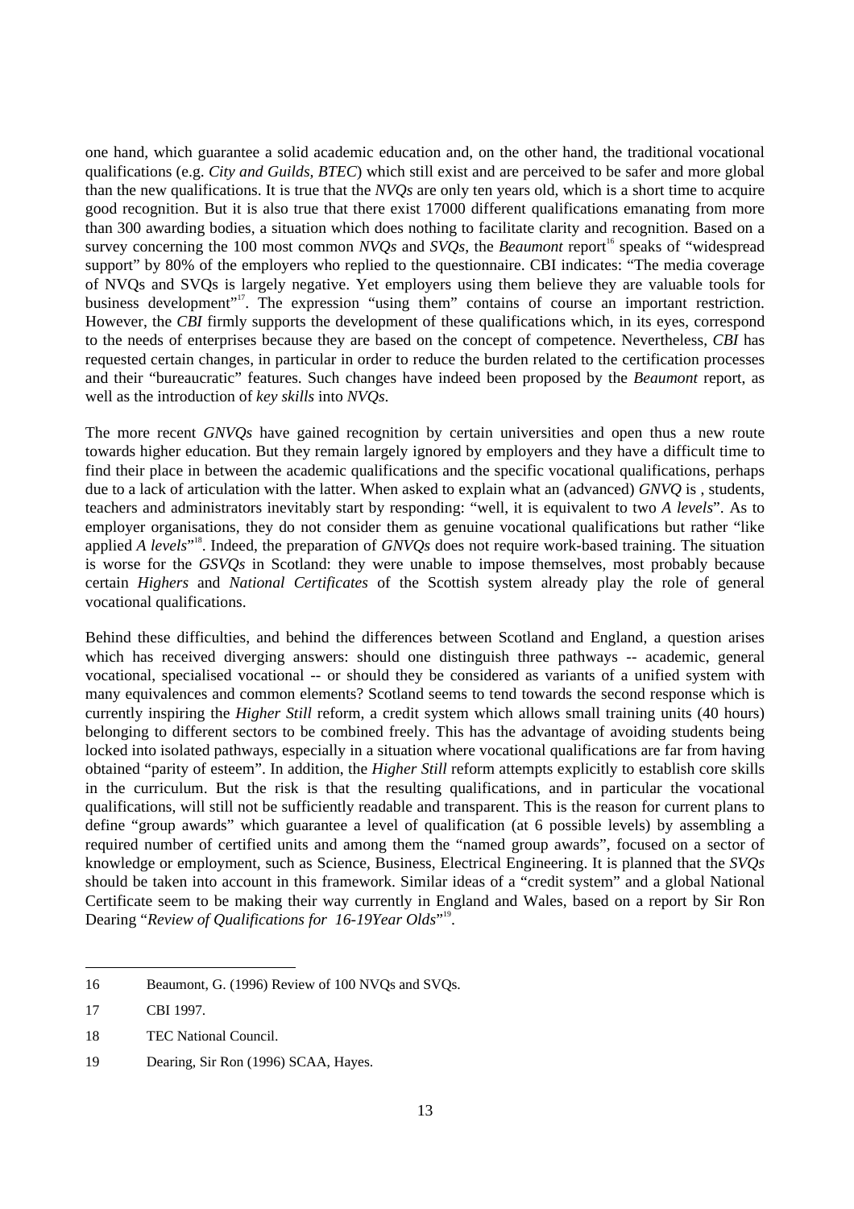one hand, which guarantee a solid academic education and, on the other hand, the traditional vocational qualifications (e.g. *City and Guilds*, *BTEC*) which still exist and are perceived to be safer and more global than the new qualifications. It is true that the *NVQs* are only ten years old, which is a short time to acquire good recognition. But it is also true that there exist 17000 different qualifications emanating from more than 300 awarding bodies, a situation which does nothing to facilitate clarity and recognition. Based on a survey concerning the 100 most common *NVQs* and *SVQs*, the *Beaumont* report[16] speaks of "widespread support" by 80% of the employers who replied to the questionnaire. CBI indicates: "The media coverage of NVQs and SVQs is largely negative. Yet employers using them believe they are valuable tools for business development"[17]. The expression "using them" contains of course an important restriction. However, the *CBI* firmly supports the development of these qualifications which, in its eyes, correspond to the needs of enterprises because they are based on the concept of competence. Nevertheless, *CBI* has requested certain changes, in particular in order to reduce the burden related to the certification processes and their "bureaucratic" features. Such changes have indeed been proposed by the *Beaumont* report, as well as the introduction of *key skills* into *NVQs*.

The more recent *GNVQs* have gained recognition by certain universities and open thus a new route towards higher education. But they remain largely ignored by employers and they have a difficult time to find their place in between the academic qualifications and the specific vocational qualifications, perhaps due to a lack of articulation with the latter. When asked to explain what an (advanced) *GNVQ* is , students, teachers and administrators inevitably start by responding: "well, it is equivalent to two *A levels*". As to employer organisations, they do not consider them as genuine vocational qualifications but rather "like applied *A levels*"[18]. Indeed, the preparation of *GNVQs* does not require work-based training. The situation is worse for the *GSVQs* in Scotland: they were unable to impose themselves, most probably because certain *Highers* and *National Certificates* of the Scottish system already play the role of general vocational qualifications.

Behind these difficulties, and behind the differences between Scotland and England, a question arises which has received diverging answers: should one distinguish three pathways -- academic, general vocational, specialised vocational -- or should they be considered as variants of a unified system with many equivalences and common elements? Scotland seems to tend towards the second response which is currently inspiring the *Higher Still* reform, a credit system which allows small training units (40 hours) belonging to different sectors to be combined freely. This has the advantage of avoiding students being locked into isolated pathways, especially in a situation where vocational qualifications are far from having obtained "parity of esteem". In addition, the *Higher Still* reform attempts explicitly to establish core skills in the curriculum. But the risk is that the resulting qualifications, and in particular the vocational qualifications, will still not be sufficiently readable and transparent. This is the reason for current plans to define "group awards" which guarantee a level of qualification (at 6 possible levels) by assembling a required number of certified units and among them the "named group awards", focused on a sector of knowledge or employment, such as Science, Business, Electrical Engineering. It is planned that the *SVQs* should be taken into account in this framework. Similar ideas of a "credit system" and a global National Certificate seem to be making their way currently in England and Wales, based on a report by Sir Ron Dearing "*Review of Qualifications for 16-19Year Olds*"[19].

---

16 Beaumont, G. (1996) Review of 100 NVQs and SVQs.

17 CBI 1997.

18 TEC National Council.

19 Dearing, Sir Ron (1996) SCAA, Hayes.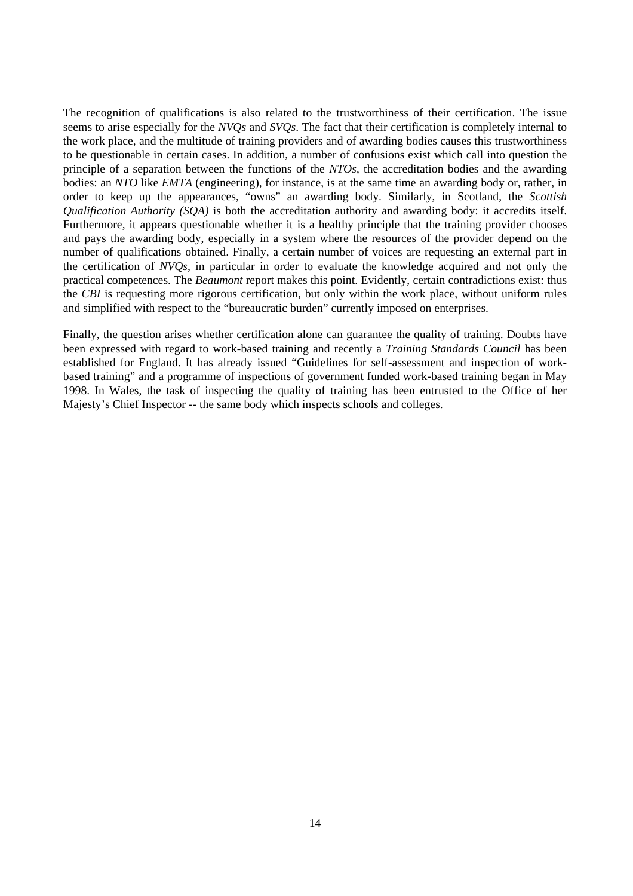The recognition of qualifications is also related to the trustworthiness of their certification. The issue seems to arise especially for the *NVQs* and *SVQs*. The fact that their certification is completely internal to the work place, and the multitude of training providers and of awarding bodies causes this trustworthiness to be questionable in certain cases. In addition, a number of confusions exist which call into question the principle of a separation between the functions of the *NTOs*, the accreditation bodies and the awarding bodies: an *NTO* like *EMTA* (engineering), for instance, is at the same time an awarding body or, rather, in order to keep up the appearances, "owns" an awarding body. Similarly, in Scotland, the *Scottish Qualification Authority (SQA)* is both the accreditation authority and awarding body: it accredits itself. Furthermore, it appears questionable whether it is a healthy principle that the training provider chooses and pays the awarding body, especially in a system where the resources of the provider depend on the number of qualifications obtained. Finally, a certain number of voices are requesting an external part in the certification of *NVQs*, in particular in order to evaluate the knowledge acquired and not only the practical competences. The *Beaumont* report makes this point. Evidently, certain contradictions exist: thus the *CBI* is requesting more rigorous certification, but only within the work place, without uniform rules and simplified with respect to the "bureaucratic burden" currently imposed on enterprises.

Finally, the question arises whether certification alone can guarantee the quality of training. Doubts have been expressed with regard to work-based training and recently a *Training Standards Council* has been established for England. It has already issued "Guidelines for self-assessment and inspection of work-based training" and a programme of inspections of government funded work-based training began in May 1998. In Wales, the task of inspecting the quality of training has been entrusted to the Office of her Majesty's Chief Inspector -- the same body which inspects schools and colleges.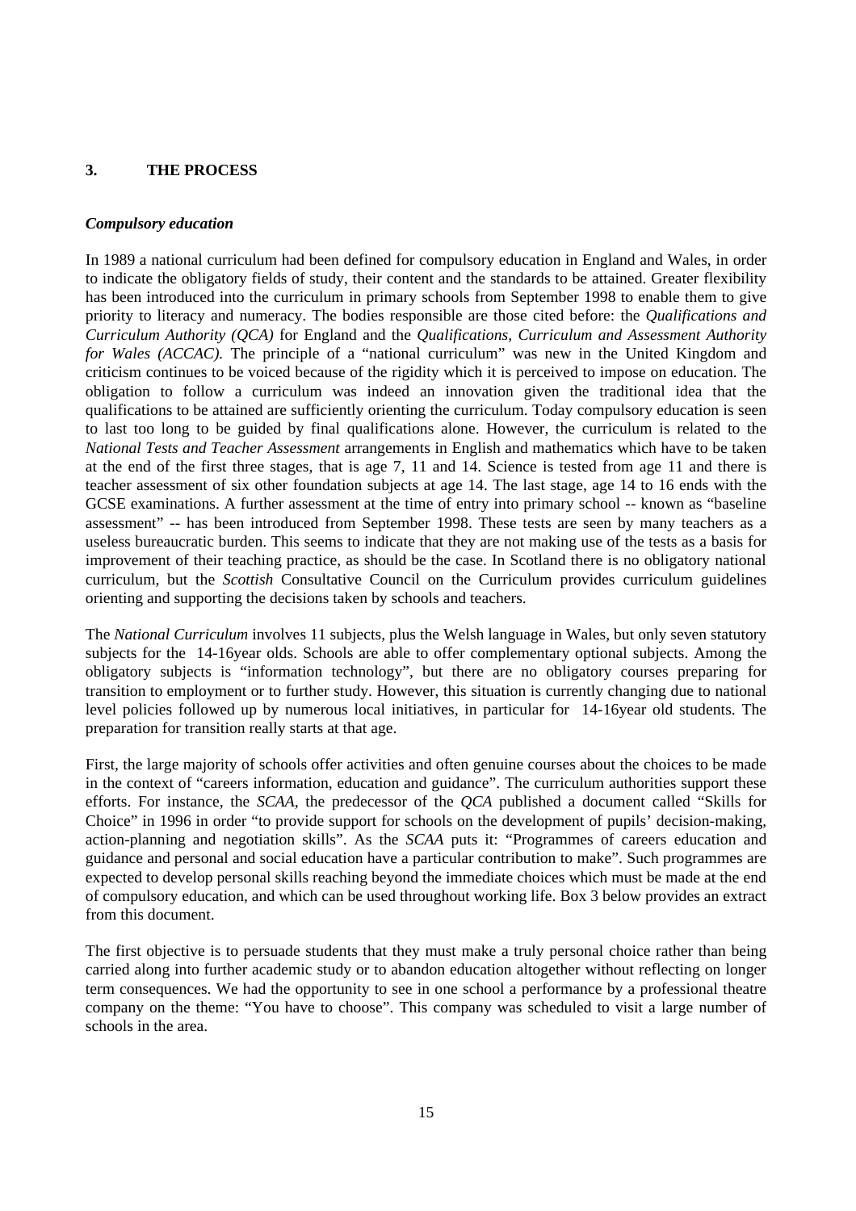## 3. THE PROCESS

### *Compulsory education*

In 1989 a national curriculum had been defined for compulsory education in England and Wales, in order to indicate the obligatory fields of study, their content and the standards to be attained. Greater flexibility has been introduced into the curriculum in primary schools from September 1998 to enable them to give priority to literacy and numeracy. The bodies responsible are those cited before: the *Qualifications and Curriculum Authority (QCA)* for England and the *Qualifications, Curriculum and Assessment Authority for Wales (ACCAC).* The principle of a "national curriculum" was new in the United Kingdom and criticism continues to be voiced because of the rigidity which it is perceived to impose on education. The obligation to follow a curriculum was indeed an innovation given the traditional idea that the qualifications to be attained are sufficiently orienting the curriculum. Today compulsory education is seen to last too long to be guided by final qualifications alone. However, the curriculum is related to the *National Tests and Teacher Assessment* arrangements in English and mathematics which have to be taken at the end of the first three stages, that is age 7, 11 and 14. Science is tested from age 11 and there is teacher assessment of six other foundation subjects at age 14. The last stage, age 14 to 16 ends with the GCSE examinations. A further assessment at the time of entry into primary school -- known as "baseline assessment" -- has been introduced from September 1998. These tests are seen by many teachers as a useless bureaucratic burden. This seems to indicate that they are not making use of the tests as a basis for improvement of their teaching practice, as should be the case. In Scotland there is no obligatory national curriculum, but the *Scottish* Consultative Council on the Curriculum provides curriculum guidelines orienting and supporting the decisions taken by schools and teachers.

The *National Curriculum* involves 11 subjects, plus the Welsh language in Wales, but only seven statutory subjects for the 14-16year olds. Schools are able to offer complementary optional subjects. Among the obligatory subjects is "information technology", but there are no obligatory courses preparing for transition to employment or to further study. However, this situation is currently changing due to national level policies followed up by numerous local initiatives, in particular for 14-16year old students. The preparation for transition really starts at that age.

First, the large majority of schools offer activities and often genuine courses about the choices to be made in the context of "careers information, education and guidance". The curriculum authorities support these efforts. For instance, the *SCAA*, the predecessor of the *QCA* published a document called "Skills for Choice" in 1996 in order "to provide support for schools on the development of pupils' decision-making, action-planning and negotiation skills". As the *SCAA* puts it: "Programmes of careers education and guidance and personal and social education have a particular contribution to make". Such programmes are expected to develop personal skills reaching beyond the immediate choices which must be made at the end of compulsory education, and which can be used throughout working life. Box 3 below provides an extract from this document.

The first objective is to persuade students that they must make a truly personal choice rather than being carried along into further academic study or to abandon education altogether without reflecting on longer term consequences. We had the opportunity to see in one school a performance by a professional theatre company on the theme: "You have to choose". This company was scheduled to visit a large number of schools in the area.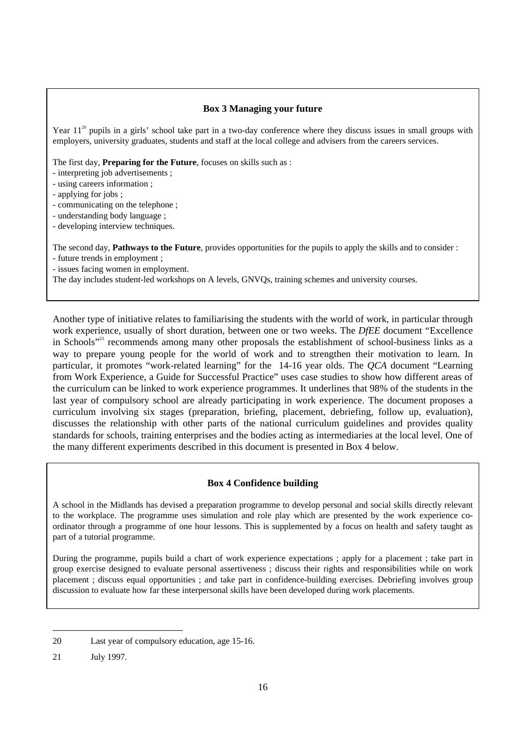**Box 3 Managing your future**

Year 11[20] pupils in a girls' school take part in a two-day conference where they discuss issues in small groups with employers, university graduates, students and staff at the local college and advisers from the careers services.

The first day, **Preparing for the Future**, focuses on skills such as :

- interpreting job advertisements ;
- using careers information ;
- applying for jobs ;
- communicating on the telephone ;
- understanding body language ;
- developing interview techniques.

The second day, **Pathways to the Future**, provides opportunities for the pupils to apply the skills and to consider :

- future trends in employment ;
- issues facing women in employment.

The day includes student-led workshops on A levels, GNVQs, training schemes and university courses.

Another type of initiative relates to familiarising the students with the world of work, in particular through work experience, usually of short duration, between one or two weeks. The *DfEE* document "Excellence in Schools"[21] recommends among many other proposals the establishment of school-business links as a way to prepare young people for the world of work and to strengthen their motivation to learn. In particular, it promotes "work-related learning" for the 14-16 year olds. The *QCA* document "Learning from Work Experience, a Guide for Successful Practice" uses case studies to show how different areas of the curriculum can be linked to work experience programmes. It underlines that 98% of the students in the last year of compulsory school are already participating in work experience. The document proposes a curriculum involving six stages (preparation, briefing, placement, debriefing, follow up, evaluation), discusses the relationship with other parts of the national curriculum guidelines and provides quality standards for schools, training enterprises and the bodies acting as intermediaries at the local level. One of the many different experiments described in this document is presented in Box 4 below.

**Box 4 Confidence building**

A school in the Midlands has devised a preparation programme to develop personal and social skills directly relevant to the workplace. The programme uses simulation and role play which are presented by the work experience co-ordinator through a programme of one hour lessons. This is supplemented by a focus on health and safety taught as part of a tutorial programme.

During the programme, pupils build a chart of work experience expectations ; apply for a placement ; take part in group exercise designed to evaluate personal assertiveness ; discuss their rights and responsibilities while on work placement ; discuss equal opportunities ; and take part in confidence-building exercises. Debriefing involves group discussion to evaluate how far these interpersonal skills have been developed during work placements.

---

20 Last year of compulsory education, age 15-16.

21 July 1997.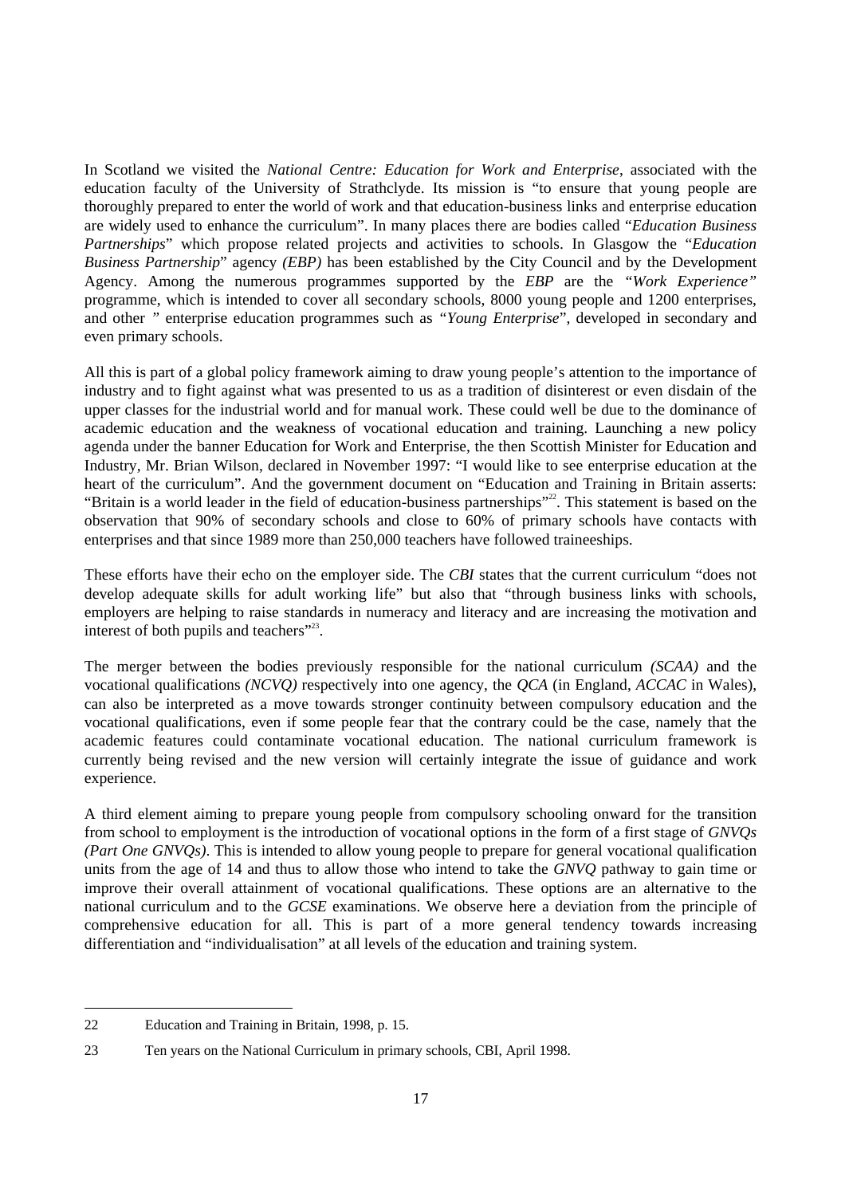In Scotland we visited the *National Centre: Education for Work and Enterprise*, associated with the education faculty of the University of Strathclyde. Its mission is "to ensure that young people are thoroughly prepared to enter the world of work and that education-business links and enterprise education are widely used to enhance the curriculum". In many places there are bodies called "*Education Business Partnerships*" which propose related projects and activities to schools. In Glasgow the "*Education Business Partnership*" agency *(EBP)* has been established by the City Council and by the Development Agency. Among the numerous programmes supported by the *EBP* are the *"Work Experience"* programme, which is intended to cover all secondary schools, 8000 young people and 1200 enterprises, and other " enterprise education programmes such as *"Young Enterprise*", developed in secondary and even primary schools.

All this is part of a global policy framework aiming to draw young people's attention to the importance of industry and to fight against what was presented to us as a tradition of disinterest or even disdain of the upper classes for the industrial world and for manual work. These could well be due to the dominance of academic education and the weakness of vocational education and training. Launching a new policy agenda under the banner Education for Work and Enterprise, the then Scottish Minister for Education and Industry, Mr. Brian Wilson, declared in November 1997: "I would like to see enterprise education at the heart of the curriculum". And the government document on "Education and Training in Britain asserts: "Britain is a world leader in the field of education-business partnerships"[22]. This statement is based on the observation that 90% of secondary schools and close to 60% of primary schools have contacts with enterprises and that since 1989 more than 250,000 teachers have followed traineeships.

These efforts have their echo on the employer side. The *CBI* states that the current curriculum "does not develop adequate skills for adult working life" but also that "through business links with schools, employers are helping to raise standards in numeracy and literacy and are increasing the motivation and interest of both pupils and teachers"[23].

The merger between the bodies previously responsible for the national curriculum *(SCAA)* and the vocational qualifications *(NCVQ)* respectively into one agency, the *QCA* (in England, *ACCAC* in Wales), can also be interpreted as a move towards stronger continuity between compulsory education and the vocational qualifications, even if some people fear that the contrary could be the case, namely that the academic features could contaminate vocational education. The national curriculum framework is currently being revised and the new version will certainly integrate the issue of guidance and work experience.

A third element aiming to prepare young people from compulsory schooling onward for the transition from school to employment is the introduction of vocational options in the form of a first stage of *GNVQs (Part One GNVQs)*. This is intended to allow young people to prepare for general vocational qualification units from the age of 14 and thus to allow those who intend to take the *GNVQ* pathway to gain time or improve their overall attainment of vocational qualifications. These options are an alternative to the national curriculum and to the *GCSE* examinations. We observe here a deviation from the principle of comprehensive education for all. This is part of a more general tendency towards increasing differentiation and "individualisation" at all levels of the education and training system.

---

22 Education and Training in Britain, 1998, p. 15.

23 Ten years on the National Curriculum in primary schools, CBI, April 1998.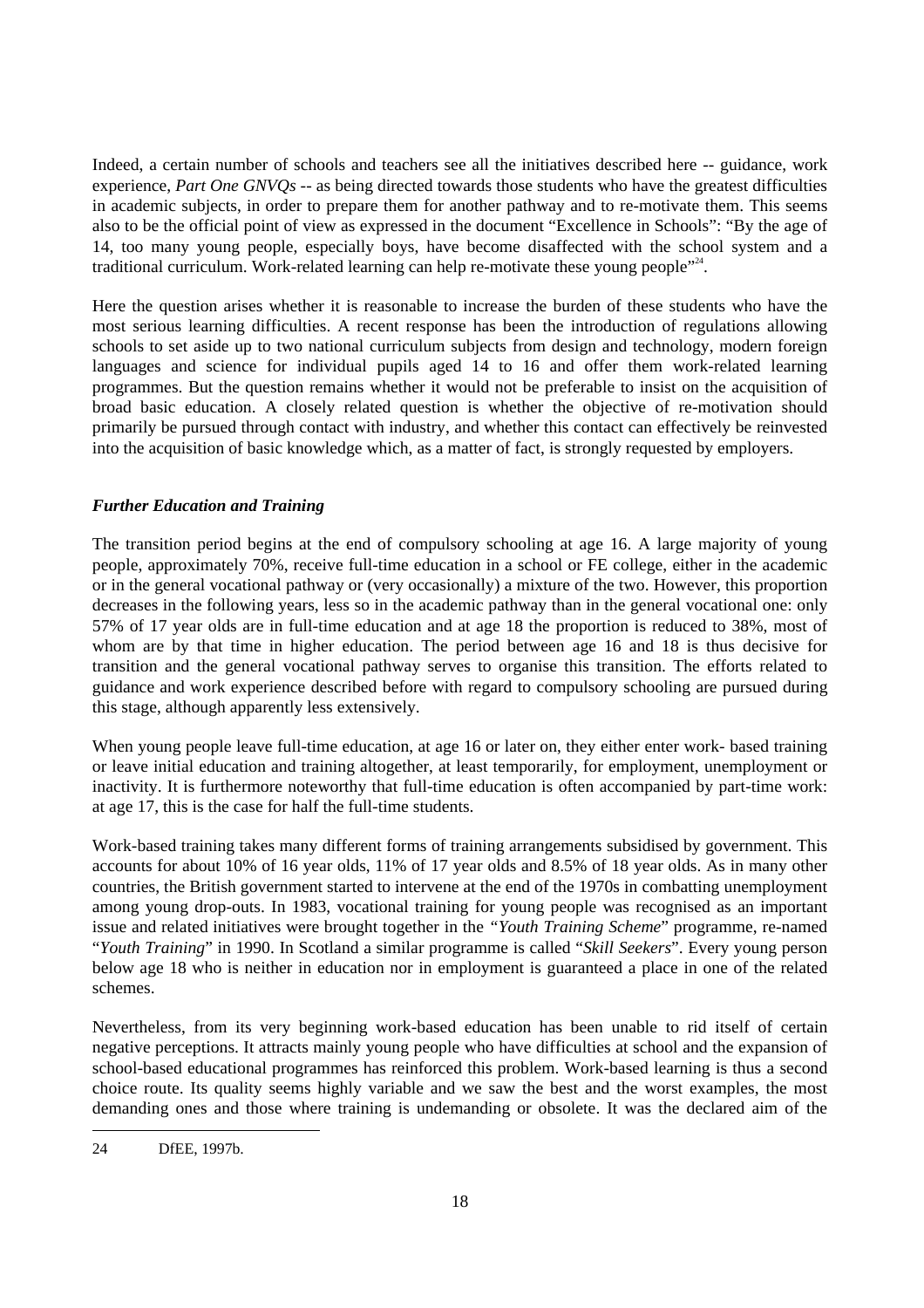Indeed, a certain number of schools and teachers see all the initiatives described here -- guidance, work experience, *Part One GNVQs* -- as being directed towards those students who have the greatest difficulties in academic subjects, in order to prepare them for another pathway and to re-motivate them. This seems also to be the official point of view as expressed in the document "Excellence in Schools": "By the age of 14, too many young people, especially boys, have become disaffected with the school system and a traditional curriculum. Work-related learning can help re-motivate these young people"[24].

Here the question arises whether it is reasonable to increase the burden of these students who have the most serious learning difficulties. A recent response has been the introduction of regulations allowing schools to set aside up to two national curriculum subjects from design and technology, modern foreign languages and science for individual pupils aged 14 to 16 and offer them work-related learning programmes. But the question remains whether it would not be preferable to insist on the acquisition of broad basic education. A closely related question is whether the objective of re-motivation should primarily be pursued through contact with industry, and whether this contact can effectively be reinvested into the acquisition of basic knowledge which, as a matter of fact, is strongly requested by employers.

### *Further Education and Training*

The transition period begins at the end of compulsory schooling at age 16. A large majority of young people, approximately 70%, receive full-time education in a school or FE college, either in the academic or in the general vocational pathway or (very occasionally) a mixture of the two. However, this proportion decreases in the following years, less so in the academic pathway than in the general vocational one: only 57% of 17 year olds are in full-time education and at age 18 the proportion is reduced to 38%, most of whom are by that time in higher education. The period between age 16 and 18 is thus decisive for transition and the general vocational pathway serves to organise this transition. The efforts related to guidance and work experience described before with regard to compulsory schooling are pursued during this stage, although apparently less extensively.

When young people leave full-time education, at age 16 or later on, they either enter work- based training or leave initial education and training altogether, at least temporarily, for employment, unemployment or inactivity. It is furthermore noteworthy that full-time education is often accompanied by part-time work: at age 17, this is the case for half the full-time students.

Work-based training takes many different forms of training arrangements subsidised by government. This accounts for about 10% of 16 year olds, 11% of 17 year olds and 8.5% of 18 year olds. As in many other countries, the British government started to intervene at the end of the 1970s in combatting unemployment among young drop-outs. In 1983, vocational training for young people was recognised as an important issue and related initiatives were brought together in the "*Youth Training Scheme*" programme, re-named "*Youth Training*" in 1990. In Scotland a similar programme is called "*Skill Seekers*". Every young person below age 18 who is neither in education nor in employment is guaranteed a place in one of the related schemes.

Nevertheless, from its very beginning work-based education has been unable to rid itself of certain negative perceptions. It attracts mainly young people who have difficulties at school and the expansion of school-based educational programmes has reinforced this problem. Work-based learning is thus a second choice route. Its quality seems highly variable and we saw the best and the worst examples, the most demanding ones and those where training is undemanding or obsolete. It was the declared aim of the

---

24 DfEE, 1997b.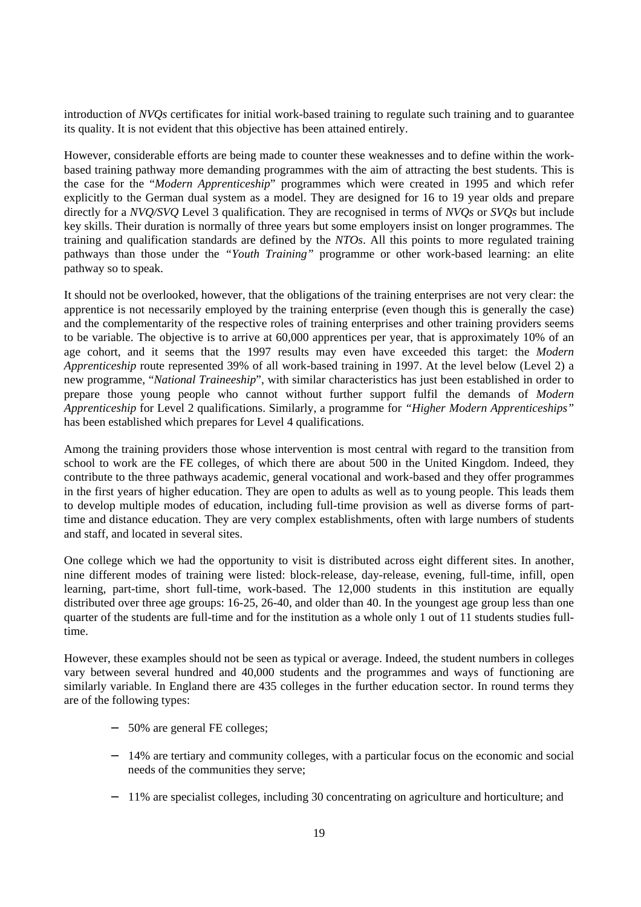introduction of *NVQs* certificates for initial work-based training to regulate such training and to guarantee its quality. It is not evident that this objective has been attained entirely.

However, considerable efforts are being made to counter these weaknesses and to define within the work-based training pathway more demanding programmes with the aim of attracting the best students. This is the case for the "*Modern Apprenticeship*" programmes which were created in 1995 and which refer explicitly to the German dual system as a model. They are designed for 16 to 19 year olds and prepare directly for a *NVQ/SVQ* Level 3 qualification. They are recognised in terms of *NVQs* or *SVQs* but include key skills. Their duration is normally of three years but some employers insist on longer programmes. The training and qualification standards are defined by the *NTOs*. All this points to more regulated training pathways than those under the *"Youth Training"* programme or other work-based learning: an elite pathway so to speak.

It should not be overlooked, however, that the obligations of the training enterprises are not very clear: the apprentice is not necessarily employed by the training enterprise (even though this is generally the case) and the complementarity of the respective roles of training enterprises and other training providers seems to be variable. The objective is to arrive at 60,000 apprentices per year, that is approximately 10% of an age cohort, and it seems that the 1997 results may even have exceeded this target: the *Modern Apprenticeship* route represented 39% of all work-based training in 1997. At the level below (Level 2) a new programme, "*National Traineeship*", with similar characteristics has just been established in order to prepare those young people who cannot without further support fulfil the demands of *Modern Apprenticeship* for Level 2 qualifications. Similarly, a programme for *"Higher Modern Apprenticeships"* has been established which prepares for Level 4 qualifications.

Among the training providers those whose intervention is most central with regard to the transition from school to work are the FE colleges, of which there are about 500 in the United Kingdom. Indeed, they contribute to the three pathways academic, general vocational and work-based and they offer programmes in the first years of higher education. They are open to adults as well as to young people. This leads them to develop multiple modes of education, including full-time provision as well as diverse forms of part-time and distance education. They are very complex establishments, often with large numbers of students and staff, and located in several sites.

One college which we had the opportunity to visit is distributed across eight different sites. In another, nine different modes of training were listed: block-release, day-release, evening, full-time, infill, open learning, part-time, short full-time, work-based. The 12,000 students in this institution are equally distributed over three age groups: 16-25, 26-40, and older than 40. In the youngest age group less than one quarter of the students are full-time and for the institution as a whole only 1 out of 11 students studies full-time.

However, these examples should not be seen as typical or average. Indeed, the student numbers in colleges vary between several hundred and 40,000 students and the programmes and ways of functioning are similarly variable. In England there are 435 colleges in the further education sector. In round terms they are of the following types:

- 50% are general FE colleges;
- 14% are tertiary and community colleges, with a particular focus on the economic and social needs of the communities they serve;
- 11% are specialist colleges, including 30 concentrating on agriculture and horticulture; and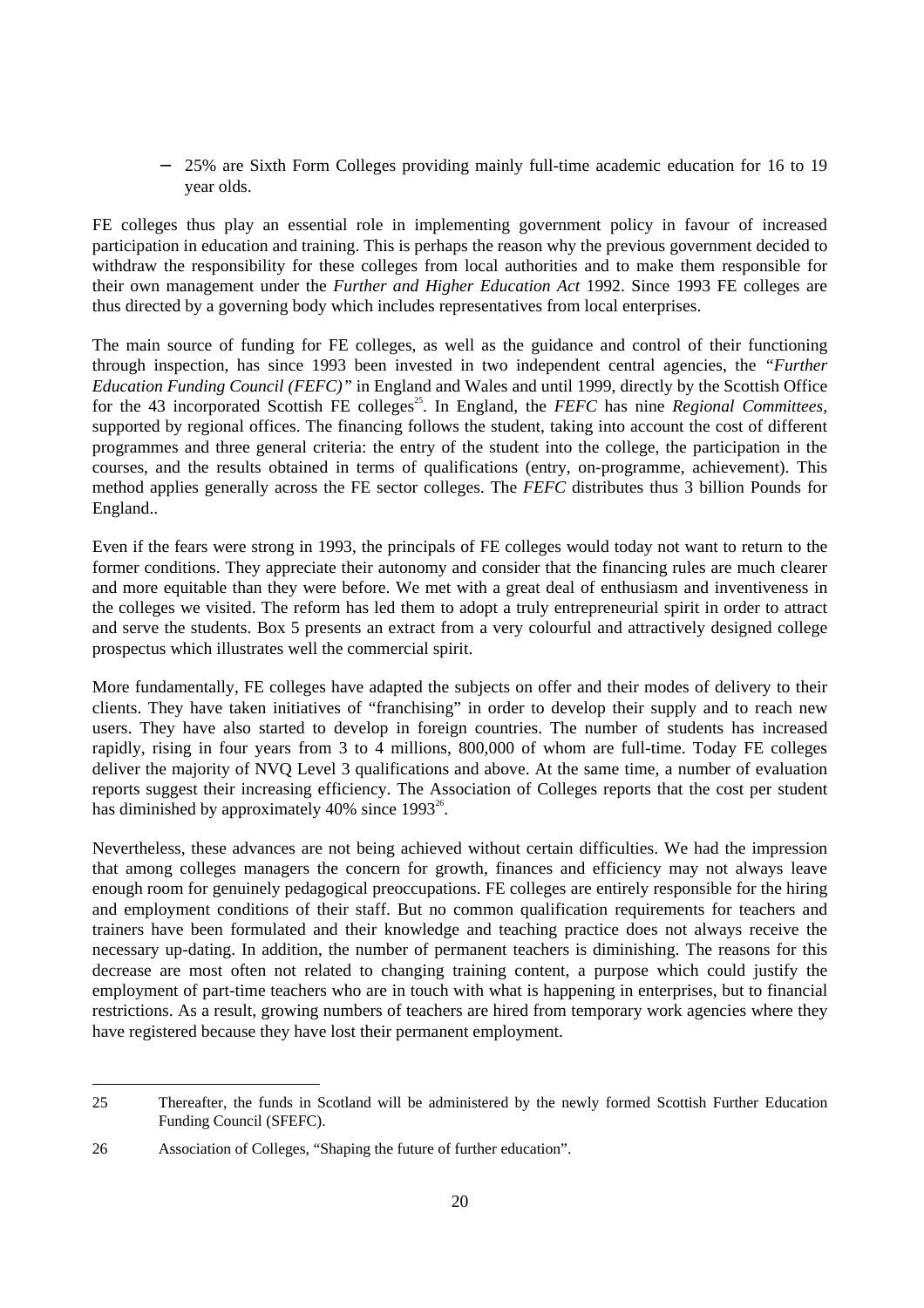- 25% are Sixth Form Colleges providing mainly full-time academic education for 16 to 19 year olds.

FE colleges thus play an essential role in implementing government policy in favour of increased participation in education and training. This is perhaps the reason why the previous government decided to withdraw the responsibility for these colleges from local authorities and to make them responsible for their own management under the *Further and Higher Education Act* 1992. Since 1993 FE colleges are thus directed by a governing body which includes representatives from local enterprises.

The main source of funding for FE colleges, as well as the guidance and control of their functioning through inspection, has since 1993 been invested in two independent central agencies, the *"Further Education Funding Council (FEFC)"* in England and Wales and until 1999, directly by the Scottish Office for the 43 incorporated Scottish FE colleges[25]. In England, the *FEFC* has nine *Regional Committees,* supported by regional offices. The financing follows the student, taking into account the cost of different programmes and three general criteria: the entry of the student into the college, the participation in the courses, and the results obtained in terms of qualifications (entry, on-programme, achievement). This method applies generally across the FE sector colleges. The *FEFC* distributes thus 3 billion Pounds for England..

Even if the fears were strong in 1993, the principals of FE colleges would today not want to return to the former conditions. They appreciate their autonomy and consider that the financing rules are much clearer and more equitable than they were before. We met with a great deal of enthusiasm and inventiveness in the colleges we visited. The reform has led them to adopt a truly entrepreneurial spirit in order to attract and serve the students. Box 5 presents an extract from a very colourful and attractively designed college prospectus which illustrates well the commercial spirit.

More fundamentally, FE colleges have adapted the subjects on offer and their modes of delivery to their clients. They have taken initiatives of "franchising" in order to develop their supply and to reach new users. They have also started to develop in foreign countries. The number of students has increased rapidly, rising in four years from 3 to 4 millions, 800,000 of whom are full-time. Today FE colleges deliver the majority of NVQ Level 3 qualifications and above. At the same time, a number of evaluation reports suggest their increasing efficiency. The Association of Colleges reports that the cost per student has diminished by approximately 40% since 1993[26].

Nevertheless, these advances are not being achieved without certain difficulties. We had the impression that among colleges managers the concern for growth, finances and efficiency may not always leave enough room for genuinely pedagogical preoccupations. FE colleges are entirely responsible for the hiring and employment conditions of their staff. But no common qualification requirements for teachers and trainers have been formulated and their knowledge and teaching practice does not always receive the necessary up-dating. In addition, the number of permanent teachers is diminishing. The reasons for this decrease are most often not related to changing training content, a purpose which could justify the employment of part-time teachers who are in touch with what is happening in enterprises, but to financial restrictions. As a result, growing numbers of teachers are hired from temporary work agencies where they have registered because they have lost their permanent employment.

---

25 Thereafter, the funds in Scotland will be administered by the newly formed Scottish Further Education Funding Council (SFEFC).

26 Association of Colleges, "Shaping the future of further education".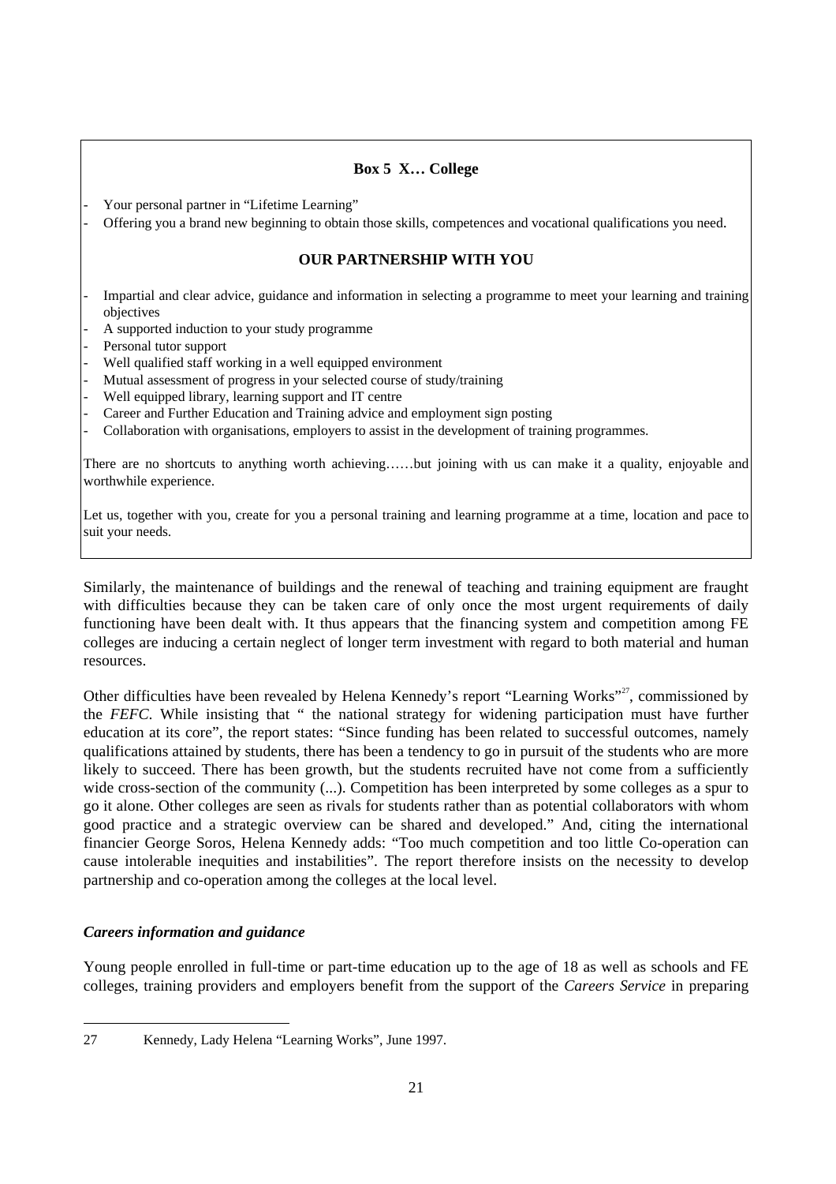**Box 5 X… College**

- Your personal partner in "Lifetime Learning"
- Offering you a brand new beginning to obtain those skills, competences and vocational qualifications you need.

**OUR PARTNERSHIP WITH YOU**

- Impartial and clear advice, guidance and information in selecting a programme to meet your learning and training objectives
- A supported induction to your study programme
- Personal tutor support
- Well qualified staff working in a well equipped environment
- Mutual assessment of progress in your selected course of study/training
- Well equipped library, learning support and IT centre
- Career and Further Education and Training advice and employment sign posting
- Collaboration with organisations, employers to assist in the development of training programmes.

There are no shortcuts to anything worth achieving……but joining with us can make it a quality, enjoyable and worthwhile experience.

Let us, together with you, create for you a personal training and learning programme at a time, location and pace to suit your needs.

Similarly, the maintenance of buildings and the renewal of teaching and training equipment are fraught with difficulties because they can be taken care of only once the most urgent requirements of daily functioning have been dealt with. It thus appears that the financing system and competition among FE colleges are inducing a certain neglect of longer term investment with regard to both material and human resources.

Other difficulties have been revealed by Helena Kennedy's report "Learning Works"[27], commissioned by the *FEFC*. While insisting that " the national strategy for widening participation must have further education at its core", the report states: "Since funding has been related to successful outcomes, namely qualifications attained by students, there has been a tendency to go in pursuit of the students who are more likely to succeed. There has been growth, but the students recruited have not come from a sufficiently wide cross-section of the community (...). Competition has been interpreted by some colleges as a spur to go it alone. Other colleges are seen as rivals for students rather than as potential collaborators with whom good practice and a strategic overview can be shared and developed." And, citing the international financier George Soros, Helena Kennedy adds: "Too much competition and too little Co-operation can cause intolerable inequities and instabilities". The report therefore insists on the necessity to develop partnership and co-operation among the colleges at the local level.

### *Careers information and guidance*

Young people enrolled in full-time or part-time education up to the age of 18 as well as schools and FE colleges, training providers and employers benefit from the support of the *Careers Service* in preparing

---

27 Kennedy, Lady Helena "Learning Works", June 1997.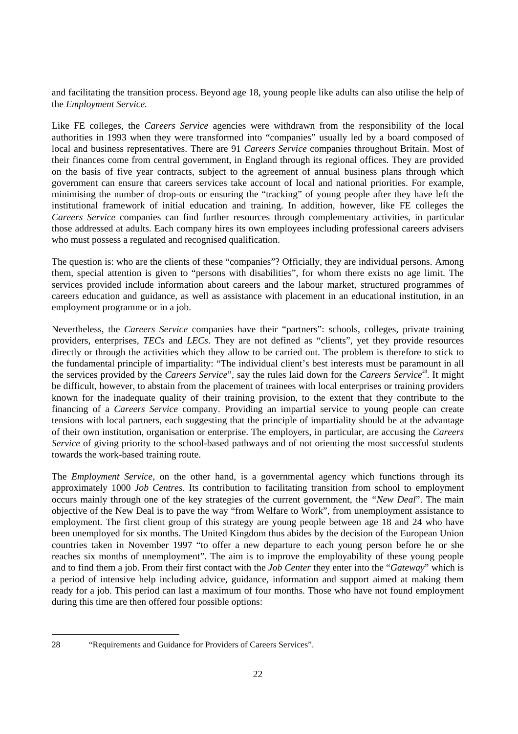and facilitating the transition process. Beyond age 18, young people like adults can also utilise the help of the *Employment Service.*

Like FE colleges, the *Careers Service* agencies were withdrawn from the responsibility of the local authorities in 1993 when they were transformed into "companies" usually led by a board composed of local and business representatives. There are 91 *Careers Service* companies throughout Britain. Most of their finances come from central government, in England through its regional offices. They are provided on the basis of five year contracts, subject to the agreement of annual business plans through which government can ensure that careers services take account of local and national priorities. For example, minimising the number of drop-outs or ensuring the "tracking" of young people after they have left the institutional framework of initial education and training. In addition, however, like FE colleges the *Careers Service* companies can find further resources through complementary activities, in particular those addressed at adults. Each company hires its own employees including professional careers advisers who must possess a regulated and recognised qualification.

The question is: who are the clients of these "companies"? Officially, they are individual persons. Among them, special attention is given to "persons with disabilities", for whom there exists no age limit. The services provided include information about careers and the labour market, structured programmes of careers education and guidance, as well as assistance with placement in an educational institution, in an employment programme or in a job.

Nevertheless, the *Careers Service* companies have their "partners": schools, colleges, private training providers, enterprises, *TECs* and *LECs*. They are not defined as "clients", yet they provide resources directly or through the activities which they allow to be carried out. The problem is therefore to stick to the fundamental principle of impartiality: "The individual client's best interests must be paramount in all the services provided by the *Careers Service*", say the rules laid down for the *Careers Service*[28]. It might be difficult, however, to abstain from the placement of trainees with local enterprises or training providers known for the inadequate quality of their training provision, to the extent that they contribute to the financing of a *Careers Service* company. Providing an impartial service to young people can create tensions with local partners, each suggesting that the principle of impartiality should be at the advantage of their own institution, organisation or enterprise. The employers, in particular, are accusing the *Careers Service* of giving priority to the school-based pathways and of not orienting the most successful students towards the work-based training route.

The *Employment Service*, on the other hand, is a governmental agency which functions through its approximately 1000 *Job Centres*. Its contribution to facilitating transition from school to employment occurs mainly through one of the key strategies of the current government, the "*New Deal*". The main objective of the New Deal is to pave the way "from Welfare to Work", from unemployment assistance to employment. The first client group of this strategy are young people between age 18 and 24 who have been unemployed for six months. The United Kingdom thus abides by the decision of the European Union countries taken in November 1997 "to offer a new departure to each young person before he or she reaches six months of unemployment". The aim is to improve the employability of these young people and to find them a job. From their first contact with the *Job Center* they enter into the "*Gateway*" which is a period of intensive help including advice, guidance, information and support aimed at making them ready for a job. This period can last a maximum of four months. Those who have not found employment during this time are then offered four possible options:

---

28 "Requirements and Guidance for Providers of Careers Services".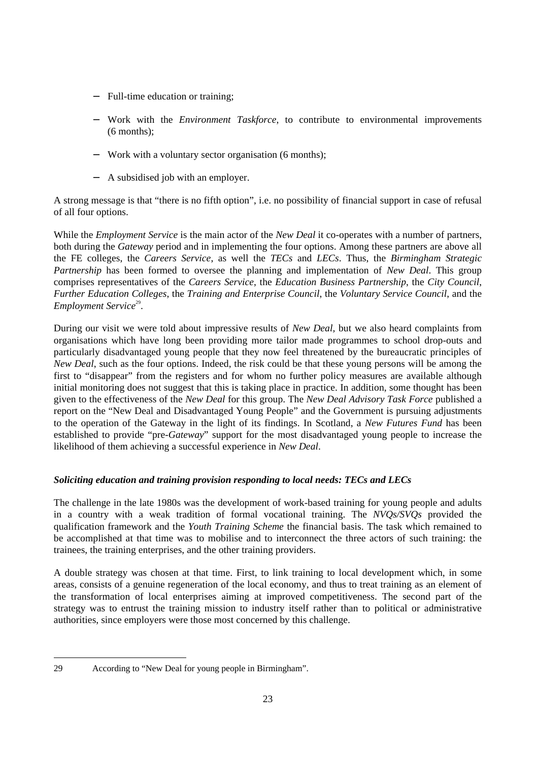- Full-time education or training;
- Work with the *Environment Taskforce*, to contribute to environmental improvements (6 months);
- Work with a voluntary sector organisation (6 months);
- A subsidised job with an employer.

A strong message is that "there is no fifth option", i.e. no possibility of financial support in case of refusal of all four options.

While the *Employment Service* is the main actor of the *New Deal* it co-operates with a number of partners, both during the *Gateway* period and in implementing the four options. Among these partners are above all the FE colleges, the *Careers Service*, as well the *TECs* and *LECs*. Thus, the *Birmingham Strategic Partnership* has been formed to oversee the planning and implementation of *New Deal*. This group comprises representatives of the *Careers Service*, the *Education Business Partnership*, the *City Council*, *Further Education Colleges*, the *Training and Enterprise Council*, the *Voluntary Service Council*, and the *Employment Service*[29].

During our visit we were told about impressive results of *New Deal*, but we also heard complaints from organisations which have long been providing more tailor made programmes to school drop-outs and particularly disadvantaged young people that they now feel threatened by the bureaucratic principles of *New Deal*, such as the four options. Indeed, the risk could be that these young persons will be among the first to "disappear" from the registers and for whom no further policy measures are available although initial monitoring does not suggest that this is taking place in practice. In addition, some thought has been given to the effectiveness of the *New Deal* for this group. The *New Deal Advisory Task Force* published a report on the "New Deal and Disadvantaged Young People" and the Government is pursuing adjustments to the operation of the Gateway in the light of its findings. In Scotland, a *New Futures Fund* has been established to provide "pre-*Gateway*" support for the most disadvantaged young people to increase the likelihood of them achieving a successful experience in *New Deal*.

### *Soliciting education and training provision responding to local needs: TECs and LECs*

The challenge in the late 1980s was the development of work-based training for young people and adults in a country with a weak tradition of formal vocational training. The *NVQs/SVQs* provided the qualification framework and the *Youth Training Scheme* the financial basis. The task which remained to be accomplished at that time was to mobilise and to interconnect the three actors of such training: the trainees, the training enterprises, and the other training providers.

A double strategy was chosen at that time. First, to link training to local development which, in some areas, consists of a genuine regeneration of the local economy, and thus to treat training as an element of the transformation of local enterprises aiming at improved competitiveness. The second part of the strategy was to entrust the training mission to industry itself rather than to political or administrative authorities, since employers were those most concerned by this challenge.

---

29 According to "New Deal for young people in Birmingham".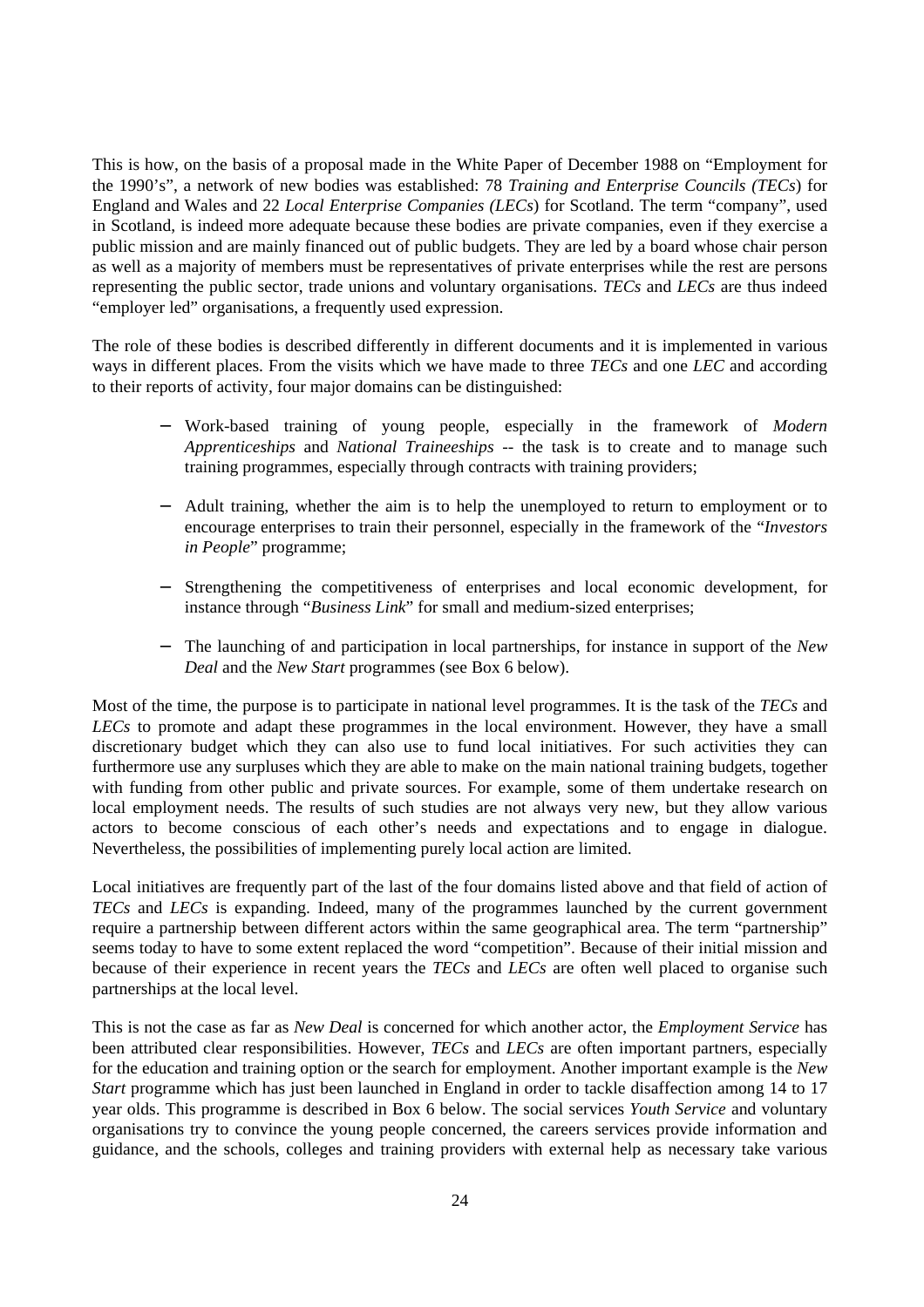This is how, on the basis of a proposal made in the White Paper of December 1988 on "Employment for the 1990's", a network of new bodies was established: 78 *Training and Enterprise Councils (TECs*) for England and Wales and 22 *Local Enterprise Companies (LECs*) for Scotland. The term "company", used in Scotland, is indeed more adequate because these bodies are private companies, even if they exercise a public mission and are mainly financed out of public budgets. They are led by a board whose chair person as well as a majority of members must be representatives of private enterprises while the rest are persons representing the public sector, trade unions and voluntary organisations. *TECs* and *LECs* are thus indeed "employer led" organisations, a frequently used expression.

The role of these bodies is described differently in different documents and it is implemented in various ways in different places. From the visits which we have made to three *TECs* and one *LEC* and according to their reports of activity, four major domains can be distinguished:

- Work-based training of young people, especially in the framework of *Modern Apprenticeships* and *National Traineeships* -- the task is to create and to manage such training programmes, especially through contracts with training providers;
- Adult training, whether the aim is to help the unemployed to return to employment or to encourage enterprises to train their personnel, especially in the framework of the "*Investors in People*" programme;
- Strengthening the competitiveness of enterprises and local economic development, for instance through "*Business Link*" for small and medium-sized enterprises;
- The launching of and participation in local partnerships, for instance in support of the *New Deal* and the *New Start* programmes (see Box 6 below).

Most of the time, the purpose is to participate in national level programmes. It is the task of the *TECs* and *LECs* to promote and adapt these programmes in the local environment. However, they have a small discretionary budget which they can also use to fund local initiatives. For such activities they can furthermore use any surpluses which they are able to make on the main national training budgets, together with funding from other public and private sources. For example, some of them undertake research on local employment needs. The results of such studies are not always very new, but they allow various actors to become conscious of each other's needs and expectations and to engage in dialogue. Nevertheless, the possibilities of implementing purely local action are limited.

Local initiatives are frequently part of the last of the four domains listed above and that field of action of *TECs* and *LECs* is expanding. Indeed, many of the programmes launched by the current government require a partnership between different actors within the same geographical area. The term "partnership" seems today to have to some extent replaced the word "competition". Because of their initial mission and because of their experience in recent years the *TECs* and *LECs* are often well placed to organise such partnerships at the local level.

This is not the case as far as *New Deal* is concerned for which another actor, the *Employment Service* has been attributed clear responsibilities. However, *TECs* and *LECs* are often important partners, especially for the education and training option or the search for employment. Another important example is the *New Start* programme which has just been launched in England in order to tackle disaffection among 14 to 17 year olds. This programme is described in Box 6 below. The social services *Youth Service* and voluntary organisations try to convince the young people concerned, the careers services provide information and guidance, and the schools, colleges and training providers with external help as necessary take various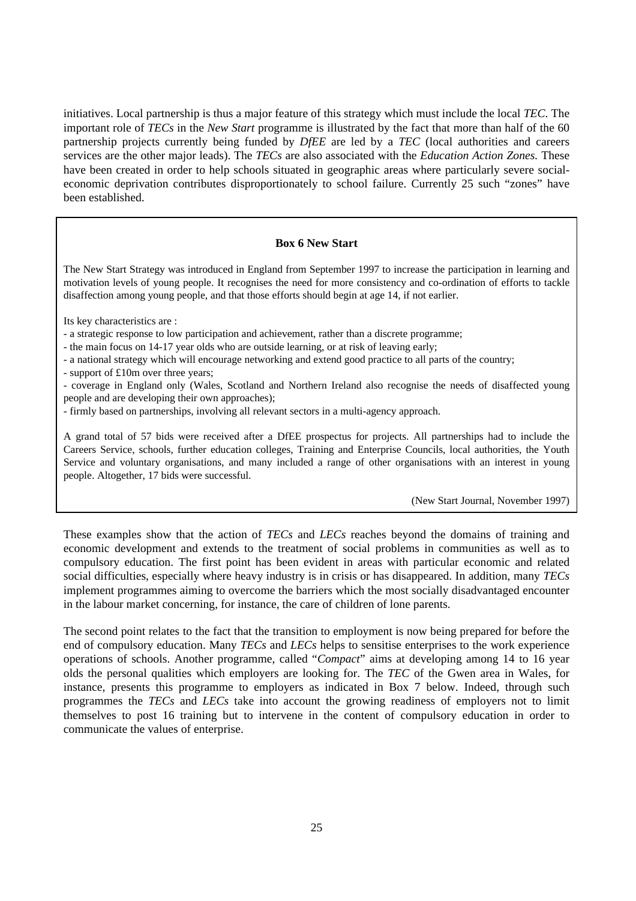initiatives. Local partnership is thus a major feature of this strategy which must include the local *TEC*. The important role of *TECs* in the *New Start* programme is illustrated by the fact that more than half of the 60 partnership projects currently being funded by *DfEE* are led by a *TEC* (local authorities and careers services are the other major leads). The *TECs* are also associated with the *Education Action Zones*. These have been created in order to help schools situated in geographic areas where particularly severe social-economic deprivation contributes disproportionately to school failure. Currently 25 such "zones" have been established.

**Box 6 New Start**

The New Start Strategy was introduced in England from September 1997 to increase the participation in learning and motivation levels of young people. It recognises the need for more consistency and co-ordination of efforts to tackle disaffection among young people, and that those efforts should begin at age 14, if not earlier.

Its key characteristics are :

- a strategic response to low participation and achievement, rather than a discrete programme;
- the main focus on 14-17 year olds who are outside learning, or at risk of leaving early;
- a national strategy which will encourage networking and extend good practice to all parts of the country;
- support of £10m over three years;
- coverage in England only (Wales, Scotland and Northern Ireland also recognise the needs of disaffected young people and are developing their own approaches);
- firmly based on partnerships, involving all relevant sectors in a multi-agency approach.

A grand total of 57 bids were received after a DfEE prospectus for projects. All partnerships had to include the Careers Service, schools, further education colleges, Training and Enterprise Councils, local authorities, the Youth Service and voluntary organisations, and many included a range of other organisations with an interest in young people. Altogether, 17 bids were successful.

(New Start Journal, November 1997)

These examples show that the action of *TECs* and *LECs* reaches beyond the domains of training and economic development and extends to the treatment of social problems in communities as well as to compulsory education. The first point has been evident in areas with particular economic and related social difficulties, especially where heavy industry is in crisis or has disappeared. In addition, many *TECs* implement programmes aiming to overcome the barriers which the most socially disadvantaged encounter in the labour market concerning, for instance, the care of children of lone parents.

The second point relates to the fact that the transition to employment is now being prepared for before the end of compulsory education. Many *TECs* and *LECs* helps to sensitise enterprises to the work experience operations of schools. Another programme, called "*Compact*" aims at developing among 14 to 16 year olds the personal qualities which employers are looking for. The *TEC* of the Gwen area in Wales, for instance, presents this programme to employers as indicated in Box 7 below. Indeed, through such programmes the *TECs* and *LECs* take into account the growing readiness of employers not to limit themselves to post 16 training but to intervene in the content of compulsory education in order to communicate the values of enterprise.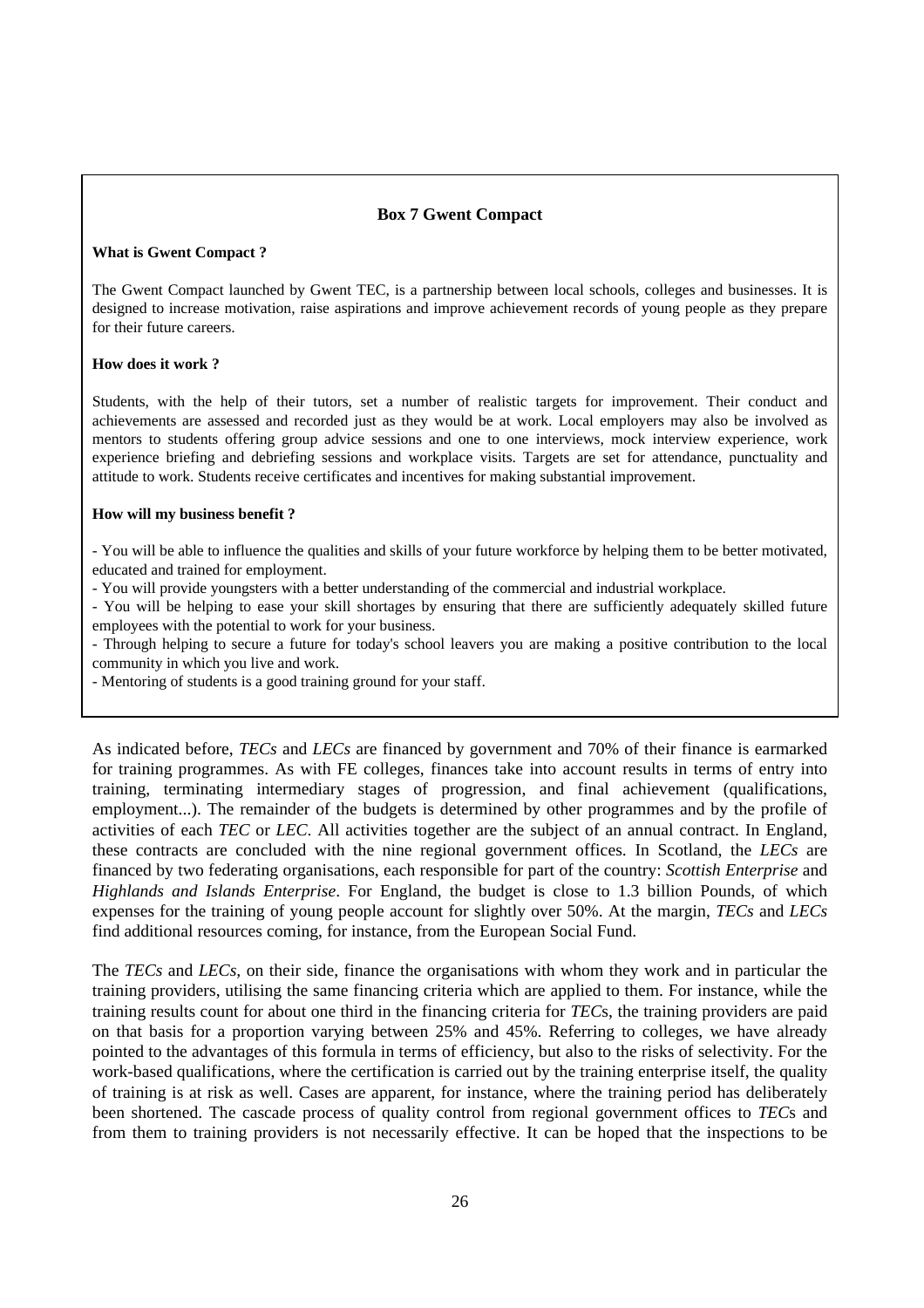**Box 7 Gwent Compact**

**What is Gwent Compact ?**

The Gwent Compact launched by Gwent TEC, is a partnership between local schools, colleges and businesses. It is designed to increase motivation, raise aspirations and improve achievement records of young people as they prepare for their future careers.

**How does it work ?**

Students, with the help of their tutors, set a number of realistic targets for improvement. Their conduct and achievements are assessed and recorded just as they would be at work. Local employers may also be involved as mentors to students offering group advice sessions and one to one interviews, mock interview experience, work experience briefing and debriefing sessions and workplace visits. Targets are set for attendance, punctuality and attitude to work. Students receive certificates and incentives for making substantial improvement.

**How will my business benefit ?**

- You will be able to influence the qualities and skills of your future workforce by helping them to be better motivated, educated and trained for employment.
- You will provide youngsters with a better understanding of the commercial and industrial workplace.
- You will be helping to ease your skill shortages by ensuring that there are sufficiently adequately skilled future employees with the potential to work for your business.
- Through helping to secure a future for today's school leavers you are making a positive contribution to the local community in which you live and work.
- Mentoring of students is a good training ground for your staff.

As indicated before, *TECs* and *LECs* are financed by government and 70% of their finance is earmarked for training programmes. As with FE colleges, finances take into account results in terms of entry into training, terminating intermediary stages of progression, and final achievement (qualifications, employment...). The remainder of the budgets is determined by other programmes and by the profile of activities of each *TEC* or *LEC*. All activities together are the subject of an annual contract. In England, these contracts are concluded with the nine regional government offices. In Scotland, the *LECs* are financed by two federating organisations, each responsible for part of the country: *Scottish Enterprise* and *Highlands and Islands Enterprise*. For England, the budget is close to 1.3 billion Pounds, of which expenses for the training of young people account for slightly over 50%. At the margin, *TECs* and *LECs* find additional resources coming, for instance, from the European Social Fund.

The *TECs* and *LECs*, on their side, finance the organisations with whom they work and in particular the training providers, utilising the same financing criteria which are applied to them. For instance, while the training results count for about one third in the financing criteria for *TEC*s, the training providers are paid on that basis for a proportion varying between 25% and 45%. Referring to colleges, we have already pointed to the advantages of this formula in terms of efficiency, but also to the risks of selectivity. For the work-based qualifications, where the certification is carried out by the training enterprise itself, the quality of training is at risk as well. Cases are apparent, for instance, where the training period has deliberately been shortened. The cascade process of quality control from regional government offices to *TEC*s and from them to training providers is not necessarily effective. It can be hoped that the inspections to be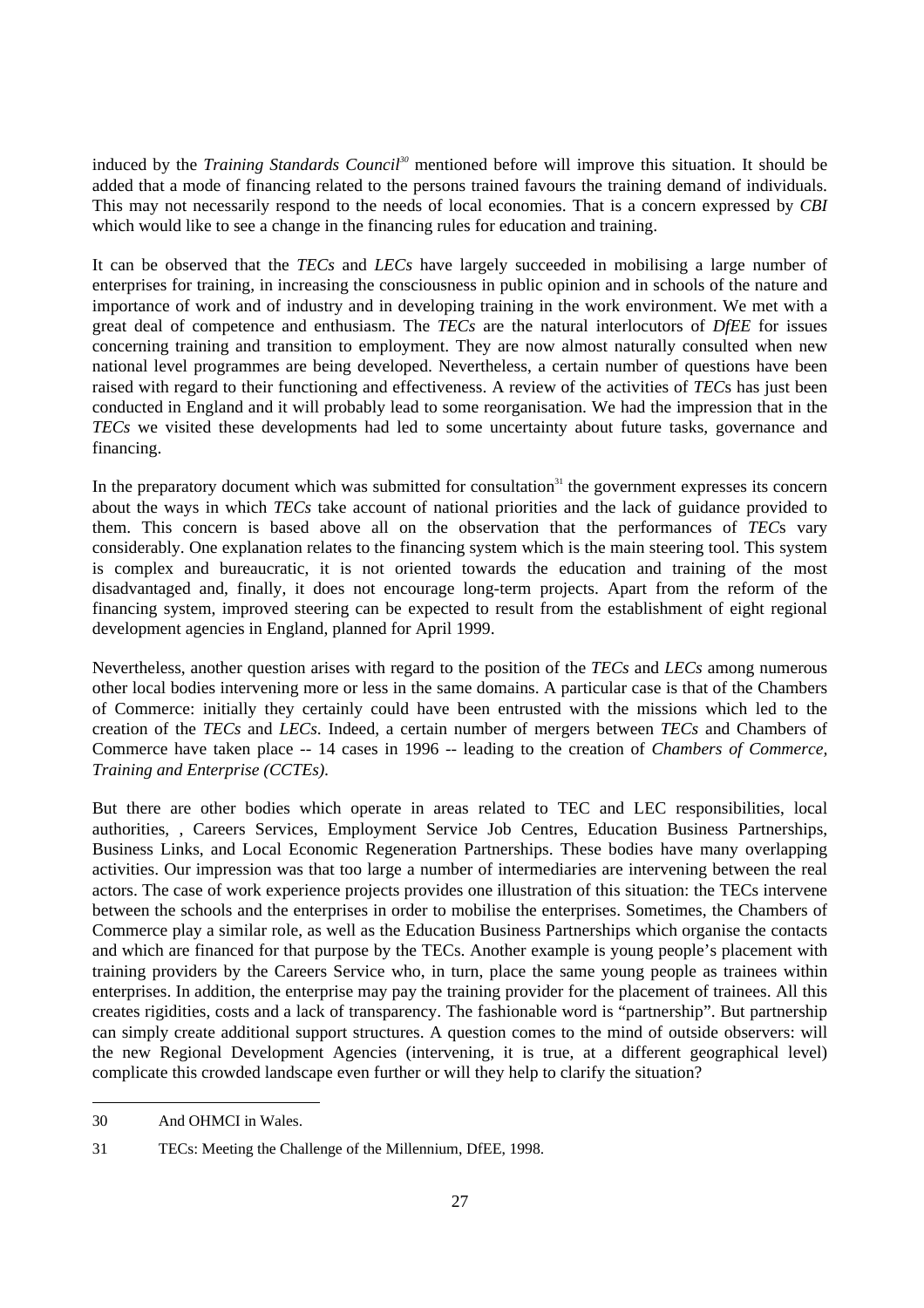induced by the *Training Standards Council*[30] mentioned before will improve this situation. It should be added that a mode of financing related to the persons trained favours the training demand of individuals. This may not necessarily respond to the needs of local economies. That is a concern expressed by *CBI* which would like to see a change in the financing rules for education and training.

It can be observed that the *TECs* and *LECs* have largely succeeded in mobilising a large number of enterprises for training, in increasing the consciousness in public opinion and in schools of the nature and importance of work and of industry and in developing training in the work environment. We met with a great deal of competence and enthusiasm. The *TECs* are the natural interlocutors of *DfEE* for issues concerning training and transition to employment. They are now almost naturally consulted when new national level programmes are being developed. Nevertheless, a certain number of questions have been raised with regard to their functioning and effectiveness. A review of the activities of *TEC*s has just been conducted in England and it will probably lead to some reorganisation. We had the impression that in the *TECs* we visited these developments had led to some uncertainty about future tasks, governance and financing.

In the preparatory document which was submitted for consultation[31] the government expresses its concern about the ways in which *TECs* take account of national priorities and the lack of guidance provided to them. This concern is based above all on the observation that the performances of *TEC*s vary considerably. One explanation relates to the financing system which is the main steering tool. This system is complex and bureaucratic, it is not oriented towards the education and training of the most disadvantaged and, finally, it does not encourage long-term projects. Apart from the reform of the financing system, improved steering can be expected to result from the establishment of eight regional development agencies in England, planned for April 1999.

Nevertheless, another question arises with regard to the position of the *TECs* and *LECs* among numerous other local bodies intervening more or less in the same domains. A particular case is that of the Chambers of Commerce: initially they certainly could have been entrusted with the missions which led to the creation of the *TECs* and *LECs*. Indeed, a certain number of mergers between *TECs* and Chambers of Commerce have taken place -- 14 cases in 1996 -- leading to the creation of *Chambers of Commerce, Training and Enterprise (CCTEs)*.

But there are other bodies which operate in areas related to TEC and LEC responsibilities, local authorities, , Careers Services, Employment Service Job Centres, Education Business Partnerships, Business Links, and Local Economic Regeneration Partnerships. These bodies have many overlapping activities. Our impression was that too large a number of intermediaries are intervening between the real actors. The case of work experience projects provides one illustration of this situation: the TECs intervene between the schools and the enterprises in order to mobilise the enterprises. Sometimes, the Chambers of Commerce play a similar role, as well as the Education Business Partnerships which organise the contacts and which are financed for that purpose by the TECs. Another example is young people's placement with training providers by the Careers Service who, in turn, place the same young people as trainees within enterprises. In addition, the enterprise may pay the training provider for the placement of trainees. All this creates rigidities, costs and a lack of transparency. The fashionable word is "partnership". But partnership can simply create additional support structures. A question comes to the mind of outside observers: will the new Regional Development Agencies (intervening, it is true, at a different geographical level) complicate this crowded landscape even further or will they help to clarify the situation?

---

30 And OHMCI in Wales.

31 TECs: Meeting the Challenge of the Millennium, DfEE, 1998.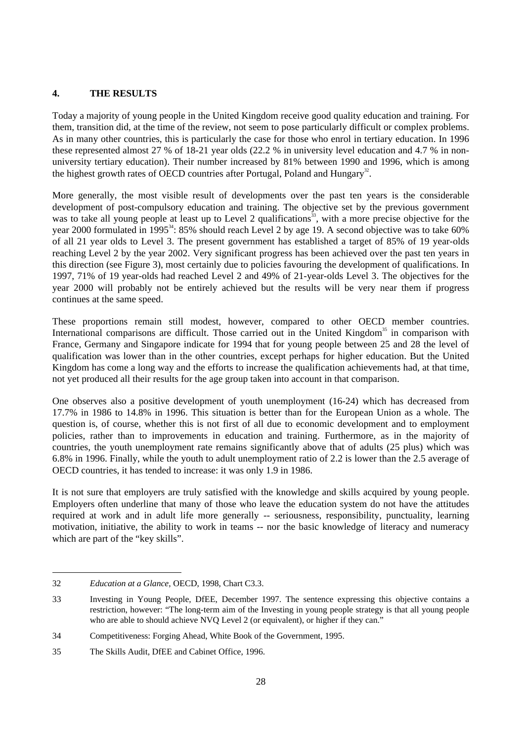## 4. THE RESULTS

Today a majority of young people in the United Kingdom receive good quality education and training. For them, transition did, at the time of the review, not seem to pose particularly difficult or complex problems. As in many other countries, this is particularly the case for those who enrol in tertiary education. In 1996 these represented almost 27 % of 18-21 year olds (22.2 % in university level education and 4.7 % in non-university tertiary education). Their number increased by 81% between 1990 and 1996, which is among the highest growth rates of OECD countries after Portugal, Poland and Hungary[32].

More generally, the most visible result of developments over the past ten years is the considerable development of post-compulsory education and training. The objective set by the previous government was to take all young people at least up to Level 2 qualifications[33], with a more precise objective for the year 2000 formulated in 1995[34]: 85% should reach Level 2 by age 19. A second objective was to take 60% of all 21 year olds to Level 3. The present government has established a target of 85% of 19 year-olds reaching Level 2 by the year 2002. Very significant progress has been achieved over the past ten years in this direction (see Figure 3), most certainly due to policies favouring the development of qualifications. In 1997, 71% of 19 year-olds had reached Level 2 and 49% of 21-year-olds Level 3. The objectives for the year 2000 will probably not be entirely achieved but the results will be very near them if progress continues at the same speed.

These proportions remain still modest, however, compared to other OECD member countries. International comparisons are difficult. Those carried out in the United Kingdom[35] in comparison with France, Germany and Singapore indicate for 1994 that for young people between 25 and 28 the level of qualification was lower than in the other countries, except perhaps for higher education. But the United Kingdom has come a long way and the efforts to increase the qualification achievements had, at that time, not yet produced all their results for the age group taken into account in that comparison.

One observes also a positive development of youth unemployment (16-24) which has decreased from 17.7% in 1986 to 14.8% in 1996. This situation is better than for the European Union as a whole. The question is, of course, whether this is not first of all due to economic development and to employment policies, rather than to improvements in education and training. Furthermore, as in the majority of countries, the youth unemployment rate remains significantly above that of adults (25 plus) which was 6.8% in 1996. Finally, while the youth to adult unemployment ratio of 2.2 is lower than the 2.5 average of OECD countries, it has tended to increase: it was only 1.9 in 1986.

It is not sure that employers are truly satisfied with the knowledge and skills acquired by young people. Employers often underline that many of those who leave the education system do not have the attitudes required at work and in adult life more generally -- seriousness, responsibility, punctuality, learning motivation, initiative, the ability to work in teams -- nor the basic knowledge of literacy and numeracy which are part of the "key skills".

---

32 *Education at a Glance*, OECD, 1998, Chart C3.3.

33 Investing in Young People, DfEE, December 1997. The sentence expressing this objective contains a restriction, however: "The long-term aim of the Investing in young people strategy is that all young people who are able to should achieve NVQ Level 2 (or equivalent), or higher if they can."

34 Competitiveness: Forging Ahead, White Book of the Government, 1995.

35 The Skills Audit, DfEE and Cabinet Office, 1996.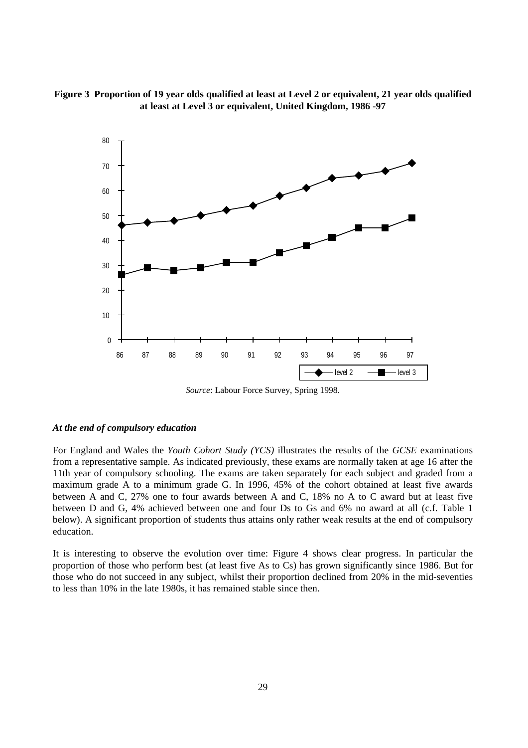**Figure 3 Proportion of 19 year olds qualified at least at Level 2 or equivalent, 21 year olds qualified at least at Level 3 or equivalent, United Kingdom, 1986 -97**

*Source*: Labour Force Survey, Spring 1998.

### *At the end of compulsory education*

For England and Wales the *Youth Cohort Study (YCS)* illustrates the results of the *GCSE* examinations from a representative sample. As indicated previously, these exams are normally taken at age 16 after the 11th year of compulsory schooling. The exams are taken separately for each subject and graded from a maximum grade A to a minimum grade G. In 1996, 45% of the cohort obtained at least five awards between A and C, 27% one to four awards between A and C, 18% no A to C award but at least five between D and G, 4% achieved between one and four Ds to Gs and 6% no award at all (c.f. Table 1 below). A significant proportion of students thus attains only rather weak results at the end of compulsory education.

It is interesting to observe the evolution over time: Figure 4 shows clear progress. In particular the proportion of those who perform best (at least five As to Cs) has grown significantly since 1986. But for those who do not succeed in any subject, whilst their proportion declined from 20% in the mid-seventies to less than 10% in the late 1980s, it has remained stable since then.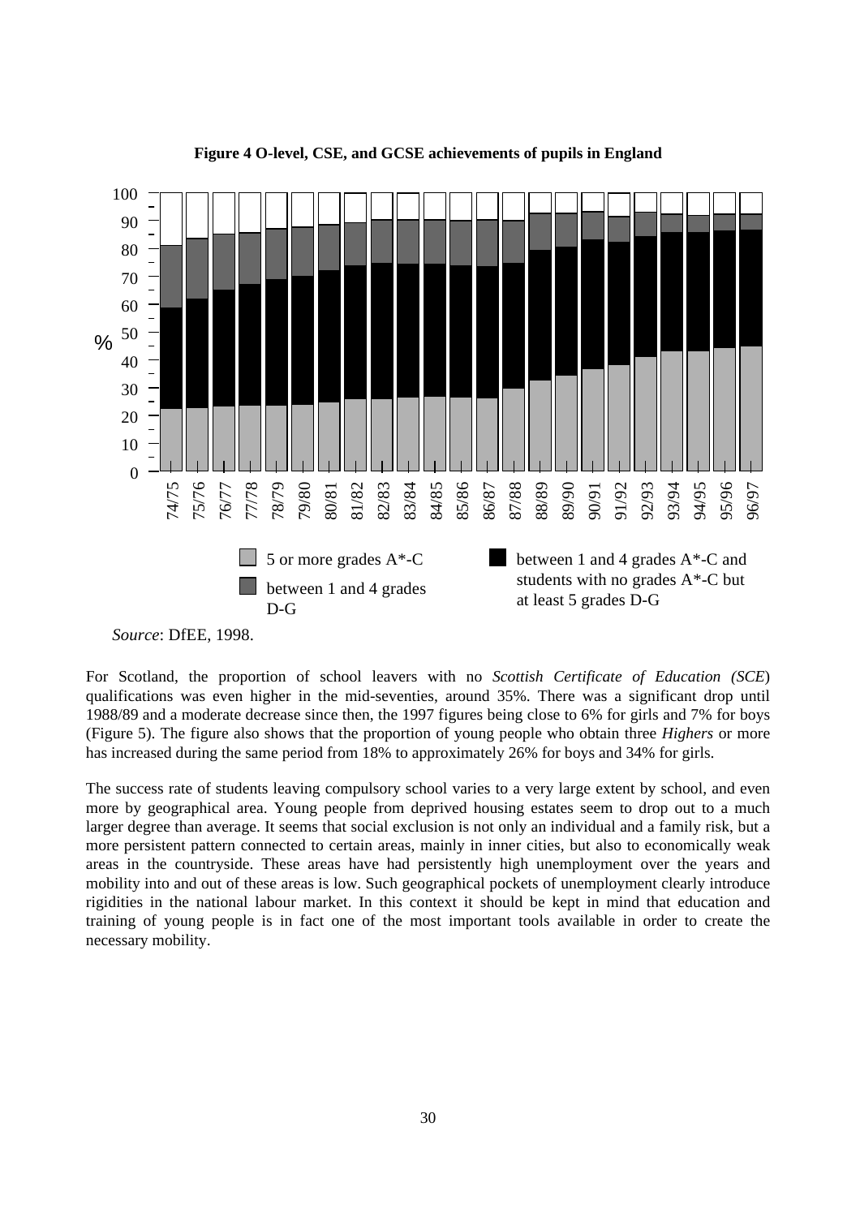**Figure 4 O-level, CSE, and GCSE achievements of pupils in England**

*Source*: DfEE, 1998.

For Scotland, the proportion of school leavers with no *Scottish Certificate of Education (SCE*) qualifications was even higher in the mid-seventies, around 35%. There was a significant drop until 1988/89 and a moderate decrease since then, the 1997 figures being close to 6% for girls and 7% for boys (Figure 5). The figure also shows that the proportion of young people who obtain three *Highers* or more has increased during the same period from 18% to approximately 26% for boys and 34% for girls.

The success rate of students leaving compulsory school varies to a very large extent by school, and even more by geographical area. Young people from deprived housing estates seem to drop out to a much larger degree than average. It seems that social exclusion is not only an individual and a family risk, but a more persistent pattern connected to certain areas, mainly in inner cities, but also to economically weak areas in the countryside. These areas have had persistently high unemployment over the years and mobility into and out of these areas is low. Such geographical pockets of unemployment clearly introduce rigidities in the national labour market. In this context it should be kept in mind that education and training of young people is in fact one of the most important tools available in order to create the necessary mobility.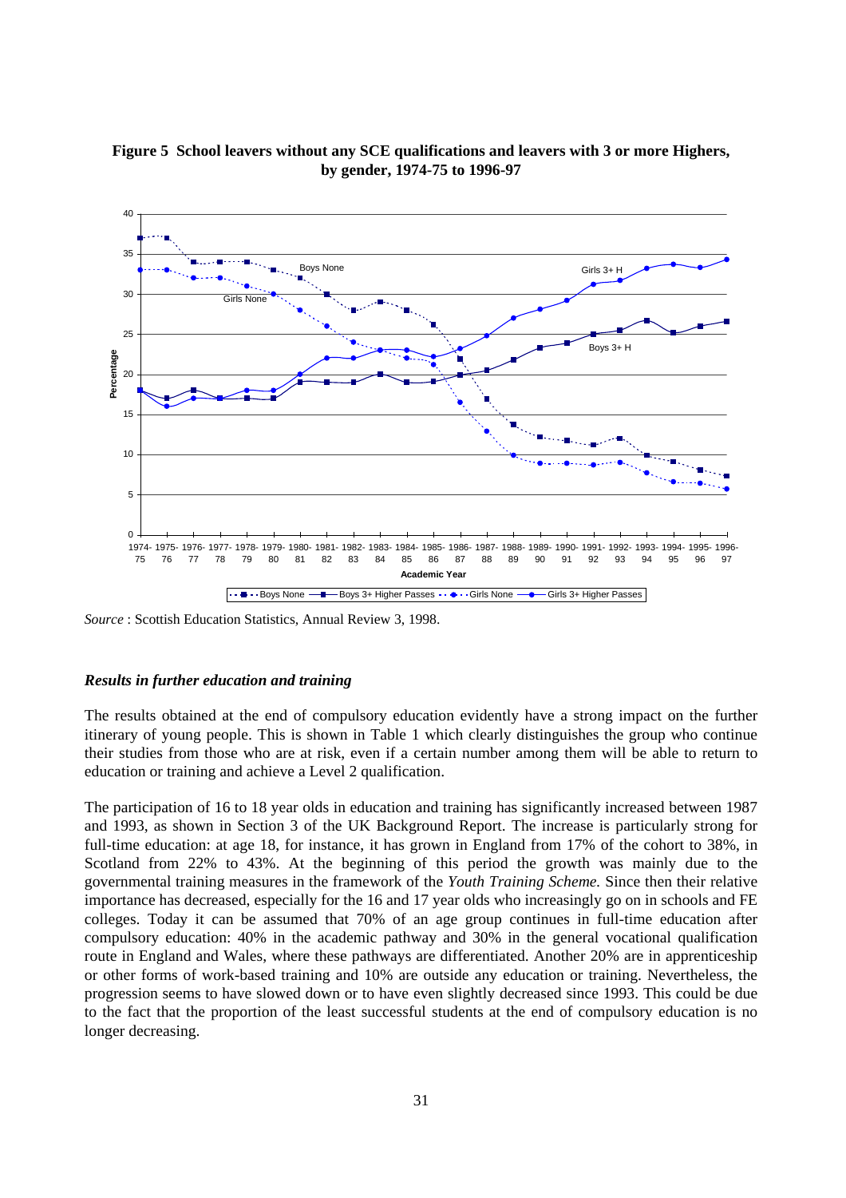**Figure 5 School leavers without any SCE qualifications and leavers with 3 or more Highers, by gender, 1974-75 to 1996-97**

*Source* : Scottish Education Statistics, Annual Review 3, 1998.

### *Results in further education and training*

The results obtained at the end of compulsory education evidently have a strong impact on the further itinerary of young people. This is shown in Table 1 which clearly distinguishes the group who continue their studies from those who are at risk, even if a certain number among them will be able to return to education or training and achieve a Level 2 qualification.

The participation of 16 to 18 year olds in education and training has significantly increased between 1987 and 1993, as shown in Section 3 of the UK Background Report. The increase is particularly strong for full-time education: at age 18, for instance, it has grown in England from 17% of the cohort to 38%, in Scotland from 22% to 43%. At the beginning of this period the growth was mainly due to the governmental training measures in the framework of the *Youth Training Scheme.* Since then their relative importance has decreased, especially for the 16 and 17 year olds who increasingly go on in schools and FE colleges. Today it can be assumed that 70% of an age group continues in full-time education after compulsory education: 40% in the academic pathway and 30% in the general vocational qualification route in England and Wales, where these pathways are differentiated. Another 20% are in apprenticeship or other forms of work-based training and 10% are outside any education or training. Nevertheless, the progression seems to have slowed down or to have even slightly decreased since 1993. This could be due to the fact that the proportion of the least successful students at the end of compulsory education is no longer decreasing.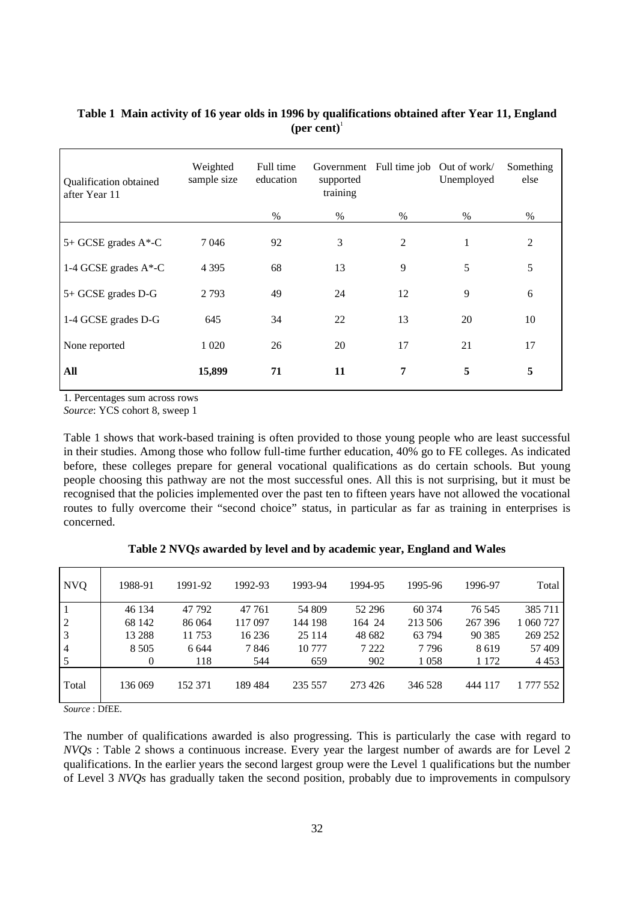**Table 1 Main activity of 16 year olds in 1996 by qualifications obtained after Year 11, England (per cent)**[1]

| Qualification obtained after Year 11 | Weighted sample size | Full time education | Government supported training | Full time job | Out of work/ Unemployed | Something else |
|---|---|---|---|---|---|---|
| | | % | % | % | % | % |
| 5+ GCSE grades A*-C | 7 046 | 92 | 3 | 2 | 1 | 2 |
| 1-4 GCSE grades A*-C | 4 395 | 68 | 13 | 9 | 5 | 5 |
| 5+ GCSE grades D-G | 2 793 | 49 | 24 | 12 | 9 | 6 |
| 1-4 GCSE grades D-G | 645 | 34 | 22 | 13 | 20 | 10 |
| None reported | 1 020 | 26 | 20 | 17 | 21 | 17 |
| **All** | **15,899** | **71** | **11** | **7** | **5** | **5** |

1. Percentages sum across rows
*Source*: YCS cohort 8, sweep 1

Table 1 shows that work-based training is often provided to those young people who are least successful in their studies. Among those who follow full-time further education, 40% go to FE colleges. As indicated before, these colleges prepare for general vocational qualifications as do certain schools. But young people choosing this pathway are not the most successful ones. All this is not surprising, but it must be recognised that the policies implemented over the past ten to fifteen years have not allowed the vocational routes to fully overcome their "second choice" status, in particular as far as training in enterprises is concerned.

**Table 2 NVQ*s* awarded by level and by academic year, England and Wales**

| NVQ | 1988-91 | 1991-92 | 1992-93 | 1993-94 | 1994-95 | 1995-96 | 1996-97 | Total |
|---|---|---|---|---|---|---|---|---|
| 1 | 46 134 | 47 792 | 47 761 | 54 809 | 52 296 | 60 374 | 76 545 | 385 711 |
| 2 | 68 142 | 86 064 | 117 097 | 144 198 | 164 24 | 213 506 | 267 396 | 1 060 727 |
| 3 | 13 288 | 11 753 | 16 236 | 25 114 | 48 682 | 63 794 | 90 385 | 269 252 |
| 4 | 8 505 | 6 644 | 7 846 | 10 777 | 7 222 | 7 796 | 8 619 | 57 409 |
| 5 | 0 | 118 | 544 | 659 | 902 | 1 058 | 1 172 | 4 453 |
| Total | 136 069 | 152 371 | 189 484 | 235 557 | 273 426 | 346 528 | 444 117 | 1 777 552 |

*Source* : DfEE.

The number of qualifications awarded is also progressing. This is particularly the case with regard to *NVQs* : Table 2 shows a continuous increase. Every year the largest number of awards are for Level 2 qualifications. In the earlier years the second largest group were the Level 1 qualifications but the number of Level 3 *NVQs* has gradually taken the second position, probably due to improvements in compulsory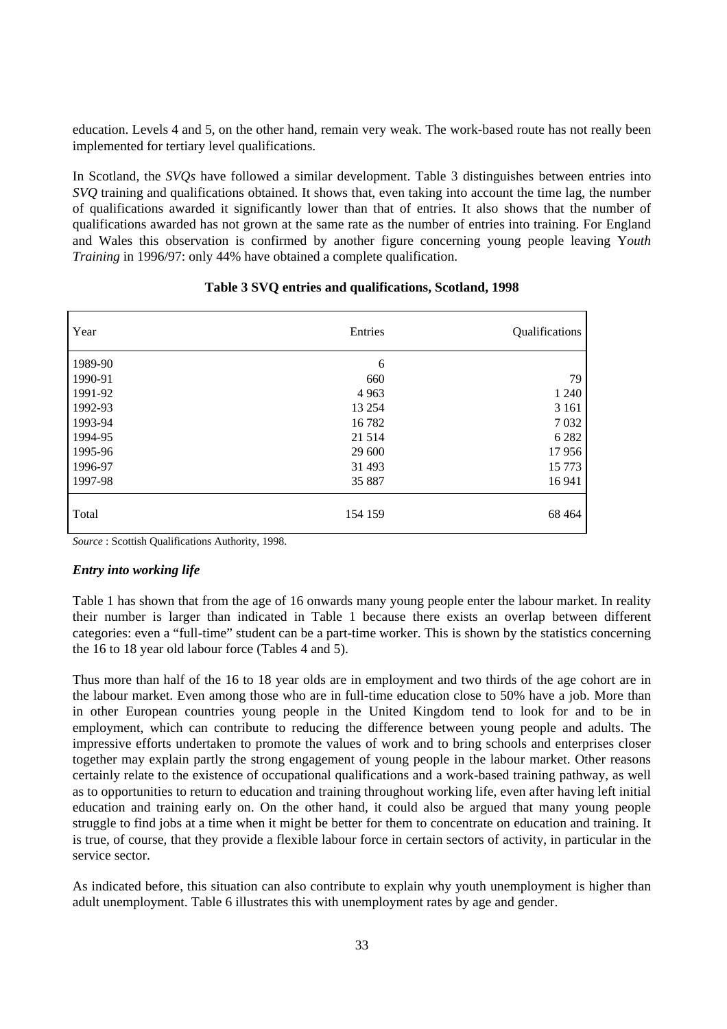education. Levels 4 and 5, on the other hand, remain very weak. The work-based route has not really been implemented for tertiary level qualifications.

In Scotland, the *SVQs* have followed a similar development. Table 3 distinguishes between entries into *SVQ* training and qualifications obtained. It shows that, even taking into account the time lag, the number of qualifications awarded it significantly lower than that of entries. It also shows that the number of qualifications awarded has not grown at the same rate as the number of entries into training. For England and Wales this observation is confirmed by another figure concerning young people leaving Y*outh Training* in 1996/97: only 44% have obtained a complete qualification.

**Table 3 SVQ entries and qualifications, Scotland, 1998**

| Year | Entries | Qualifications |
|---|---|---|
| 1989-90 | 6 | |
| 1990-91 | 660 | 79 |
| 1991-92 | 4 963 | 1 240 |
| 1992-93 | 13 254 | 3 161 |
| 1993-94 | 16 782 | 7 032 |
| 1994-95 | 21 514 | 6 282 |
| 1995-96 | 29 600 | 17 956 |
| 1996-97 | 31 493 | 15 773 |
| 1997-98 | 35 887 | 16 941 |
| Total | 154 159 | 68 464 |

*Source* : Scottish Qualifications Authority, 1998.

***Entry into working life***

Table 1 has shown that from the age of 16 onwards many young people enter the labour market. In reality their number is larger than indicated in Table 1 because there exists an overlap between different categories: even a "full-time" student can be a part-time worker. This is shown by the statistics concerning the 16 to 18 year old labour force (Tables 4 and 5).

Thus more than half of the 16 to 18 year olds are in employment and two thirds of the age cohort are in the labour market. Even among those who are in full-time education close to 50% have a job. More than in other European countries young people in the United Kingdom tend to look for and to be in employment, which can contribute to reducing the difference between young people and adults. The impressive efforts undertaken to promote the values of work and to bring schools and enterprises closer together may explain partly the strong engagement of young people in the labour market. Other reasons certainly relate to the existence of occupational qualifications and a work-based training pathway, as well as to opportunities to return to education and training throughout working life, even after having left initial education and training early on. On the other hand, it could also be argued that many young people struggle to find jobs at a time when it might be better for them to concentrate on education and training. It is true, of course, that they provide a flexible labour force in certain sectors of activity, in particular in the service sector.

As indicated before, this situation can also contribute to explain why youth unemployment is higher than adult unemployment. Table 6 illustrates this with unemployment rates by age and gender.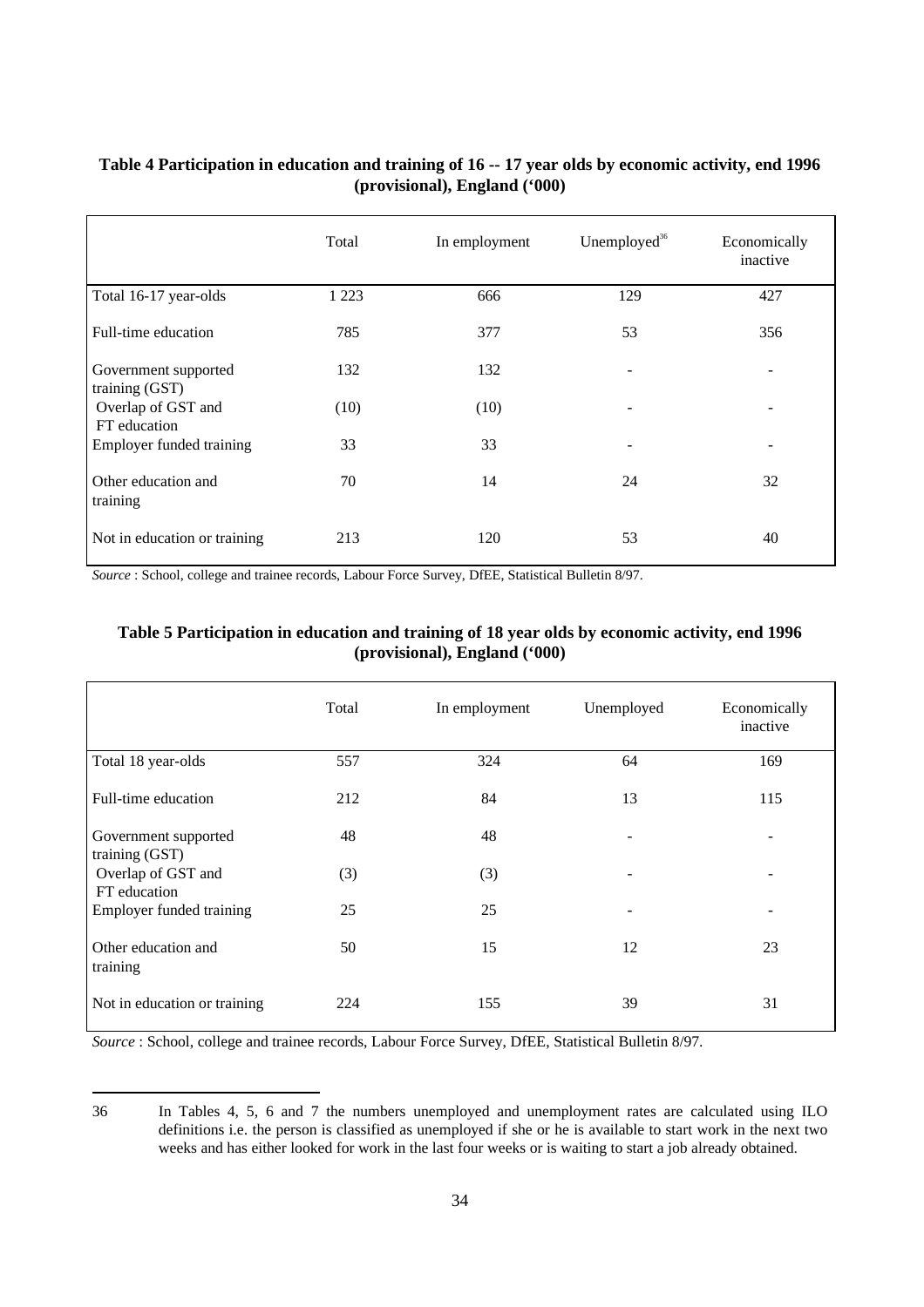**Table 4 Participation in education and training of 16 -- 17 year olds by economic activity, end 1996 (provisional), England ('000)**

| | Total | In employment | Unemployed[36] | Economically inactive |
|---|---|---|---|---|
| Total 16-17 year-olds | 1 223 | 666 | 129 | 427 |
| Full-time education | 785 | 377 | 53 | 356 |
| Government supported training (GST) | 132 | 132 | - | - |
| Overlap of GST and FT education | (10) | (10) | - | - |
| Employer funded training | 33 | 33 | - | - |
| Other education and training | 70 | 14 | 24 | 32 |
| Not in education or training | 213 | 120 | 53 | 40 |

*Source* : School, college and trainee records, Labour Force Survey, DfEE, Statistical Bulletin 8/97.

**Table 5 Participation in education and training of 18 year olds by economic activity, end 1996 (provisional), England ('000)**

| | Total | In employment | Unemployed | Economically inactive |
|---|---|---|---|---|
| Total 18 year-olds | 557 | 324 | 64 | 169 |
| Full-time education | 212 | 84 | 13 | 115 |
| Government supported training (GST) | 48 | 48 | - | - |
| Overlap of GST and FT education | (3) | (3) | - | - |
| Employer funded training | 25 | 25 | - | - |
| Other education and training | 50 | 15 | 12 | 23 |
| Not in education or training | 224 | 155 | 39 | 31 |

*Source* : School, college and trainee records, Labour Force Survey, DfEE, Statistical Bulletin 8/97.

36 In Tables 4, 5, 6 and 7 the numbers unemployed and unemployment rates are calculated using ILO definitions i.e. the person is classified as unemployed if she or he is available to start work in the next two weeks and has either looked for work in the last four weeks or is waiting to start a job already obtained.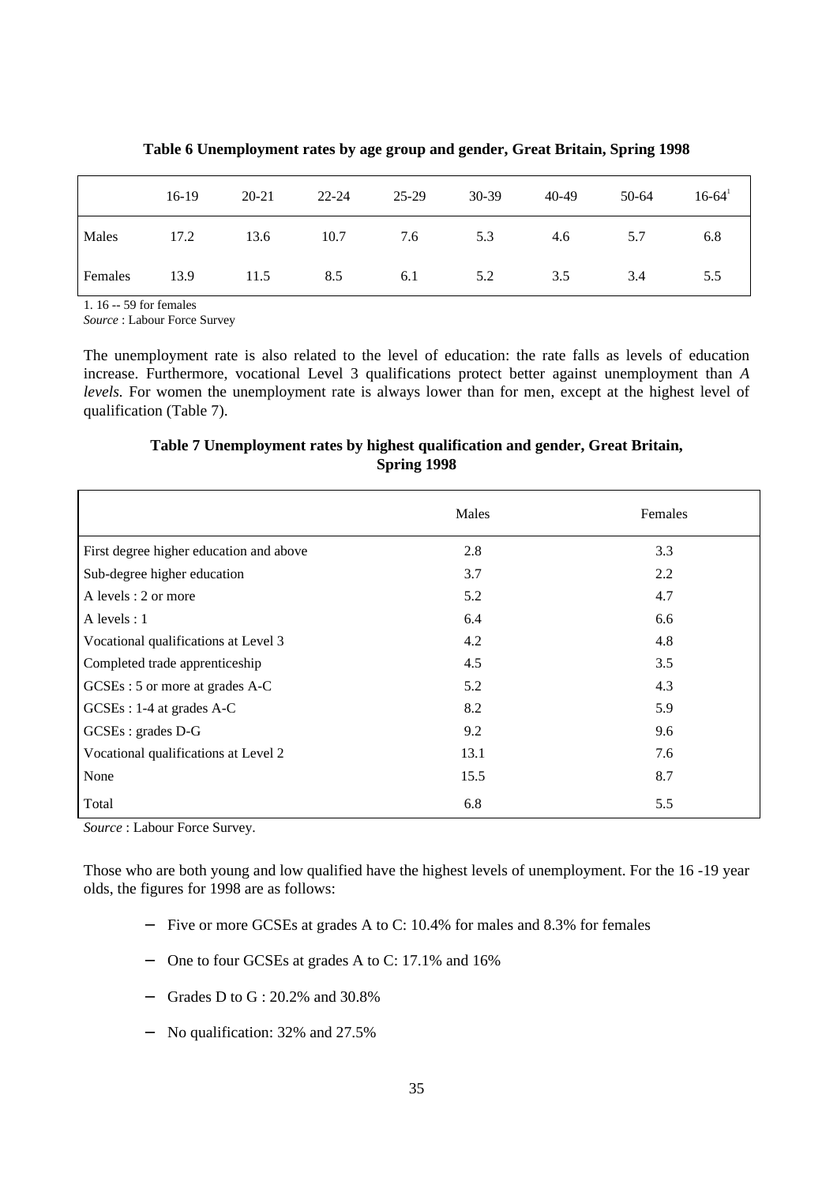**Table 6 Unemployment rates by age group and gender, Great Britain, Spring 1998**

| | 16-19 | 20-21 | 22-24 | 25-29 | 30-39 | 40-49 | 50-64 | 16-64[1] |
|---|---|---|---|---|---|---|---|---|
| Males | 17.2 | 13.6 | 10.7 | 7.6 | 5.3 | 4.6 | 5.7 | 6.8 |
| Females | 13.9 | 11.5 | 8.5 | 6.1 | 5.2 | 3.5 | 3.4 | 5.5 |

1. 16 -- 59 for females

*Source* : Labour Force Survey

The unemployment rate is also related to the level of education: the rate falls as levels of education increase. Furthermore, vocational Level 3 qualifications protect better against unemployment than *A levels.* For women the unemployment rate is always lower than for men, except at the highest level of qualification (Table 7).

**Table 7 Unemployment rates by highest qualification and gender, Great Britain, Spring 1998**

| | Males | Females |
|---|---|---|
| First degree higher education and above | 2.8 | 3.3 |
| Sub-degree higher education | 3.7 | 2.2 |
| A levels : 2 or more | 5.2 | 4.7 |
| A levels : 1 | 6.4 | 6.6 |
| Vocational qualifications at Level 3 | 4.2 | 4.8 |
| Completed trade apprenticeship | 4.5 | 3.5 |
| GCSEs : 5 or more at grades A-C | 5.2 | 4.3 |
| GCSEs : 1-4 at grades A-C | 8.2 | 5.9 |
| GCSEs : grades D-G | 9.2 | 9.6 |
| Vocational qualifications at Level 2 | 13.1 | 7.6 |
| None | 15.5 | 8.7 |
| Total | 6.8 | 5.5 |

*Source* : Labour Force Survey.

Those who are both young and low qualified have the highest levels of unemployment. For the 16 -19 year olds, the figures for 1998 are as follows:

- Five or more GCSEs at grades A to C: 10.4% for males and 8.3% for females
- One to four GCSEs at grades A to C: 17.1% and 16%
- Grades D to G : 20.2% and 30.8%
- No qualification: 32% and 27.5%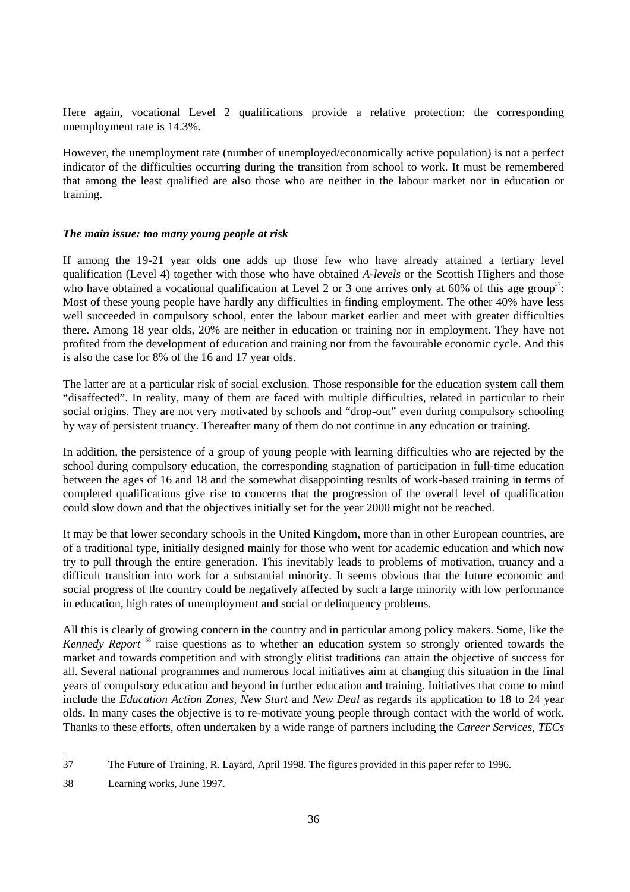Here again, vocational Level 2 qualifications provide a relative protection: the corresponding unemployment rate is 14.3%.

However, the unemployment rate (number of unemployed/economically active population) is not a perfect indicator of the difficulties occurring during the transition from school to work. It must be remembered that among the least qualified are also those who are neither in the labour market nor in education or training.

***The main issue: too many young people at risk***

If among the 19-21 year olds one adds up those few who have already attained a tertiary level qualification (Level 4) together with those who have obtained *A-levels* or the Scottish Highers and those who have obtained a vocational qualification at Level 2 or 3 one arrives only at 60% of this age group[37]: Most of these young people have hardly any difficulties in finding employment. The other 40% have less well succeeded in compulsory school, enter the labour market earlier and meet with greater difficulties there. Among 18 year olds, 20% are neither in education or training nor in employment. They have not profited from the development of education and training nor from the favourable economic cycle. And this is also the case for 8% of the 16 and 17 year olds.

The latter are at a particular risk of social exclusion. Those responsible for the education system call them "disaffected". In reality, many of them are faced with multiple difficulties, related in particular to their social origins. They are not very motivated by schools and "drop-out" even during compulsory schooling by way of persistent truancy. Thereafter many of them do not continue in any education or training.

In addition, the persistence of a group of young people with learning difficulties who are rejected by the school during compulsory education, the corresponding stagnation of participation in full-time education between the ages of 16 and 18 and the somewhat disappointing results of work-based training in terms of completed qualifications give rise to concerns that the progression of the overall level of qualification could slow down and that the objectives initially set for the year 2000 might not be reached.

It may be that lower secondary schools in the United Kingdom, more than in other European countries, are of a traditional type, initially designed mainly for those who went for academic education and which now try to pull through the entire generation. This inevitably leads to problems of motivation, truancy and a difficult transition into work for a substantial minority. It seems obvious that the future economic and social progress of the country could be negatively affected by such a large minority with low performance in education, high rates of unemployment and social or delinquency problems.

All this is clearly of growing concern in the country and in particular among policy makers. Some, like the *Kennedy Report* [38] raise questions as to whether an education system so strongly oriented towards the market and towards competition and with strongly elitist traditions can attain the objective of success for all. Several national programmes and numerous local initiatives aim at changing this situation in the final years of compulsory education and beyond in further education and training. Initiatives that come to mind include the *Education Action Zones, New Start* and *New Deal* as regards its application to 18 to 24 year olds. In many cases the objective is to re-motivate young people through contact with the world of work. Thanks to these efforts, often undertaken by a wide range of partners including the *Career Services, TECs*

---

37 The Future of Training, R. Layard, April 1998. The figures provided in this paper refer to 1996.

38 Learning works, June 1997.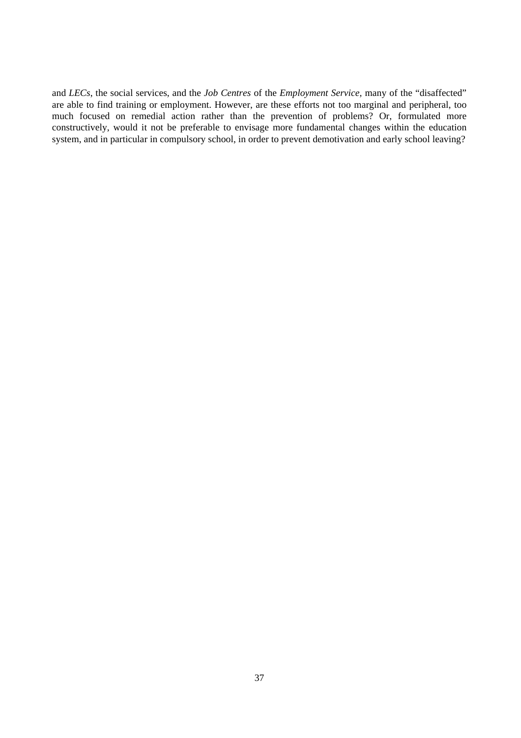and *LECs*, the social services, and the *Job Centres* of the *Employment Service,* many of the "disaffected" are able to find training or employment. However, are these efforts not too marginal and peripheral, too much focused on remedial action rather than the prevention of problems? Or, formulated more constructively, would it not be preferable to envisage more fundamental changes within the education system, and in particular in compulsory school, in order to prevent demotivation and early school leaving?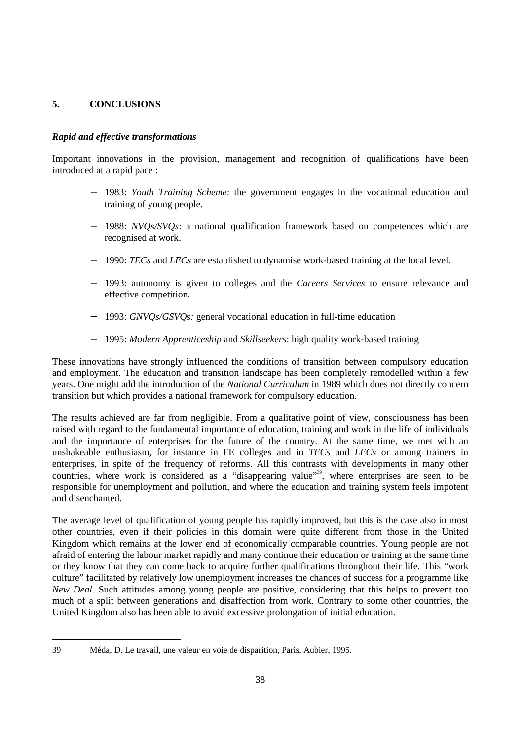## 5. CONCLUSIONS

***Rapid and effective transformations***

Important innovations in the provision, management and recognition of qualifications have been introduced at a rapid pace :

- 1983: *Youth Training Scheme*: the government engages in the vocational education and training of young people.
- 1988: *NVQs/SVQs*: a national qualification framework based on competences which are recognised at work.
- 1990: *TECs* and *LECs* are established to dynamise work-based training at the local level.
- 1993: autonomy is given to colleges and the *Careers Services* to ensure relevance and effective competition.
- 1993: *GNVQs/GSVQs:* general vocational education in full-time education
- 1995: *Modern Apprenticeship* and *Skillseekers*: high quality work-based training

These innovations have strongly influenced the conditions of transition between compulsory education and employment. The education and transition landscape has been completely remodelled within a few years. One might add the introduction of the *National Curriculum* in 1989 which does not directly concern transition but which provides a national framework for compulsory education.

The results achieved are far from negligible. From a qualitative point of view, consciousness has been raised with regard to the fundamental importance of education, training and work in the life of individuals and the importance of enterprises for the future of the country. At the same time, we met with an unshakeable enthusiasm, for instance in FE colleges and in *TECs* and *LECs* or among trainers in enterprises, in spite of the frequency of reforms. All this contrasts with developments in many other countries, where work is considered as a "disappearing value"[39], where enterprises are seen to be responsible for unemployment and pollution, and where the education and training system feels impotent and disenchanted.

The average level of qualification of young people has rapidly improved, but this is the case also in most other countries, even if their policies in this domain were quite different from those in the United Kingdom which remains at the lower end of economically comparable countries. Young people are not afraid of entering the labour market rapidly and many continue their education or training at the same time or they know that they can come back to acquire further qualifications throughout their life. This "work culture" facilitated by relatively low unemployment increases the chances of success for a programme like *New Deal*. Such attitudes among young people are positive, considering that this helps to prevent too much of a split between generations and disaffection from work. Contrary to some other countries, the United Kingdom also has been able to avoid excessive prolongation of initial education.

---

39 Méda, D. Le travail, une valeur en voie de disparition, Paris, Aubier, 1995.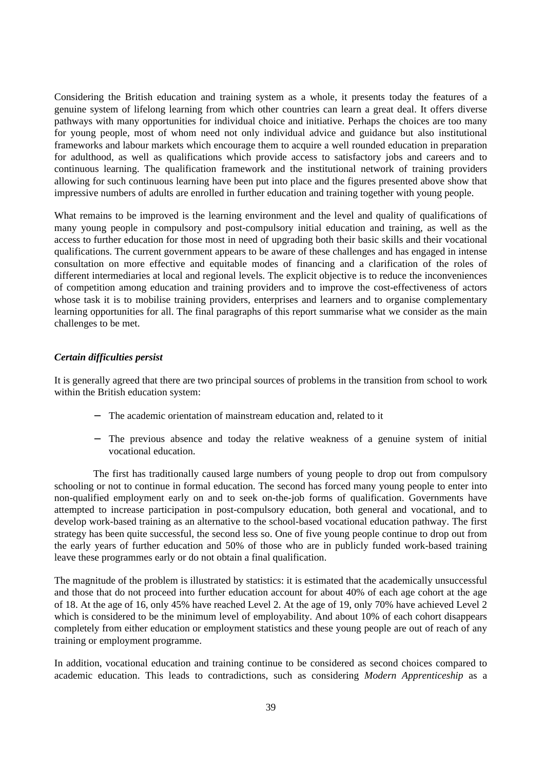Considering the British education and training system as a whole, it presents today the features of a genuine system of lifelong learning from which other countries can learn a great deal. It offers diverse pathways with many opportunities for individual choice and initiative. Perhaps the choices are too many for young people, most of whom need not only individual advice and guidance but also institutional frameworks and labour markets which encourage them to acquire a well rounded education in preparation for adulthood, as well as qualifications which provide access to satisfactory jobs and careers and to continuous learning. The qualification framework and the institutional network of training providers allowing for such continuous learning have been put into place and the figures presented above show that impressive numbers of adults are enrolled in further education and training together with young people.

What remains to be improved is the learning environment and the level and quality of qualifications of many young people in compulsory and post-compulsory initial education and training, as well as the access to further education for those most in need of upgrading both their basic skills and their vocational qualifications. The current government appears to be aware of these challenges and has engaged in intense consultation on more effective and equitable modes of financing and a clarification of the roles of different intermediaries at local and regional levels. The explicit objective is to reduce the inconveniences of competition among education and training providers and to improve the cost-effectiveness of actors whose task it is to mobilise training providers, enterprises and learners and to organise complementary learning opportunities for all. The final paragraphs of this report summarise what we consider as the main challenges to be met.

### *Certain difficulties persist*

It is generally agreed that there are two principal sources of problems in the transition from school to work within the British education system:

- The academic orientation of mainstream education and, related to it
- The previous absence and today the relative weakness of a genuine system of initial vocational education.

The first has traditionally caused large numbers of young people to drop out from compulsory schooling or not to continue in formal education. The second has forced many young people to enter into non-qualified employment early on and to seek on-the-job forms of qualification. Governments have attempted to increase participation in post-compulsory education, both general and vocational, and to develop work-based training as an alternative to the school-based vocational education pathway. The first strategy has been quite successful, the second less so. One of five young people continue to drop out from the early years of further education and 50% of those who are in publicly funded work-based training leave these programmes early or do not obtain a final qualification.

The magnitude of the problem is illustrated by statistics: it is estimated that the academically unsuccessful and those that do not proceed into further education account for about 40% of each age cohort at the age of 18. At the age of 16, only 45% have reached Level 2. At the age of 19, only 70% have achieved Level 2 which is considered to be the minimum level of employability. And about 10% of each cohort disappears completely from either education or employment statistics and these young people are out of reach of any training or employment programme.

In addition, vocational education and training continue to be considered as second choices compared to academic education. This leads to contradictions, such as considering *Modern Apprenticeship* as a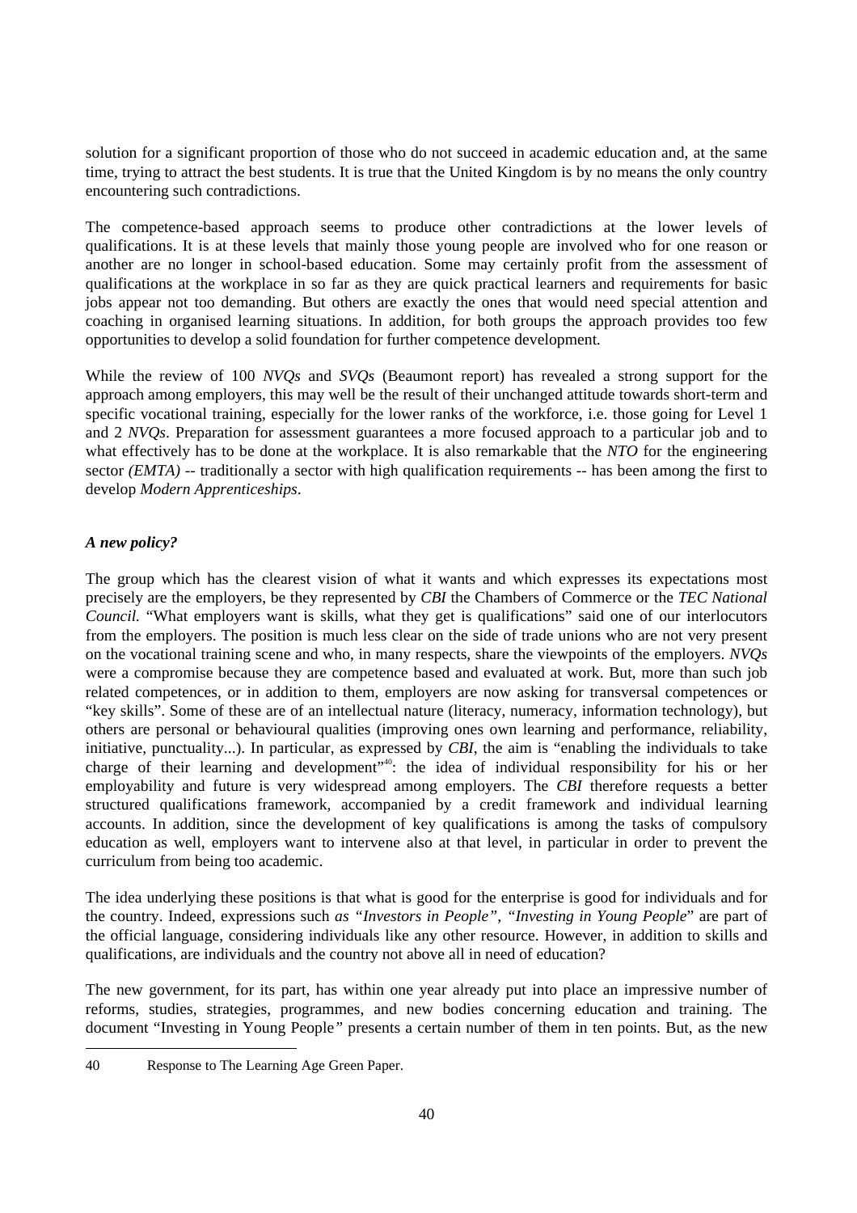solution for a significant proportion of those who do not succeed in academic education and, at the same time, trying to attract the best students. It is true that the United Kingdom is by no means the only country encountering such contradictions.

The competence-based approach seems to produce other contradictions at the lower levels of qualifications. It is at these levels that mainly those young people are involved who for one reason or another are no longer in school-based education. Some may certainly profit from the assessment of qualifications at the workplace in so far as they are quick practical learners and requirements for basic jobs appear not too demanding. But others are exactly the ones that would need special attention and coaching in organised learning situations. In addition, for both groups the approach provides too few opportunities to develop a solid foundation for further competence development.

While the review of 100 *NVQs* and *SVQs* (Beaumont report) has revealed a strong support for the approach among employers, this may well be the result of their unchanged attitude towards short-term and specific vocational training, especially for the lower ranks of the workforce, i.e. those going for Level 1 and 2 *NVQs*. Preparation for assessment guarantees a more focused approach to a particular job and to what effectively has to be done at the workplace. It is also remarkable that the *NTO* for the engineering sector *(EMTA)* -- traditionally a sector with high qualification requirements -- has been among the first to develop *Modern Apprenticeships*.

### *A new policy?*

The group which has the clearest vision of what it wants and which expresses its expectations most precisely are the employers, be they represented by *CBI* the Chambers of Commerce or the *TEC National Council.* "What employers want is skills, what they get is qualifications" said one of our interlocutors from the employers. The position is much less clear on the side of trade unions who are not very present on the vocational training scene and who, in many respects, share the viewpoints of the employers. *NVQs* were a compromise because they are competence based and evaluated at work. But, more than such job related competences, or in addition to them, employers are now asking for transversal competences or "key skills". Some of these are of an intellectual nature (literacy, numeracy, information technology), but others are personal or behavioural qualities (improving ones own learning and performance, reliability, initiative, punctuality...). In particular, as expressed by *CBI*, the aim is "enabling the individuals to take charge of their learning and development"[40]: the idea of individual responsibility for his or her employability and future is very widespread among employers. The *CBI* therefore requests a better structured qualifications framework, accompanied by a credit framework and individual learning accounts. In addition, since the development of key qualifications is among the tasks of compulsory education as well, employers want to intervene also at that level, in particular in order to prevent the curriculum from being too academic.

The idea underlying these positions is that what is good for the enterprise is good for individuals and for the country. Indeed, expressions such *as "Investors in People", "Investing in Young People*" are part of the official language, considering individuals like any other resource. However, in addition to skills and qualifications, are individuals and the country not above all in need of education?

The new government, for its part, has within one year already put into place an impressive number of reforms, studies, strategies, programmes, and new bodies concerning education and training. The document "Investing in Young People*"* presents a certain number of them in ten points. But, as the new

---

40 Response to The Learning Age Green Paper.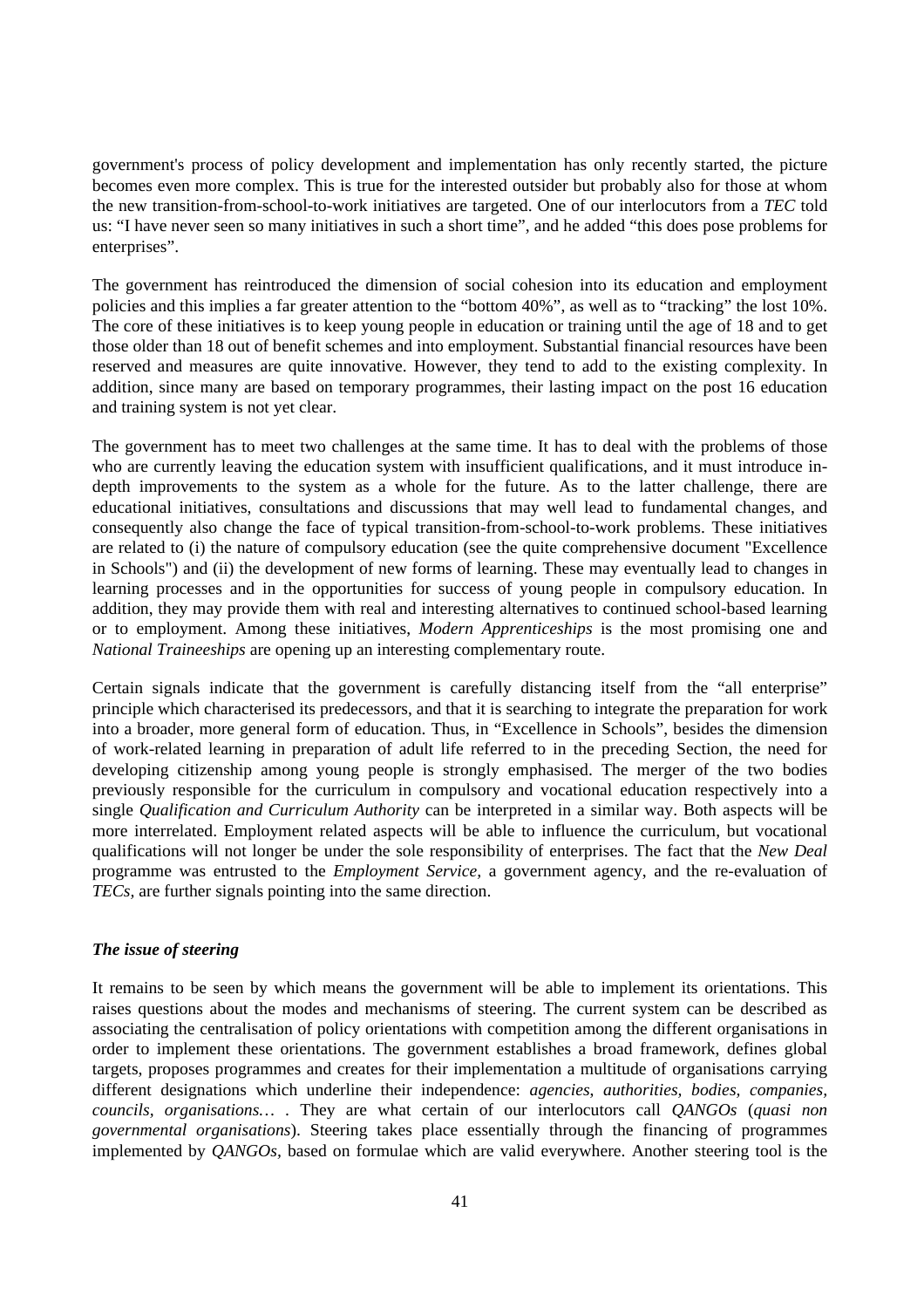government's process of policy development and implementation has only recently started, the picture becomes even more complex. This is true for the interested outsider but probably also for those at whom the new transition-from-school-to-work initiatives are targeted. One of our interlocutors from a *TEC* told us: "I have never seen so many initiatives in such a short time", and he added "this does pose problems for enterprises".

The government has reintroduced the dimension of social cohesion into its education and employment policies and this implies a far greater attention to the "bottom 40%", as well as to "tracking" the lost 10%. The core of these initiatives is to keep young people in education or training until the age of 18 and to get those older than 18 out of benefit schemes and into employment. Substantial financial resources have been reserved and measures are quite innovative. However, they tend to add to the existing complexity. In addition, since many are based on temporary programmes, their lasting impact on the post 16 education and training system is not yet clear.

The government has to meet two challenges at the same time. It has to deal with the problems of those who are currently leaving the education system with insufficient qualifications, and it must introduce in-depth improvements to the system as a whole for the future. As to the latter challenge, there are educational initiatives, consultations and discussions that may well lead to fundamental changes, and consequently also change the face of typical transition-from-school-to-work problems. These initiatives are related to (i) the nature of compulsory education (see the quite comprehensive document "Excellence in Schools") and (ii) the development of new forms of learning. These may eventually lead to changes in learning processes and in the opportunities for success of young people in compulsory education. In addition, they may provide them with real and interesting alternatives to continued school-based learning or to employment. Among these initiatives, *Modern Apprenticeships* is the most promising one and *National Traineeships* are opening up an interesting complementary route.

Certain signals indicate that the government is carefully distancing itself from the "all enterprise" principle which characterised its predecessors, and that it is searching to integrate the preparation for work into a broader, more general form of education. Thus, in "Excellence in Schools", besides the dimension of work-related learning in preparation of adult life referred to in the preceding Section, the need for developing citizenship among young people is strongly emphasised. The merger of the two bodies previously responsible for the curriculum in compulsory and vocational education respectively into a single *Qualification and Curriculum Authority* can be interpreted in a similar way. Both aspects will be more interrelated. Employment related aspects will be able to influence the curriculum, but vocational qualifications will not longer be under the sole responsibility of enterprises. The fact that the *New Deal* programme was entrusted to the *Employment Service*, a government agency, and the re-evaluation of *TECs*, are further signals pointing into the same direction.

***The issue of steering***

It remains to be seen by which means the government will be able to implement its orientations. This raises questions about the modes and mechanisms of steering. The current system can be described as associating the centralisation of policy orientations with competition among the different organisations in order to implement these orientations. The government establishes a broad framework, defines global targets, proposes programmes and creates for their implementation a multitude of organisations carrying different designations which underline their independence: *agencies, authorities, bodies, companies, councils, organisations…* . They are what certain of our interlocutors call *QANGOs* (*quasi non governmental organisations*). Steering takes place essentially through the financing of programmes implemented by *QANGOs,* based on formulae which are valid everywhere. Another steering tool is the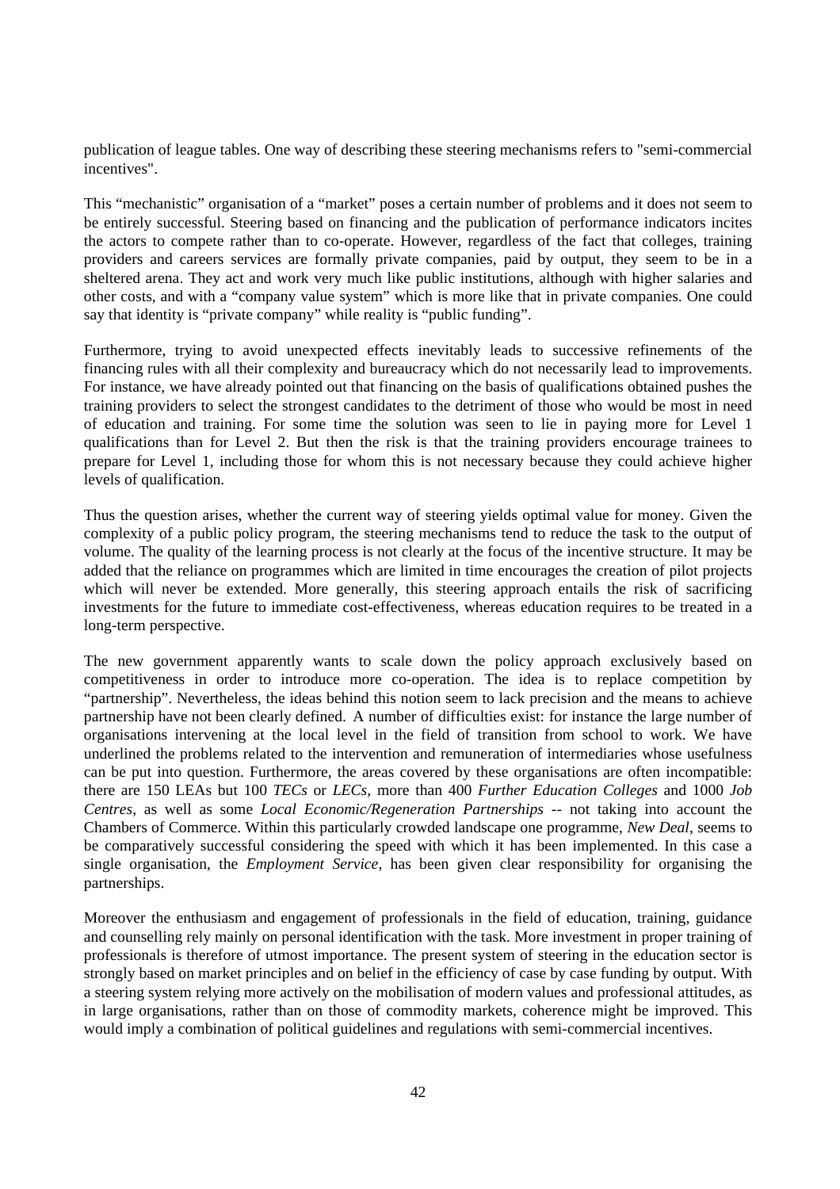publication of league tables. One way of describing these steering mechanisms refers to "semi-commercial incentives".

This “mechanistic” organisation of a “market” poses a certain number of problems and it does not seem to be entirely successful. Steering based on financing and the publication of performance indicators incites the actors to compete rather than to co-operate. However, regardless of the fact that colleges, training providers and careers services are formally private companies, paid by output, they seem to be in a sheltered arena. They act and work very much like public institutions, although with higher salaries and other costs, and with a “company value system” which is more like that in private companies. One could say that identity is “private company” while reality is “public funding”.

Furthermore, trying to avoid unexpected effects inevitably leads to successive refinements of the financing rules with all their complexity and bureaucracy which do not necessarily lead to improvements. For instance, we have already pointed out that financing on the basis of qualifications obtained pushes the training providers to select the strongest candidates to the detriment of those who would be most in need of education and training. For some time the solution was seen to lie in paying more for Level 1 qualifications than for Level 2. But then the risk is that the training providers encourage trainees to prepare for Level 1, including those for whom this is not necessary because they could achieve higher levels of qualification.

Thus the question arises, whether the current way of steering yields optimal value for money. Given the complexity of a public policy program, the steering mechanisms tend to reduce the task to the output of volume. The quality of the learning process is not clearly at the focus of the incentive structure. It may be added that the reliance on programmes which are limited in time encourages the creation of pilot projects which will never be extended. More generally, this steering approach entails the risk of sacrificing investments for the future to immediate cost-effectiveness, whereas education requires to be treated in a long-term perspective.

The new government apparently wants to scale down the policy approach exclusively based on competitiveness in order to introduce more co-operation. The idea is to replace competition by “partnership”. Nevertheless, the ideas behind this notion seem to lack precision and the means to achieve partnership have not been clearly defined. A number of difficulties exist: for instance the large number of organisations intervening at the local level in the field of transition from school to work. We have underlined the problems related to the intervention and remuneration of intermediaries whose usefulness can be put into question. Furthermore, the areas covered by these organisations are often incompatible: there are 150 LEAs but 100 *TECs* or *LECs*, more than 400 *Further Education Colleges* and 1000 *Job Centres*, as well as some *Local Economic/Regeneration Partnerships* -- not taking into account the Chambers of Commerce. Within this particularly crowded landscape one programme, *New Deal*, seems to be comparatively successful considering the speed with which it has been implemented. In this case a single organisation, the *Employment Service*, has been given clear responsibility for organising the partnerships.

Moreover the enthusiasm and engagement of professionals in the field of education, training, guidance and counselling rely mainly on personal identification with the task. More investment in proper training of professionals is therefore of utmost importance. The present system of steering in the education sector is strongly based on market principles and on belief in the efficiency of case by case funding by output. With a steering system relying more actively on the mobilisation of modern values and professional attitudes, as in large organisations, rather than on those of commodity markets, coherence might be improved. This would imply a combination of political guidelines and regulations with semi-commercial incentives.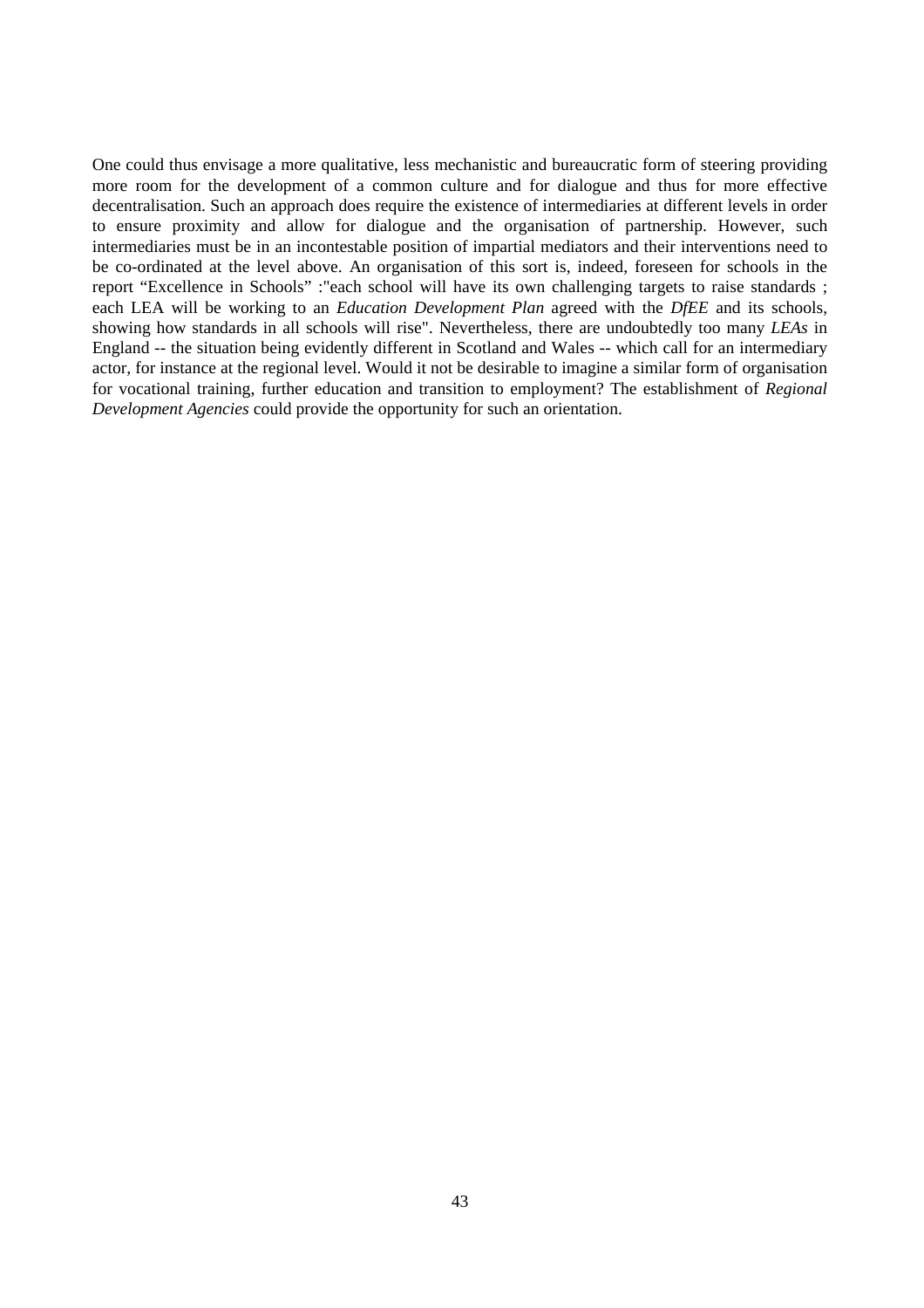One could thus envisage a more qualitative, less mechanistic and bureaucratic form of steering providing more room for the development of a common culture and for dialogue and thus for more effective decentralisation. Such an approach does require the existence of intermediaries at different levels in order to ensure proximity and allow for dialogue and the organisation of partnership. However, such intermediaries must be in an incontestable position of impartial mediators and their interventions need to be co-ordinated at the level above. An organisation of this sort is, indeed, foreseen for schools in the report "Excellence in Schools" :"each school will have its own challenging targets to raise standards ; each LEA will be working to an *Education Development Plan* agreed with the *DfEE* and its schools, showing how standards in all schools will rise". Nevertheless, there are undoubtedly too many *LEAs* in England -- the situation being evidently different in Scotland and Wales -- which call for an intermediary actor, for instance at the regional level. Would it not be desirable to imagine a similar form of organisation for vocational training, further education and transition to employment? The establishment of *Regional Development Agencies* could provide the opportunity for such an orientation.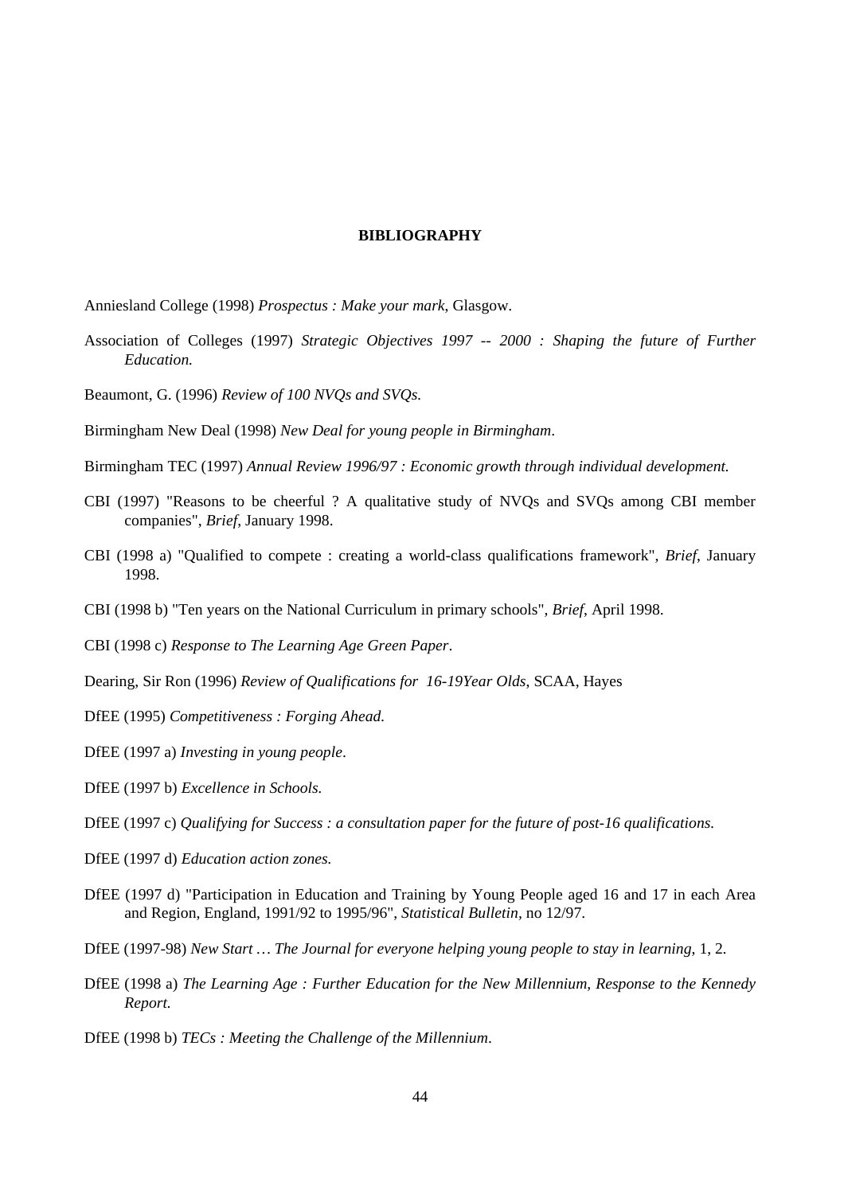**BIBLIOGRAPHY**

Anniesland College (1998) *Prospectus : Make your mark*, Glasgow.

Association of Colleges (1997) *Strategic Objectives 1997 -- 2000 : Shaping the future of Further Education.*

Beaumont, G. (1996) *Review of 100 NVQs and SVQs.*

Birmingham New Deal (1998) *New Deal for young people in Birmingham*.

Birmingham TEC (1997) *Annual Review 1996/97 : Economic growth through individual development.*

CBI (1997) "Reasons to be cheerful ? A qualitative study of NVQs and SVQs among CBI member companies", *Brief*, January 1998.

CBI (1998 a) "Qualified to compete : creating a world-class qualifications framework", *Brief*, January 1998.

CBI (1998 b) "Ten years on the National Curriculum in primary schools", *Brief*, April 1998.

CBI (1998 c) *Response to The Learning Age Green Paper*.

Dearing, Sir Ron (1996) *Review of Qualifications for 16-19Year Olds*, SCAA, Hayes

DfEE (1995) *Competitiveness : Forging Ahead.*

DfEE (1997 a) *Investing in young people*.

DfEE (1997 b) *Excellence in Schools.*

DfEE (1997 c) *Qualifying for Success : a consultation paper for the future of post-16 qualifications.*

DfEE (1997 d) *Education action zones.*

DfEE (1997 d) "Participation in Education and Training by Young People aged 16 and 17 in each Area and Region, England, 1991/92 to 1995/96", *Statistical Bulletin*, no 12/97.

DfEE (1997-98) *New Start … The Journal for everyone helping young people to stay in learning*, 1, 2.

DfEE (1998 a) *The Learning Age : Further Education for the New Millennium, Response to the Kennedy Report.*

DfEE (1998 b) *TECs : Meeting the Challenge of the Millennium*.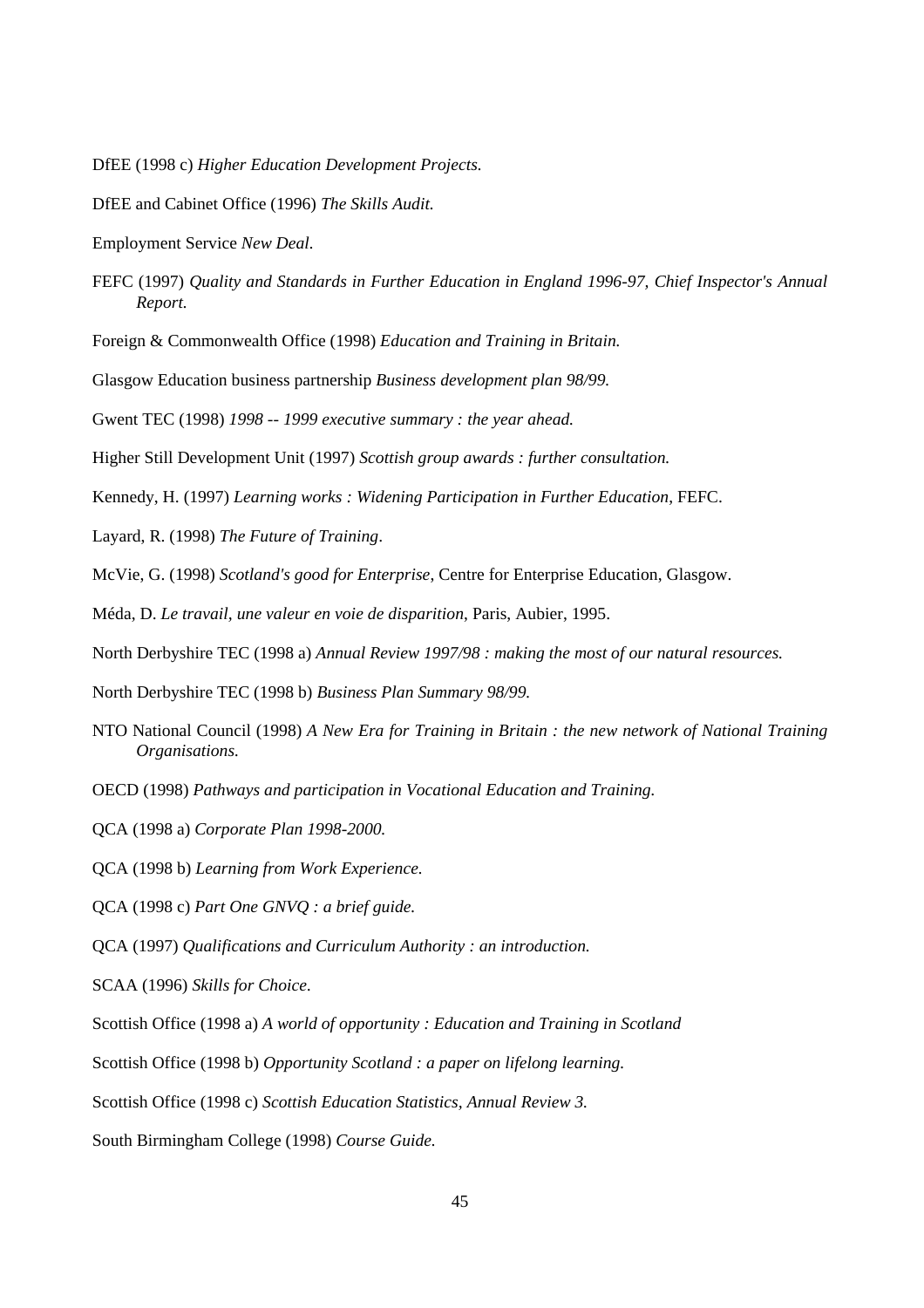DfEE (1998 c) *Higher Education Development Projects.*

DfEE and Cabinet Office (1996) *The Skills Audit.*

Employment Service *New Deal.*

FEFC (1997) *Quality and Standards in Further Education in England 1996-97, Chief Inspector's Annual Report.*

Foreign & Commonwealth Office (1998) *Education and Training in Britain.*

Glasgow Education business partnership *Business development plan 98/99.*

Gwent TEC (1998) *1998 -- 1999 executive summary : the year ahead.*

Higher Still Development Unit (1997) *Scottish group awards : further consultation.*

Kennedy, H. (1997) *Learning works : Widening Participation in Further Education*, FEFC.

Layard, R. (1998) *The Future of Training*.

McVie, G. (1998) *Scotland's good for Enterprise*, Centre for Enterprise Education, Glasgow.

Méda, D. *Le travail, une valeur en voie de disparition*, Paris, Aubier, 1995.

North Derbyshire TEC (1998 a) *Annual Review 1997/98 : making the most of our natural resources.*

North Derbyshire TEC (1998 b) *Business Plan Summary 98/99.*

NTO National Council (1998) *A New Era for Training in Britain : the new network of National Training Organisations.*

OECD (1998) *Pathways and participation in Vocational Education and Training.*

QCA (1998 a) *Corporate Plan 1998-2000.*

QCA (1998 b) *Learning from Work Experience.*

QCA (1998 c) *Part One GNVQ : a brief guide.*

QCA (1997) *Qualifications and Curriculum Authority : an introduction.*

SCAA (1996) *Skills for Choice*.

Scottish Office (1998 a) *A world of opportunity : Education and Training in Scotland*

Scottish Office (1998 b) *Opportunity Scotland : a paper on lifelong learning.*

Scottish Office (1998 c) *Scottish Education Statistics, Annual Review 3.*

South Birmingham College (1998) *Course Guide.*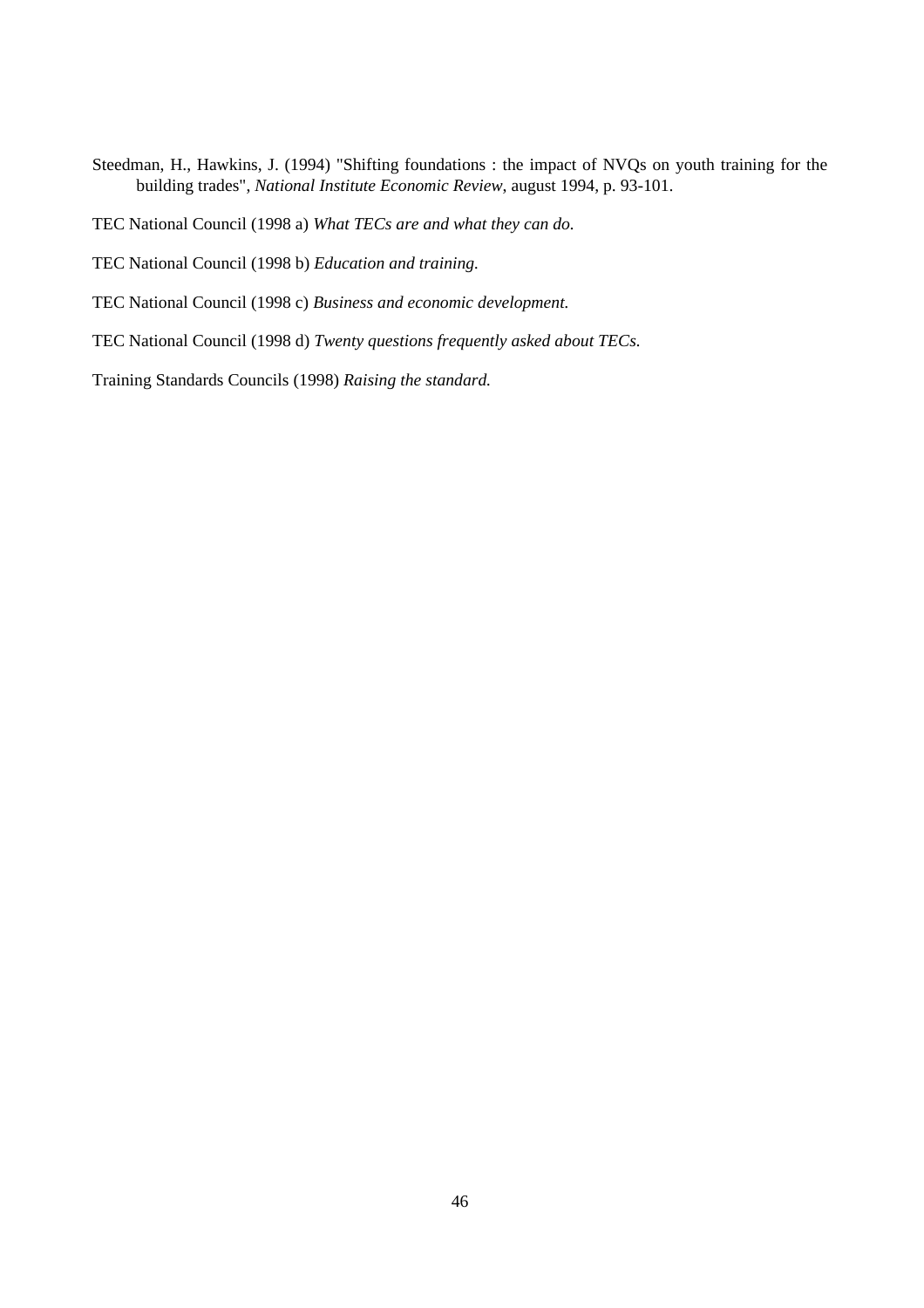Steedman, H., Hawkins, J. (1994) "Shifting foundations : the impact of NVQs on youth training for the building trades", *National Institute Economic Review*, august 1994, p. 93-101.

TEC National Council (1998 a) *What TECs are and what they can do.*

TEC National Council (1998 b) *Education and training.*

TEC National Council (1998 c) *Business and economic development.*

TEC National Council (1998 d) *Twenty questions frequently asked about TECs.*

Training Standards Councils (1998) *Raising the standard.*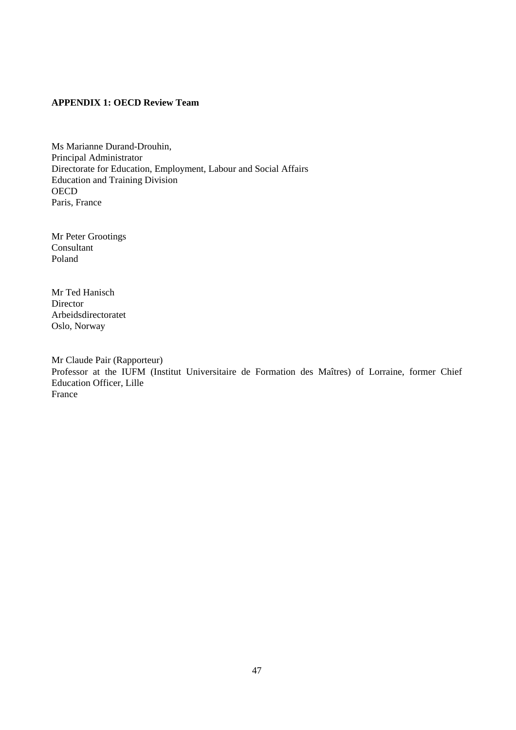**APPENDIX 1: OECD Review Team**

Ms Marianne Durand-Drouhin,
Principal Administrator
Directorate for Education, Employment, Labour and Social Affairs
Education and Training Division
OECD
Paris, France

Mr Peter Grootings
Consultant
Poland

Mr Ted Hanisch
Director
Arbeidsdirectoratet
Oslo, Norway

Mr Claude Pair (Rapporteur)
Professor at the IUFM (Institut Universitaire de Formation des Maîtres) of Lorraine, former Chief Education Officer, Lille
France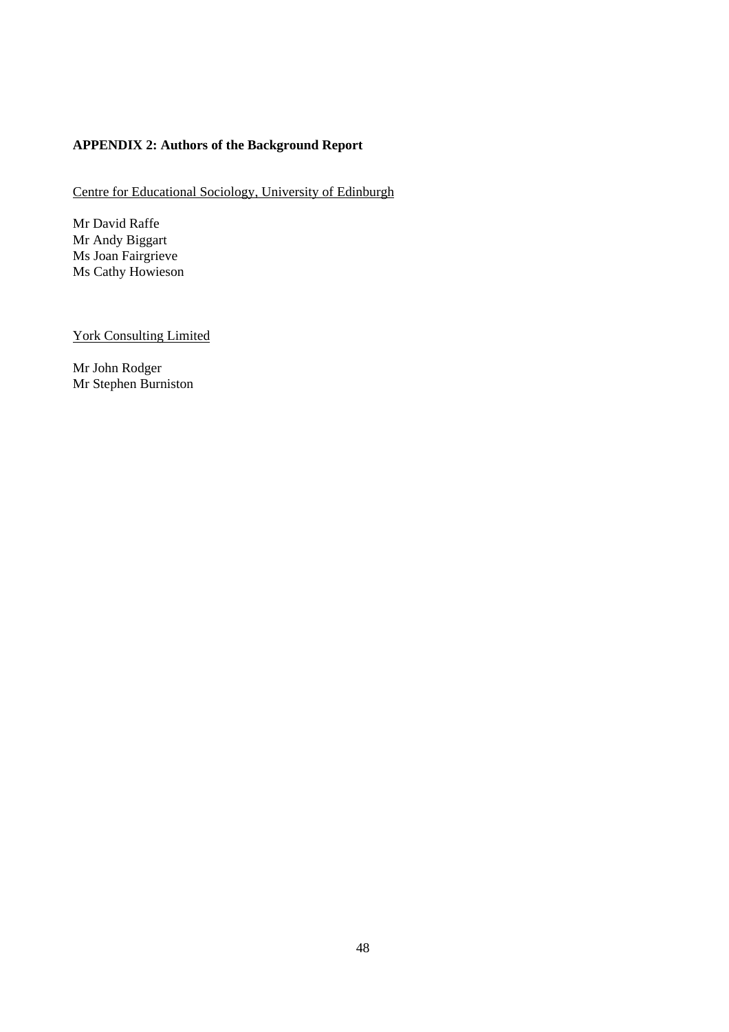## APPENDIX 2: Authors of the Background Report

Centre for Educational Sociology, University of Edinburgh

Mr David Raffe
Mr Andy Biggart
Ms Joan Fairgrieve
Ms Cathy Howieson

York Consulting Limited

Mr John Rodger
Mr Stephen Burniston